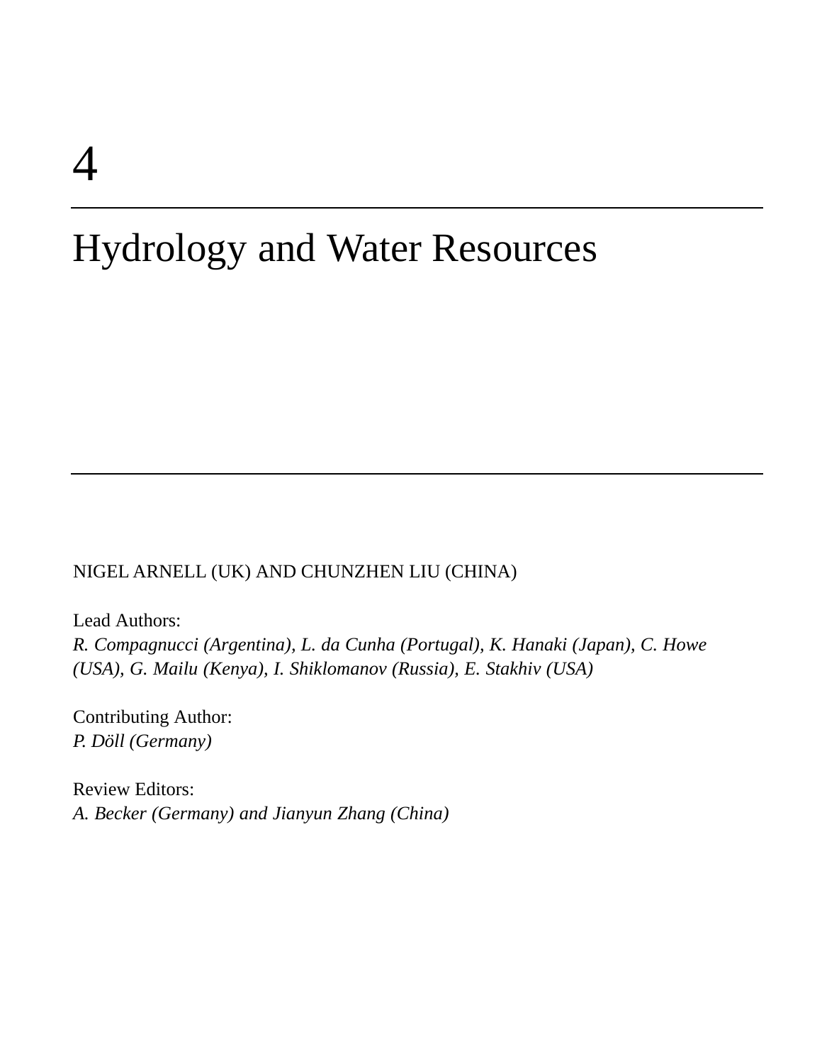# 4

# Hydrology and Water Resources

NIGEL ARNELL (UK) AND CHUNZHEN LIU (CHINA)

Lead Authors:
*R. Compagnucci (Argentina), L. da Cunha (Portugal), K. Hanaki (Japan), C. Howe (USA), G. Mailu (Kenya), I. Shiklomanov (Russia), E. Stakhiv (USA)*

Contributing Author:
*P. Döll (Germany)*

Review Editors:
*A. Becker (Germany) and Jianyun Zhang (China)*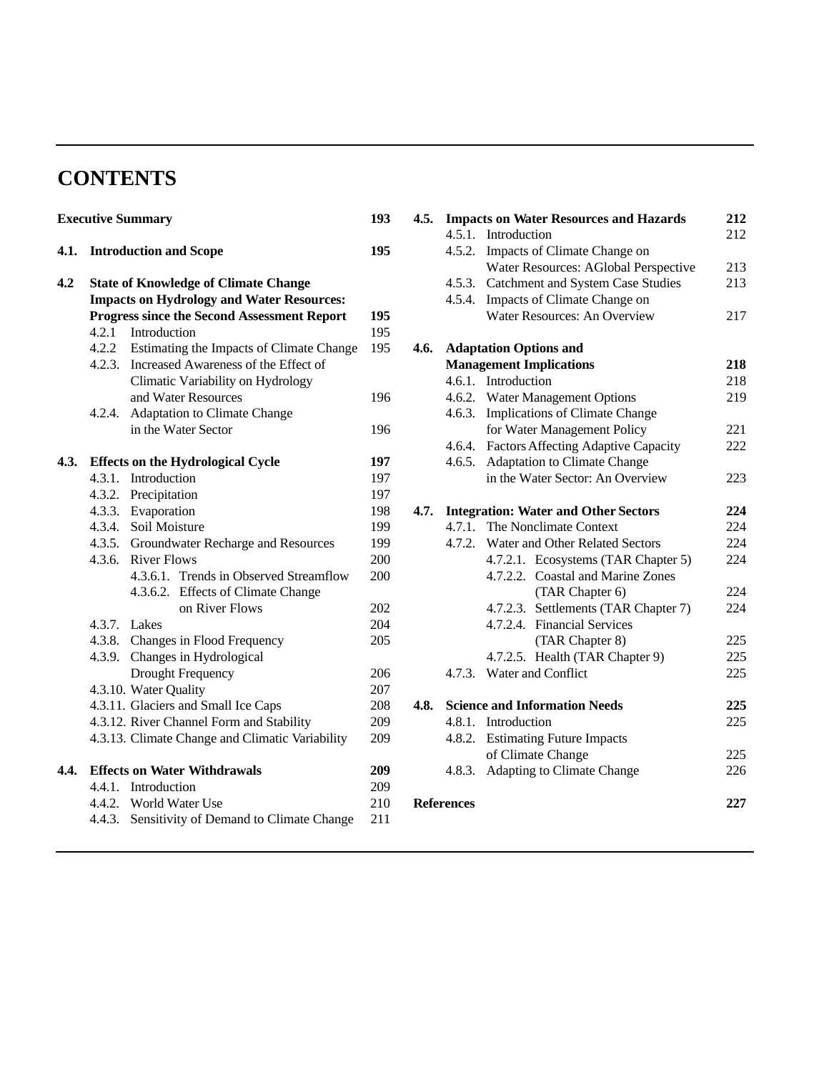# CONTENTS

**Executive Summary** **193**

**4.1. Introduction and Scope** **195**

**4.2 State of Knowledge of Climate Change Impacts on Hydrology and Water Resources: Progress since the Second Assessment Report** **195**

- 4.2.1 Introduction 195
- 4.2.2 Estimating the Impacts of Climate Change 195
- 4.2.3. Increased Awareness of the Effect of Climatic Variability on Hydrology and Water Resources 196
- 4.2.4. Adaptation to Climate Change in the Water Sector 196

**4.3. Effects on the Hydrological Cycle** **197**

- 4.3.1. Introduction 197
- 4.3.2. Precipitation 197
- 4.3.3. Evaporation 198
- 4.3.4. Soil Moisture 199
- 4.3.5. Groundwater Recharge and Resources 199
- 4.3.6. River Flows 200
  - 4.3.6.1. Trends in Observed Streamflow 200
  - 4.3.6.2. Effects of Climate Change on River Flows 202
- 4.3.7. Lakes 204
- 4.3.8. Changes in Flood Frequency 205
- 4.3.9. Changes in Hydrological Drought Frequency 206
- 4.3.10. Water Quality 207
- 4.3.11. Glaciers and Small Ice Caps 208
- 4.3.12. River Channel Form and Stability 209
- 4.3.13. Climate Change and Climatic Variability 209

**4.4. Effects on Water Withdrawals** **209**

- 4.4.1. Introduction 209
- 4.4.2. World Water Use 210
- 4.4.3. Sensitivity of Demand to Climate Change 211

**4.5. Impacts on Water Resources and Hazards** **212**

- 4.5.1. Introduction 212
- 4.5.2. Impacts of Climate Change on Water Resources: AGlobal Perspective 213
- 4.5.3. Catchment and System Case Studies 213
- 4.5.4. Impacts of Climate Change on Water Resources: An Overview 217

**4.6. Adaptation Options and Management Implications** **218**

- 4.6.1. Introduction 218
- 4.6.2. Water Management Options 219
- 4.6.3. Implications of Climate Change for Water Management Policy 221
- 4.6.4. Factors Affecting Adaptive Capacity 222
- 4.6.5. Adaptation to Climate Change in the Water Sector: An Overview 223

**4.7. Integration: Water and Other Sectors** **224**

- 4.7.1. The Nonclimate Context 224
- 4.7.2. Water and Other Related Sectors 224
  - 4.7.2.1. Ecosystems (TAR Chapter 5) 224
  - 4.7.2.2. Coastal and Marine Zones (TAR Chapter 6) 224
  - 4.7.2.3. Settlements (TAR Chapter 7) 224
  - 4.7.2.4. Financial Services (TAR Chapter 8) 225
  - 4.7.2.5. Health (TAR Chapter 9) 225
- 4.7.3. Water and Conflict 225

**4.8. Science and Information Needs** **225**

- 4.8.1. Introduction 225
- 4.8.2. Estimating Future Impacts of Climate Change 225
- 4.8.3. Adapting to Climate Change 226

**References** **227**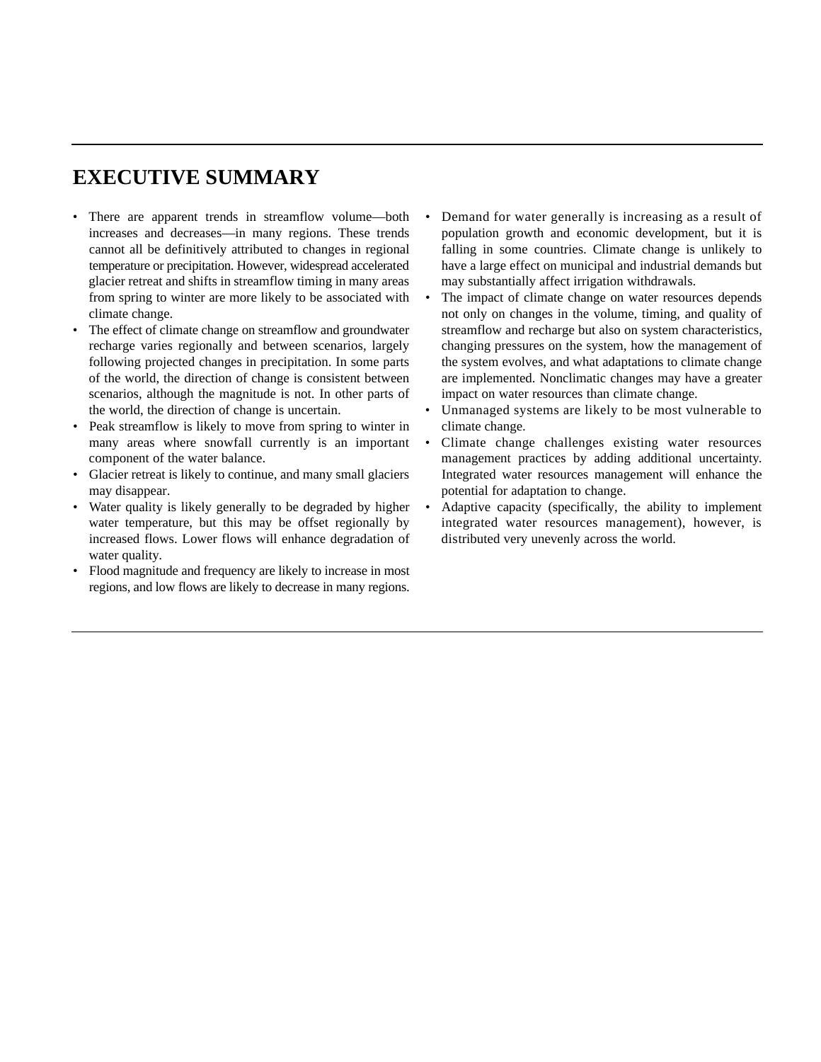# EXECUTIVE SUMMARY

- There are apparent trends in streamflow volume—both increases and decreases—in many regions. These trends cannot all be definitively attributed to changes in regional temperature or precipitation. However, widespread accelerated glacier retreat and shifts in streamflow timing in many areas from spring to winter are more likely to be associated with climate change.
- The effect of climate change on streamflow and groundwater recharge varies regionally and between scenarios, largely following projected changes in precipitation. In some parts of the world, the direction of change is consistent between scenarios, although the magnitude is not. In other parts of the world, the direction of change is uncertain.
- Peak streamflow is likely to move from spring to winter in many areas where snowfall currently is an important component of the water balance.
- Glacier retreat is likely to continue, and many small glaciers may disappear.
- Water quality is likely generally to be degraded by higher water temperature, but this may be offset regionally by increased flows. Lower flows will enhance degradation of water quality.
- Flood magnitude and frequency are likely to increase in most regions, and low flows are likely to decrease in many regions.
- Demand for water generally is increasing as a result of population growth and economic development, but it is falling in some countries. Climate change is unlikely to have a large effect on municipal and industrial demands but may substantially affect irrigation withdrawals.
- The impact of climate change on water resources depends not only on changes in the volume, timing, and quality of streamflow and recharge but also on system characteristics, changing pressures on the system, how the management of the system evolves, and what adaptations to climate change are implemented. Nonclimatic changes may have a greater impact on water resources than climate change.
- Unmanaged systems are likely to be most vulnerable to climate change.
- Climate change challenges existing water resources management practices by adding additional uncertainty. Integrated water resources management will enhance the potential for adaptation to change.
- Adaptive capacity (specifically, the ability to implement integrated water resources management), however, is distributed very unevenly across the world.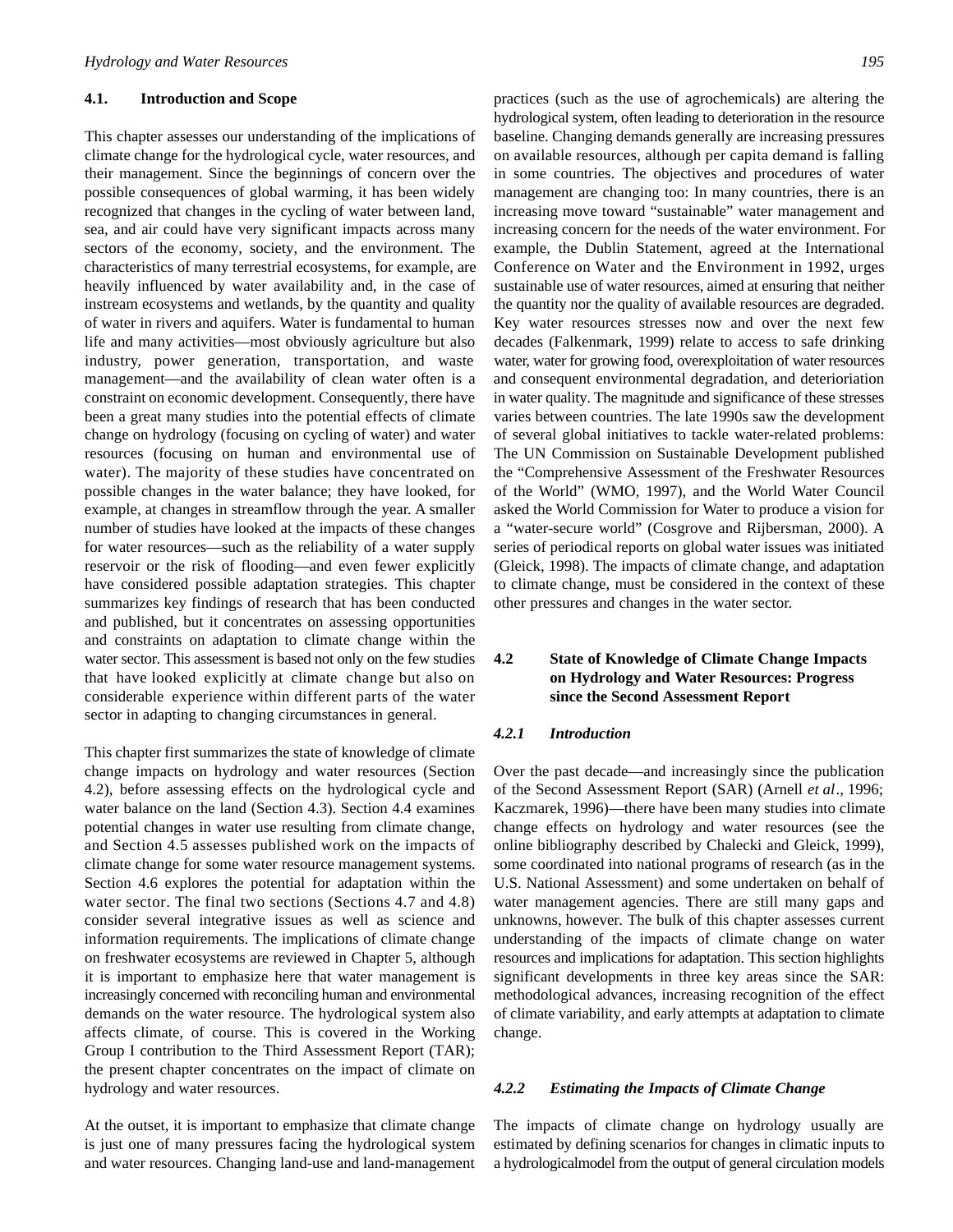## 4.1. Introduction and Scope

This chapter assesses our understanding of the implications of climate change for the hydrological cycle, water resources, and their management. Since the beginnings of concern over the possible consequences of global warming, it has been widely recognized that changes in the cycling of water between land, sea, and air could have very significant impacts across many sectors of the economy, society, and the environment. The characteristics of many terrestrial ecosystems, for example, are heavily influenced by water availability and, in the case of instream ecosystems and wetlands, by the quantity and quality of water in rivers and aquifers. Water is fundamental to human life and many activities—most obviously agriculture but also industry, power generation, transportation, and waste management—and the availability of clean water often is a constraint on economic development. Consequently, there have been a great many studies into the potential effects of climate change on hydrology (focusing on cycling of water) and water resources (focusing on human and environmental use of water). The majority of these studies have concentrated on possible changes in the water balance; they have looked, for example, at changes in streamflow through the year. A smaller number of studies have looked at the impacts of these changes for water resources—such as the reliability of a water supply reservoir or the risk of flooding—and even fewer explicitly have considered possible adaptation strategies. This chapter summarizes key findings of research that has been conducted and published, but it concentrates on assessing opportunities and constraints on adaptation to climate change within the water sector. This assessment is based not only on the few studies that have looked explicitly at climate change but also on considerable experience within different parts of the water sector in adapting to changing circumstances in general.

This chapter first summarizes the state of knowledge of climate change impacts on hydrology and water resources (Section 4.2), before assessing effects on the hydrological cycle and water balance on the land (Section 4.3). Section 4.4 examines potential changes in water use resulting from climate change, and Section 4.5 assesses published work on the impacts of climate change for some water resource management systems. Section 4.6 explores the potential for adaptation within the water sector. The final two sections (Sections 4.7 and 4.8) consider several integrative issues as well as science and information requirements. The implications of climate change on freshwater ecosystems are reviewed in Chapter 5, although it is important to emphasize here that water management is increasingly concerned with reconciling human and environmental demands on the water resource. The hydrological system also affects climate, of course. This is covered in the Working Group I contribution to the Third Assessment Report (TAR); the present chapter concentrates on the impact of climate on hydrology and water resources.

At the outset, it is important to emphasize that climate change is just one of many pressures facing the hydrological system and water resources. Changing land-use and land-management practices (such as the use of agrochemicals) are altering the hydrological system, often leading to deterioration in the resource baseline. Changing demands generally are increasing pressures on available resources, although per capita demand is falling in some countries. The objectives and procedures of water management are changing too: In many countries, there is an increasing move toward "sustainable" water management and increasing concern for the needs of the water environment. For example, the Dublin Statement, agreed at the International Conference on Water and the Environment in 1992, urges sustainable use of water resources, aimed at ensuring that neither the quantity nor the quality of available resources are degraded. Key water resources stresses now and over the next few decades (Falkenmark, 1999) relate to access to safe drinking water, water for growing food, overexploitation of water resources and consequent environmental degradation, and deterioriation in water quality. The magnitude and significance of these stresses varies between countries. The late 1990s saw the development of several global initiatives to tackle water-related problems: The UN Commission on Sustainable Development published the "Comprehensive Assessment of the Freshwater Resources of the World" (WMO, 1997), and the World Water Council asked the World Commission for Water to produce a vision for a "water-secure world" (Cosgrove and Rijbersman, 2000). A series of periodical reports on global water issues was initiated (Gleick, 1998). The impacts of climate change, and adaptation to climate change, must be considered in the context of these other pressures and changes in the water sector.

## 4.2 State of Knowledge of Climate Change Impacts on Hydrology and Water Resources: Progress since the Second Assessment Report

### 4.2.1 Introduction

Over the past decade—and increasingly since the publication of the Second Assessment Report (SAR) (Arnell *et al*., 1996; Kaczmarek, 1996)—there have been many studies into climate change effects on hydrology and water resources (see the online bibliography described by Chalecki and Gleick, 1999), some coordinated into national programs of research (as in the U.S. National Assessment) and some undertaken on behalf of water management agencies. There are still many gaps and unknowns, however. The bulk of this chapter assesses current understanding of the impacts of climate change on water resources and implications for adaptation. This section highlights significant developments in three key areas since the SAR: methodological advances, increasing recognition of the effect of climate variability, and early attempts at adaptation to climate change.

### 4.2.2 Estimating the Impacts of Climate Change

The impacts of climate change on hydrology usually are estimated by defining scenarios for changes in climatic inputs to a hydrologicalmodel from the output of general circulation models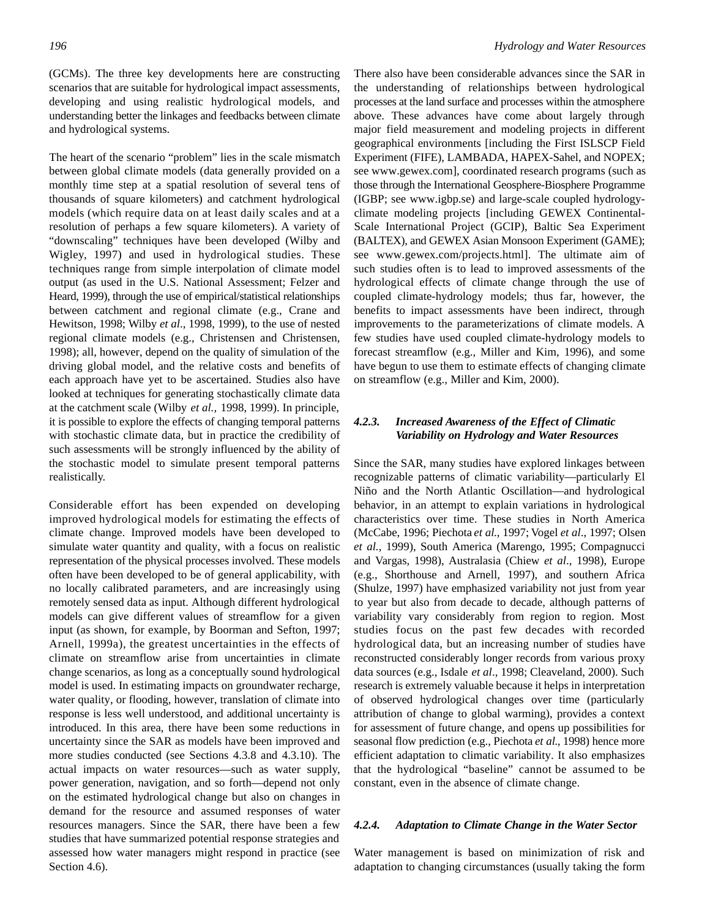(GCMs). The three key developments here are constructing scenarios that are suitable for hydrological impact assessments, developing and using realistic hydrological models, and understanding better the linkages and feedbacks between climate and hydrological systems.

The heart of the scenario "problem" lies in the scale mismatch between global climate models (data generally provided on a monthly time step at a spatial resolution of several tens of thousands of square kilometers) and catchment hydrological models (which require data on at least daily scales and at a resolution of perhaps a few square kilometers). A variety of "downscaling" techniques have been developed (Wilby and Wigley, 1997) and used in hydrological studies. These techniques range from simple interpolation of climate model output (as used in the U.S. National Assessment; Felzer and Heard, 1999), through the use of empirical/statistical relationships between catchment and regional climate (e.g., Crane and Hewitson, 1998; Wilby *et al*., 1998, 1999), to the use of nested regional climate models (e.g., Christensen and Christensen, 1998); all, however, depend on the quality of simulation of the driving global model, and the relative costs and benefits of each approach have yet to be ascertained. Studies also have looked at techniques for generating stochastically climate data at the catchment scale (Wilby *et al.,* 1998, 1999). In principle, it is possible to explore the effects of changing temporal patterns with stochastic climate data, but in practice the credibility of such assessments will be strongly influenced by the ability of the stochastic model to simulate present temporal patterns realistically.

Considerable effort has been expended on developing improved hydrological models for estimating the effects of climate change. Improved models have been developed to simulate water quantity and quality, with a focus on realistic representation of the physical processes involved. These models often have been developed to be of general applicability, with no locally calibrated parameters, and are increasingly using remotely sensed data as input. Although different hydrological models can give different values of streamflow for a given input (as shown, for example, by Boorman and Sefton, 1997; Arnell, 1999a), the greatest uncertainties in the effects of climate on streamflow arise from uncertainties in climate change scenarios, as long as a conceptually sound hydrological model is used. In estimating impacts on groundwater recharge, water quality, or flooding, however, translation of climate into response is less well understood, and additional uncertainty is introduced. In this area, there have been some reductions in uncertainty since the SAR as models have been improved and more studies conducted (see Sections 4.3.8 and 4.3.10). The actual impacts on water resources—such as water supply, power generation, navigation, and so forth—depend not only on the estimated hydrological change but also on changes in demand for the resource and assumed responses of water resources managers. Since the SAR, there have been a few studies that have summarized potential response strategies and assessed how water managers might respond in practice (see Section 4.6).

There also have been considerable advances since the SAR in the understanding of relationships between hydrological processes at the land surface and processes within the atmosphere above. These advances have come about largely through major field measurement and modeling projects in different geographical environments [including the First ISLSCP Field Experiment (FIFE), LAMBADA, HAPEX-Sahel, and NOPEX; see www.gewex.com], coordinated research programs (such as those through the International Geosphere-Biosphere Programme (IGBP; see www.igbp.se) and large-scale coupled hydrology-climate modeling projects [including GEWEX Continental-Scale International Project (GCIP), Baltic Sea Experiment (BALTEX), and GEWEX Asian Monsoon Experiment (GAME); see www.gewex.com/projects.html]. The ultimate aim of such studies often is to lead to improved assessments of the hydrological effects of climate change through the use of coupled climate-hydrology models; thus far, however, the benefits to impact assessments have been indirect, through improvements to the parameterizations of climate models. A few studies have used coupled climate-hydrology models to forecast streamflow (e.g., Miller and Kim, 1996), and some have begun to use them to estimate effects of changing climate on streamflow (e.g., Miller and Kim, 2000).

### *4.2.3. Increased Awareness of the Effect of Climatic Variability on Hydrology and Water Resources*

Since the SAR, many studies have explored linkages between recognizable patterns of climatic variability—particularly El Niño and the North Atlantic Oscillation—and hydrological behavior, in an attempt to explain variations in hydrological characteristics over time. These studies in North America (McCabe, 1996; Piechota *et al.*, 1997; Vogel *et al*., 1997; Olsen *et al.*, 1999), South America (Marengo, 1995; Compagnucci and Vargas, 1998), Australasia (Chiew *et al*., 1998), Europe (e.g., Shorthouse and Arnell, 1997), and southern Africa (Shulze, 1997) have emphasized variability not just from year to year but also from decade to decade, although patterns of variability vary considerably from region to region. Most studies focus on the past few decades with recorded hydrological data, but an increasing number of studies have reconstructed considerably longer records from various proxy data sources (e.g., Isdale *et al*., 1998; Cleaveland, 2000). Such research is extremely valuable because it helps in interpretation of observed hydrological changes over time (particularly attribution of change to global warming), provides a context for assessment of future change, and opens up possibilities for seasonal flow prediction (e.g., Piechota *et al.,* 1998) hence more efficient adaptation to climatic variability. It also emphasizes that the hydrological "baseline" cannot be assumed to be constant, even in the absence of climate change.

### *4.2.4. Adaptation to Climate Change in the Water Sector*

Water management is based on minimization of risk and adaptation to changing circumstances (usually taking the form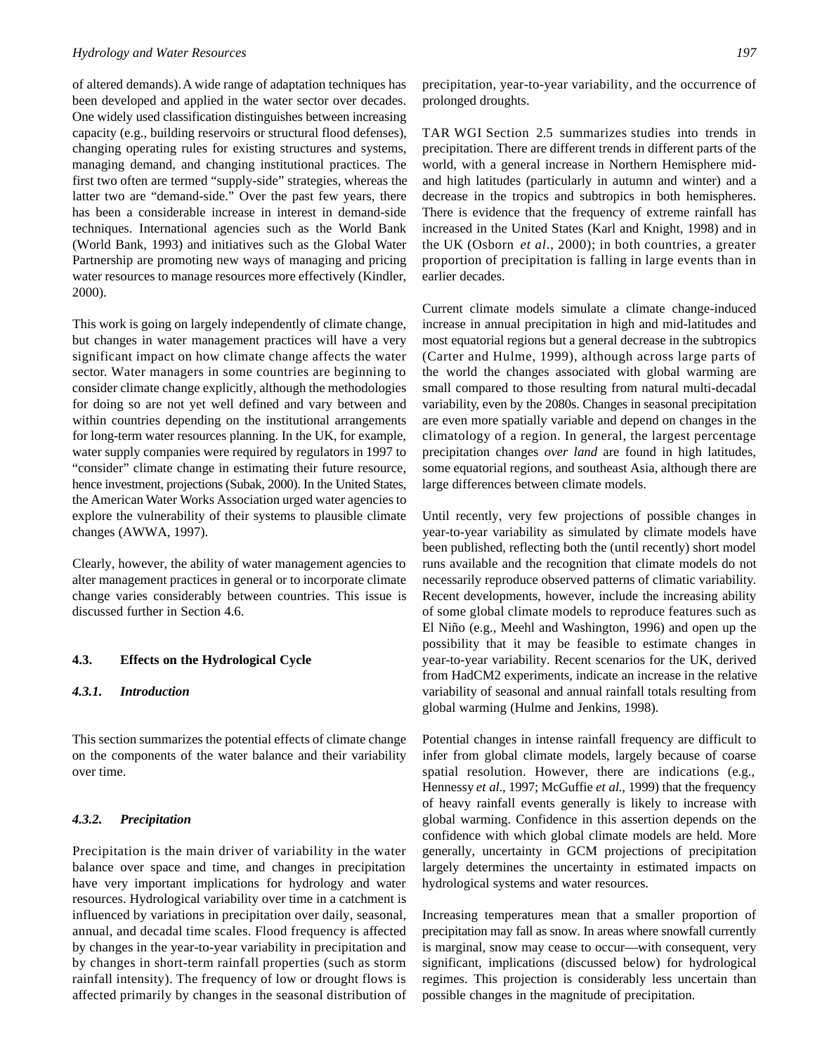of altered demands). A wide range of adaptation techniques has been developed and applied in the water sector over decades. One widely used classification distinguishes between increasing capacity (e.g., building reservoirs or structural flood defenses), changing operating rules for existing structures and systems, managing demand, and changing institutional practices. The first two often are termed "supply-side" strategies, whereas the latter two are "demand-side." Over the past few years, there has been a considerable increase in interest in demand-side techniques. International agencies such as the World Bank (World Bank, 1993) and initiatives such as the Global Water Partnership are promoting new ways of managing and pricing water resources to manage resources more effectively (Kindler, 2000).

This work is going on largely independently of climate change, but changes in water management practices will have a very significant impact on how climate change affects the water sector. Water managers in some countries are beginning to consider climate change explicitly, although the methodologies for doing so are not yet well defined and vary between and within countries depending on the institutional arrangements for long-term water resources planning. In the UK, for example, water supply companies were required by regulators in 1997 to "consider" climate change in estimating their future resource, hence investment, projections (Subak, 2000). In the United States, the American Water Works Association urged water agencies to explore the vulnerability of their systems to plausible climate changes (AWWA, 1997).

Clearly, however, the ability of water management agencies to alter management practices in general or to incorporate climate change varies considerably between countries. This issue is discussed further in Section 4.6.

## 4.3. Effects on the Hydrological Cycle

### *4.3.1. Introduction*

This section summarizes the potential effects of climate change on the components of the water balance and their variability over time.

### *4.3.2. Precipitation*

Precipitation is the main driver of variability in the water balance over space and time, and changes in precipitation have very important implications for hydrology and water resources. Hydrological variability over time in a catchment is influenced by variations in precipitation over daily, seasonal, annual, and decadal time scales. Flood frequency is affected by changes in the year-to-year variability in precipitation and by changes in short-term rainfall properties (such as storm rainfall intensity). The frequency of low or drought flows is affected primarily by changes in the seasonal distribution of precipitation, year-to-year variability, and the occurrence of prolonged droughts.

TAR WGI Section 2.5 summarizes studies into trends in precipitation. There are different trends in different parts of the world, with a general increase in Northern Hemisphere mid- and high latitudes (particularly in autumn and winter) and a decrease in the tropics and subtropics in both hemispheres. There is evidence that the frequency of extreme rainfall has increased in the United States (Karl and Knight, 1998) and in the UK (Osborn *et al*., 2000); in both countries, a greater proportion of precipitation is falling in large events than in earlier decades.

Current climate models simulate a climate change-induced increase in annual precipitation in high and mid-latitudes and most equatorial regions but a general decrease in the subtropics (Carter and Hulme, 1999), although across large parts of the world the changes associated with global warming are small compared to those resulting from natural multi-decadal variability, even by the 2080s. Changes in seasonal precipitation are even more spatially variable and depend on changes in the climatology of a region. In general, the largest percentage precipitation changes *over land* are found in high latitudes, some equatorial regions, and southeast Asia, although there are large differences between climate models.

Until recently, very few projections of possible changes in year-to-year variability as simulated by climate models have been published, reflecting both the (until recently) short model runs available and the recognition that climate models do not necessarily reproduce observed patterns of climatic variability. Recent developments, however, include the increasing ability of some global climate models to reproduce features such as El Niño (e.g., Meehl and Washington, 1996) and open up the possibility that it may be feasible to estimate changes in year-to-year variability. Recent scenarios for the UK, derived from HadCM2 experiments, indicate an increase in the relative variability of seasonal and annual rainfall totals resulting from global warming (Hulme and Jenkins, 1998).

Potential changes in intense rainfall frequency are difficult to infer from global climate models, largely because of coarse spatial resolution. However, there are indications (e.g., Hennessy *et al*., 1997; McGuffie *et al*., 1999) that the frequency of heavy rainfall events generally is likely to increase with global warming. Confidence in this assertion depends on the confidence with which global climate models are held. More generally, uncertainty in GCM projections of precipitation largely determines the uncertainty in estimated impacts on hydrological systems and water resources.

Increasing temperatures mean that a smaller proportion of precipitation may fall as snow. In areas where snowfall currently is marginal, snow may cease to occur—with consequent, very significant, implications (discussed below) for hydrological regimes. This projection is considerably less uncertain than possible changes in the magnitude of precipitation.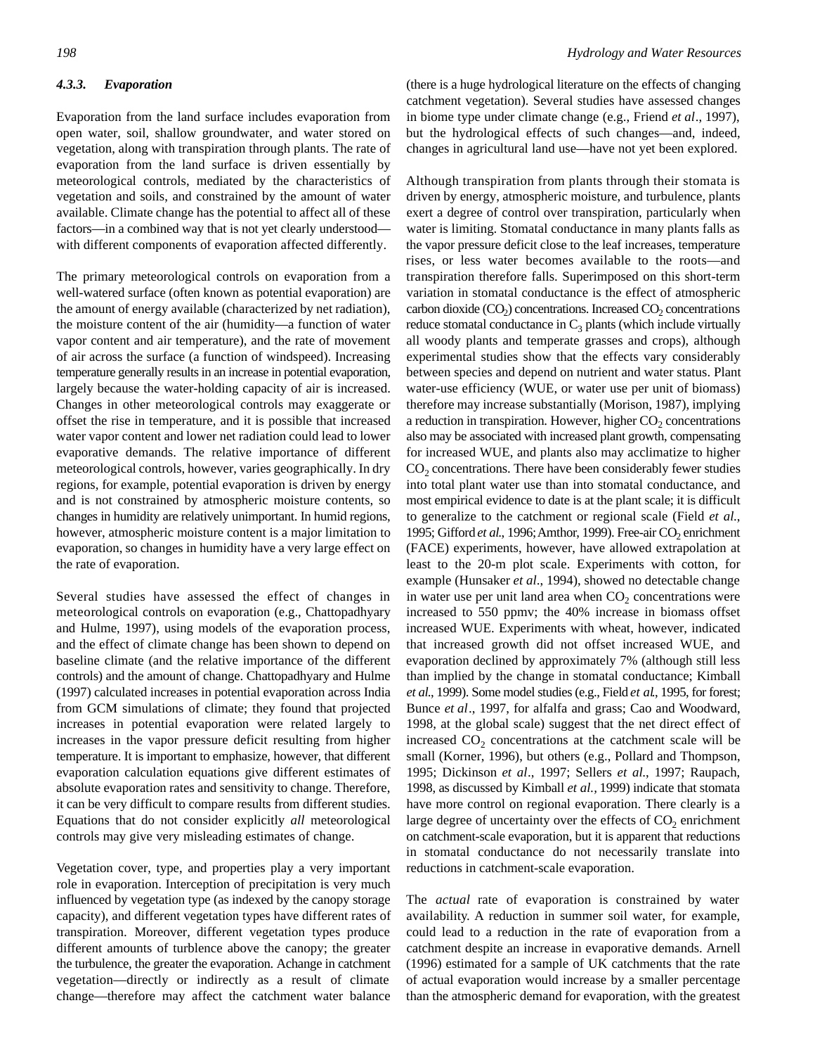### 4.3.3. Evaporation

Evaporation from the land surface includes evaporation from open water, soil, shallow groundwater, and water stored on vegetation, along with transpiration through plants. The rate of evaporation from the land surface is driven essentially by meteorological controls, mediated by the characteristics of vegetation and soils, and constrained by the amount of water available. Climate change has the potential to affect all of these factors—in a combined way that is not yet clearly understood—with different components of evaporation affected differently.

The primary meteorological controls on evaporation from a well-watered surface (often known as potential evaporation) are the amount of energy available (characterized by net radiation), the moisture content of the air (humidity—a function of water vapor content and air temperature), and the rate of movement of air across the surface (a function of windspeed). Increasing temperature generally results in an increase in potential evaporation, largely because the water-holding capacity of air is increased. Changes in other meteorological controls may exaggerate or offset the rise in temperature, and it is possible that increased water vapor content and lower net radiation could lead to lower evaporative demands. The relative importance of different meteorological controls, however, varies geographically. In dry regions, for example, potential evaporation is driven by energy and is not constrained by atmospheric moisture contents, so changes in humidity are relatively unimportant. In humid regions, however, atmospheric moisture content is a major limitation to evaporation, so changes in humidity have a very large effect on the rate of evaporation.

Several studies have assessed the effect of changes in meteorological controls on evaporation (e.g., Chattopadhyary and Hulme, 1997), using models of the evaporation process, and the effect of climate change has been shown to depend on baseline climate (and the relative importance of the different controls) and the amount of change. Chattopadhyary and Hulme (1997) calculated increases in potential evaporation across India from GCM simulations of climate; they found that projected increases in potential evaporation were related largely to increases in the vapor pressure deficit resulting from higher temperature. It is important to emphasize, however, that different evaporation calculation equations give different estimates of absolute evaporation rates and sensitivity to change. Therefore, it can be very difficult to compare results from different studies. Equations that do not consider explicitly *all* meteorological controls may give very misleading estimates of change.

Vegetation cover, type, and properties play a very important role in evaporation. Interception of precipitation is very much influenced by vegetation type (as indexed by the canopy storage capacity), and different vegetation types have different rates of transpiration. Moreover, different vegetation types produce different amounts of turblence above the canopy; the greater the turbulence, the greater the evaporation. A change in catchment vegetation—directly or indirectly as a result of climate change—therefore may affect the catchment water balance (there is a huge hydrological literature on the effects of changing catchment vegetation). Several studies have assessed changes in biome type under climate change (e.g., Friend *et al*., 1997), but the hydrological effects of such changes—and, indeed, changes in agricultural land use—have not yet been explored.

Although transpiration from plants through their stomata is driven by energy, atmospheric moisture, and turbulence, plants exert a degree of control over transpiration, particularly when water is limiting. Stomatal conductance in many plants falls as the vapor pressure deficit close to the leaf increases, temperature rises, or less water becomes available to the roots—and transpiration therefore falls. Superimposed on this short-term variation in stomatal conductance is the effect of atmospheric carbon dioxide ($CO_2$) concentrations. Increased $CO_2$ concentrations reduce stomatal conductance in $C_3$ plants (which include virtually all woody plants and temperate grasses and crops), although experimental studies show that the effects vary considerably between species and depend on nutrient and water status. Plant water-use efficiency (WUE, or water use per unit of biomass) therefore may increase substantially (Morison, 1987), implying a reduction in transpiration. However, higher $CO_2$ concentrations also may be associated with increased plant growth, compensating for increased WUE, and plants also may acclimatize to higher $CO_2$ concentrations. There have been considerably fewer studies into total plant water use than into stomatal conductance, and most empirical evidence to date is at the plant scale; it is difficult to generalize to the catchment or regional scale (Field *et al*., 1995; Gifford *et al*., 1996; Amthor, 1999). Free-air $CO_2$ enrichment (FACE) experiments, however, have allowed extrapolation at least to the 20-m plot scale. Experiments with cotton, for example (Hunsaker *et al*., 1994), showed no detectable change in water use per unit land area when $CO_2$ concentrations were increased to 550 ppmv; the 40% increase in biomass offset increased WUE. Experiments with wheat, however, indicated that increased growth did not offset increased WUE, and evaporation declined by approximately 7% (although still less than implied by the change in stomatal conductance; Kimball *et al*., 1999). Some model studies (e.g., Field *et al*., 1995, for forest; Bunce *et al*., 1997, for alfalfa and grass; Cao and Woodward, 1998, at the global scale) suggest that the net direct effect of increased $CO_2$ concentrations at the catchment scale will be small (Korner, 1996), but others (e.g., Pollard and Thompson, 1995; Dickinson *et al*., 1997; Sellers *et al*., 1997; Raupach, 1998, as discussed by Kimball *et al.,* 1999) indicate that stomata have more control on regional evaporation. There clearly is a large degree of uncertainty over the effects of $CO_2$ enrichment on catchment-scale evaporation, but it is apparent that reductions in stomatal conductance do not necessarily translate into reductions in catchment-scale evaporation.

The *actual* rate of evaporation is constrained by water availability. A reduction in summer soil water, for example, could lead to a reduction in the rate of evaporation from a catchment despite an increase in evaporative demands. Arnell (1996) estimated for a sample of UK catchments that the rate of actual evaporation would increase by a smaller percentage than the atmospheric demand for evaporation, with the greatest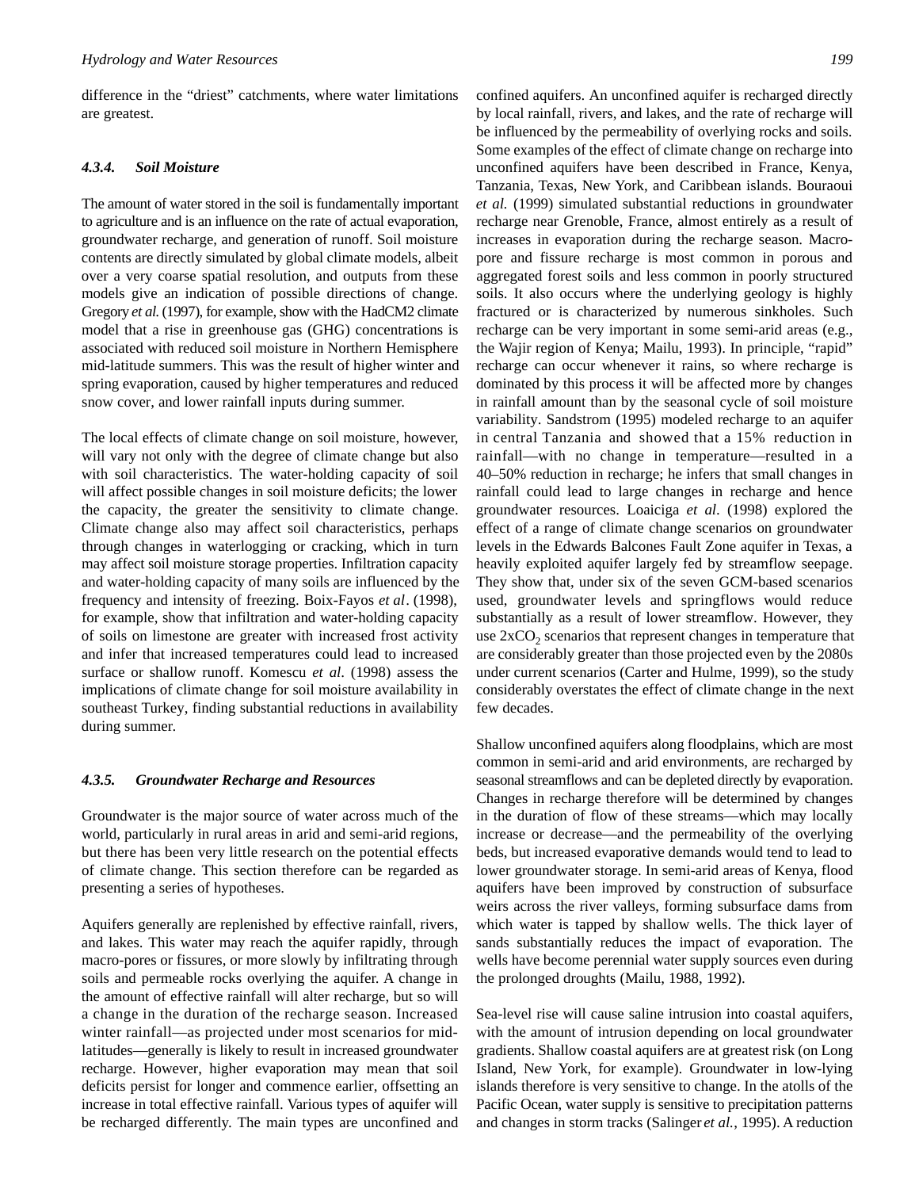difference in the "driest" catchments, where water limitations are greatest.

### 4.3.4. Soil Moisture

The amount of water stored in the soil is fundamentally important to agriculture and is an influence on the rate of actual evaporation, groundwater recharge, and generation of runoff. Soil moisture contents are directly simulated by global climate models, albeit over a very coarse spatial resolution, and outputs from these models give an indication of possible directions of change. Gregory *et al.* (1997), for example, show with the HadCM2 climate model that a rise in greenhouse gas (GHG) concentrations is associated with reduced soil moisture in Northern Hemisphere mid-latitude summers. This was the result of higher winter and spring evaporation, caused by higher temperatures and reduced snow cover, and lower rainfall inputs during summer.

The local effects of climate change on soil moisture, however, will vary not only with the degree of climate change but also with soil characteristics. The water-holding capacity of soil will affect possible changes in soil moisture deficits; the lower the capacity, the greater the sensitivity to climate change. Climate change also may affect soil characteristics, perhaps through changes in waterlogging or cracking, which in turn may affect soil moisture storage properties. Infiltration capacity and water-holding capacity of many soils are influenced by the frequency and intensity of freezing. Boix-Fayos *et al*. (1998), for example, show that infiltration and water-holding capacity of soils on limestone are greater with increased frost activity and infer that increased temperatures could lead to increased surface or shallow runoff. Komescu *et al*. (1998) assess the implications of climate change for soil moisture availability in southeast Turkey, finding substantial reductions in availability during summer.

### 4.3.5. Groundwater Recharge and Resources

Groundwater is the major source of water across much of the world, particularly in rural areas in arid and semi-arid regions, but there has been very little research on the potential effects of climate change. This section therefore can be regarded as presenting a series of hypotheses.

Aquifers generally are replenished by effective rainfall, rivers, and lakes. This water may reach the aquifer rapidly, through macro-pores or fissures, or more slowly by infiltrating through soils and permeable rocks overlying the aquifer. A change in the amount of effective rainfall will alter recharge, but so will a change in the duration of the recharge season. Increased winter rainfall—as projected under most scenarios for mid-latitudes—generally is likely to result in increased groundwater recharge. However, higher evaporation may mean that soil deficits persist for longer and commence earlier, offsetting an increase in total effective rainfall. Various types of aquifer will be recharged differently. The main types are unconfined and confined aquifers. An unconfined aquifer is recharged directly by local rainfall, rivers, and lakes, and the rate of recharge will be influenced by the permeability of overlying rocks and soils. Some examples of the effect of climate change on recharge into unconfined aquifers have been described in France, Kenya, Tanzania, Texas, New York, and Caribbean islands. Bouraoui *et al.* (1999) simulated substantial reductions in groundwater recharge near Grenoble, France, almost entirely as a result of increases in evaporation during the recharge season. Macro-pore and fissure recharge is most common in porous and aggregated forest soils and less common in poorly structured soils. It also occurs where the underlying geology is highly fractured or is characterized by numerous sinkholes. Such recharge can be very important in some semi-arid areas (e.g., the Wajir region of Kenya; Mailu, 1993). In principle, "rapid" recharge can occur whenever it rains, so where recharge is dominated by this process it will be affected more by changes in rainfall amount than by the seasonal cycle of soil moisture variability. Sandstrom (1995) modeled recharge to an aquifer in central Tanzania and showed that a 15% reduction in rainfall—with no change in temperature—resulted in a 40–50% reduction in recharge; he infers that small changes in rainfall could lead to large changes in recharge and hence groundwater resources. Loaiciga *et al*. (1998) explored the effect of a range of climate change scenarios on groundwater levels in the Edwards Balcones Fault Zone aquifer in Texas, a heavily exploited aquifer largely fed by streamflow seepage. They show that, under six of the seven GCM-based scenarios used, groundwater levels and springflows would reduce substantially as a result of lower streamflow. However, they use $2xCO_2$ scenarios that represent changes in temperature that are considerably greater than those projected even by the 2080s under current scenarios (Carter and Hulme, 1999), so the study considerably overstates the effect of climate change in the next few decades.

Shallow unconfined aquifers along floodplains, which are most common in semi-arid and arid environments, are recharged by seasonal streamflows and can be depleted directly by evaporation. Changes in recharge therefore will be determined by changes in the duration of flow of these streams—which may locally increase or decrease—and the permeability of the overlying beds, but increased evaporative demands would tend to lead to lower groundwater storage. In semi-arid areas of Kenya, flood aquifers have been improved by construction of subsurface weirs across the river valleys, forming subsurface dams from which water is tapped by shallow wells. The thick layer of sands substantially reduces the impact of evaporation. The wells have become perennial water supply sources even during the prolonged droughts (Mailu, 1988, 1992).

Sea-level rise will cause saline intrusion into coastal aquifers, with the amount of intrusion depending on local groundwater gradients. Shallow coastal aquifers are at greatest risk (on Long Island, New York, for example). Groundwater in low-lying islands therefore is very sensitive to change. In the atolls of the Pacific Ocean, water supply is sensitive to precipitation patterns and changes in storm tracks (Salinger *et al.*, 1995). A reduction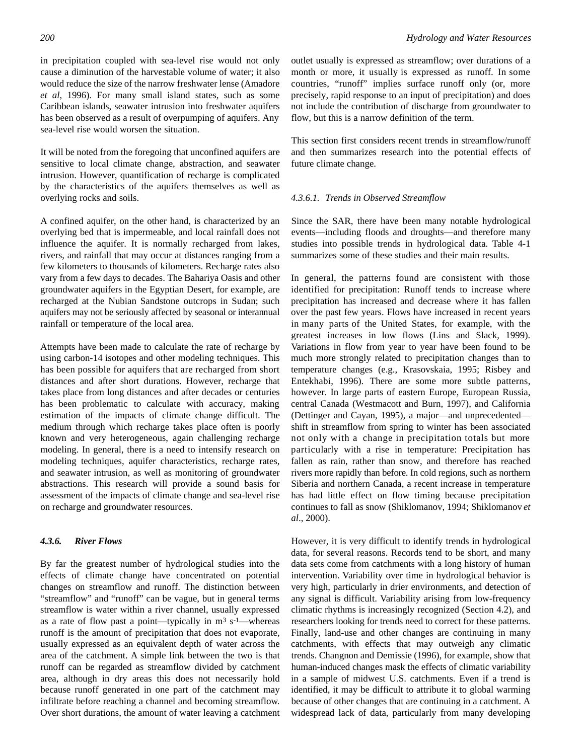in precipitation coupled with sea-level rise would not only cause a diminution of the harvestable volume of water; it also would reduce the size of the narrow freshwater lense (Amadore *et al*, 1996). For many small island states, such as some Caribbean islands, seawater intrusion into freshwater aquifers has been observed as a result of overpumping of aquifers. Any sea-level rise would worsen the situation.

It will be noted from the foregoing that unconfined aquifers are sensitive to local climate change, abstraction, and seawater intrusion. However, quantification of recharge is complicated by the characteristics of the aquifers themselves as well as overlying rocks and soils.

A confined aquifer, on the other hand, is characterized by an overlying bed that is impermeable, and local rainfall does not influence the aquifer. It is normally recharged from lakes, rivers, and rainfall that may occur at distances ranging from a few kilometers to thousands of kilometers. Recharge rates also vary from a few days to decades. The Bahariya Oasis and other groundwater aquifers in the Egyptian Desert, for example, are recharged at the Nubian Sandstone outcrops in Sudan; such aquifers may not be seriously affected by seasonal or interannual rainfall or temperature of the local area.

Attempts have been made to calculate the rate of recharge by using carbon-14 isotopes and other modeling techniques. This has been possible for aquifers that are recharged from short distances and after short durations. However, recharge that takes place from long distances and after decades or centuries has been problematic to calculate with accuracy, making estimation of the impacts of climate change difficult. The medium through which recharge takes place often is poorly known and very heterogeneous, again challenging recharge modeling. In general, there is a need to intensify research on modeling techniques, aquifer characteristics, recharge rates, and seawater intrusion, as well as monitoring of groundwater abstractions. This research will provide a sound basis for assessment of the impacts of climate change and sea-level rise on recharge and groundwater resources.

### 4.3.6. River Flows

By far the greatest number of hydrological studies into the effects of climate change have concentrated on potential changes on streamflow and runoff. The distinction between "streamflow" and "runoff" can be vague, but in general terms streamflow is water within a river channel, usually expressed as a rate of flow past a point—typically in $m^3 s^{-1}$—whereas runoff is the amount of precipitation that does not evaporate, usually expressed as an equivalent depth of water across the area of the catchment. A simple link between the two is that runoff can be regarded as streamflow divided by catchment area, although in dry areas this does not necessarily hold because runoff generated in one part of the catchment may infiltrate before reaching a channel and becoming streamflow. Over short durations, the amount of water leaving a catchment outlet usually is expressed as streamflow; over durations of a month or more, it usually is expressed as runoff. In some countries, "runoff" implies surface runoff only (or, more precisely, rapid response to an input of precipitation) and does not include the contribution of discharge from groundwater to flow, but this is a narrow definition of the term.

This section first considers recent trends in streamflow/runoff and then summarizes research into the potential effects of future climate change.

#### *4.3.6.1. Trends in Observed Streamflow*

Since the SAR, there have been many notable hydrological events—including floods and droughts—and therefore many studies into possible trends in hydrological data. Table 4-1 summarizes some of these studies and their main results.

In general, the patterns found are consistent with those identified for precipitation: Runoff tends to increase where precipitation has increased and decrease where it has fallen over the past few years. Flows have increased in recent years in many parts of the United States, for example, with the greatest increases in low flows (Lins and Slack, 1999). Variations in flow from year to year have been found to be much more strongly related to precipitation changes than to temperature changes (e.g., Krasovskaia, 1995; Risbey and Entekhabi, 1996). There are some more subtle patterns, however. In large parts of eastern Europe, European Russia, central Canada (Westmacott and Burn, 1997), and California (Dettinger and Cayan, 1995), a major—and unprecedented—shift in streamflow from spring to winter has been associated not only with a change in precipitation totals but more particularly with a rise in temperature: Precipitation has fallen as rain, rather than snow, and therefore has reached rivers more rapidly than before. In cold regions, such as northern Siberia and northern Canada, a recent increase in temperature has had little effect on flow timing because precipitation continues to fall as snow (Shiklomanov, 1994; Shiklomanov *et al*., 2000).

However, it is very difficult to identify trends in hydrological data, for several reasons. Records tend to be short, and many data sets come from catchments with a long history of human intervention. Variability over time in hydrological behavior is very high, particularly in drier environments, and detection of any signal is difficult. Variability arising from low-frequency climatic rhythms is increasingly recognized (Section 4.2), and researchers looking for trends need to correct for these patterns. Finally, land-use and other changes are continuing in many catchments, with effects that may outweigh any climatic trends. Changnon and Demissie (1996), for example, show that human-induced changes mask the effects of climatic variability in a sample of midwest U.S. catchments. Even if a trend is identified, it may be difficult to attribute it to global warming because of other changes that are continuing in a catchment. A widespread lack of data, particularly from many developing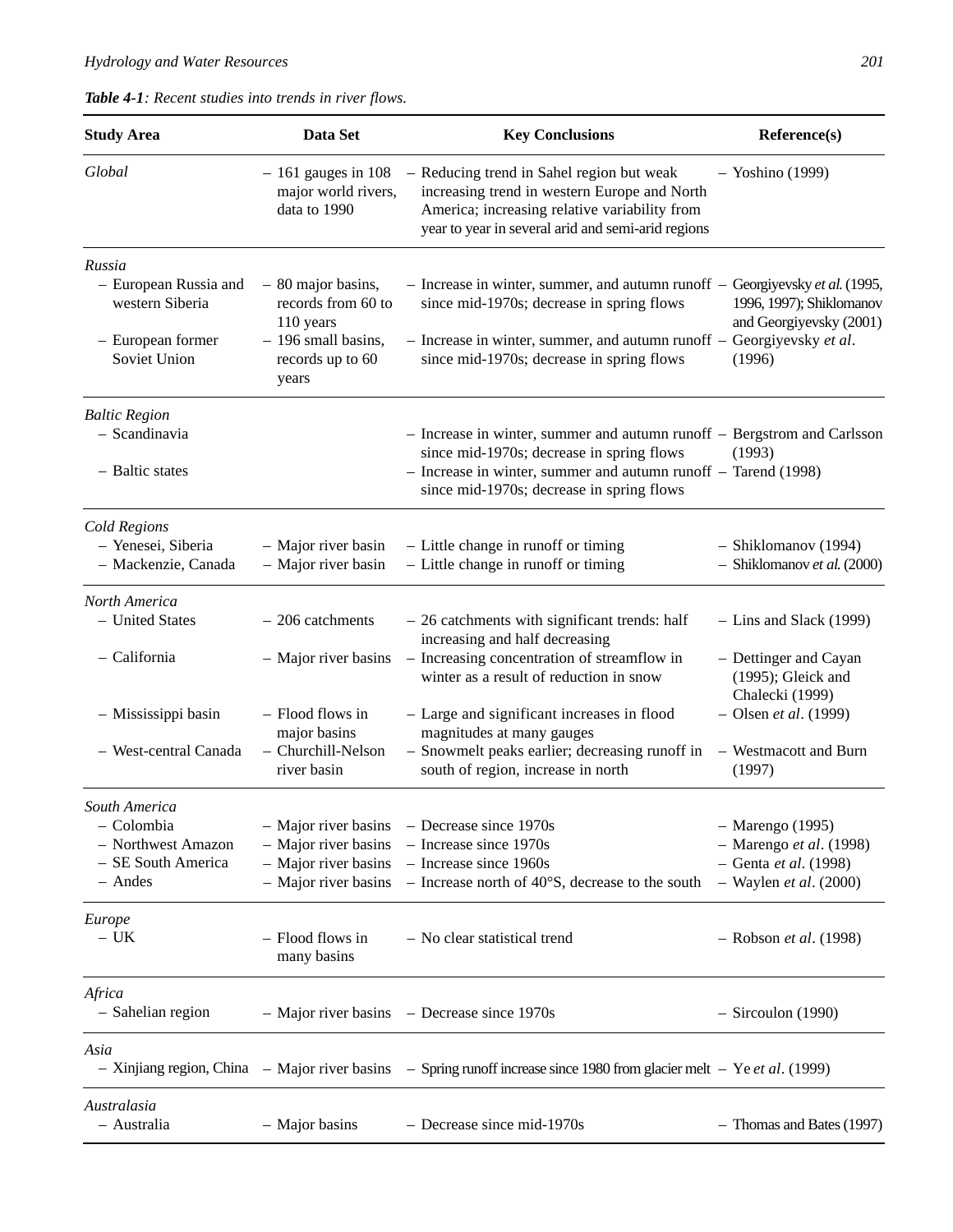***Table 4-1****: Recent studies into trends in river flows.*

| Study Area | Data Set | Key Conclusions | Reference(s) |
|---|---|---|---|
| *Global* | – 161 gauges in 108 major world rivers, data to 1990 | – Reducing trend in Sahel region but weak increasing trend in western Europe and North America; increasing relative variability from year to year in several arid and semi-arid regions | – Yoshino (1999) |
| *Russia* | | | |
| – European Russia and western Siberia | – 80 major basins, records from 60 to 110 years | – Increase in winter, summer, and autumn runoff since mid-1970s; decrease in spring flows | – Georgiyevsky *et al.* (1995, 1996, 1997); Shiklomanov and Georgiyevsky (2001) |
| – European former Soviet Union | – 196 small basins, records up to 60 years | – Increase in winter, summer, and autumn runoff since mid-1970s; decrease in spring flows | – Georgiyevsky *et al*. (1996) |
| *Baltic Region* | | | |
| – Scandinavia | | – Increase in winter, summer and autumn runoff since mid-1970s; decrease in spring flows | – Bergstrom and Carlsson (1993) |
| – Baltic states | | – Increase in winter, summer and autumn runoff since mid-1970s; decrease in spring flows | – Tarend (1998) |
| *Cold Regions* | | | |
| – Yenesei, Siberia | – Major river basin | – Little change in runoff or timing | – Shiklomanov (1994) |
| – Mackenzie, Canada | – Major river basin | – Little change in runoff or timing | – Shiklomanov *et al.* (2000) |
| *North America* | | | |
| – United States | – 206 catchments | – 26 catchments with significant trends: half increasing and half decreasing | – Lins and Slack (1999) |
| – California | – Major river basins | – Increasing concentration of streamflow in winter as a result of reduction in snow | – Dettinger and Cayan (1995); Gleick and Chalecki (1999) |
| – Mississippi basin | – Flood flows in major basins | – Large and significant increases in flood magnitudes at many gauges | – Olsen *et al*. (1999) |
| – West-central Canada | – Churchill-Nelson river basin | – Snowmelt peaks earlier; decreasing runoff in south of region, increase in north | – Westmacott and Burn (1997) |
| *South America* | | | |
| – Colombia | – Major river basins | – Decrease since 1970s | – Marengo (1995) |
| – Northwest Amazon | – Major river basins | – Increase since 1970s | – Marengo *et al*. (1998) |
| – SE South America | – Major river basins | – Increase since 1960s | – Genta *et al*. (1998) |
| – Andes | – Major river basins | – Increase north of 40°S, decrease to the south | – Waylen *et al*. (2000) |
| *Europe* | | | |
| – UK | – Flood flows in many basins | – No clear statistical trend | – Robson *et al*. (1998) |
| *Africa* | | | |
| – Sahelian region | – Major river basins | – Decrease since 1970s | – Sircoulon (1990) |
| *Asia* | | | |
| – Xinjiang region, China | – Major river basins | – Spring runoff increase since 1980 from glacier melt | – Ye *et al*. (1999) |
| *Australasia* | | | |
| – Australia | – Major basins | – Decrease since mid-1970s | – Thomas and Bates (1997) |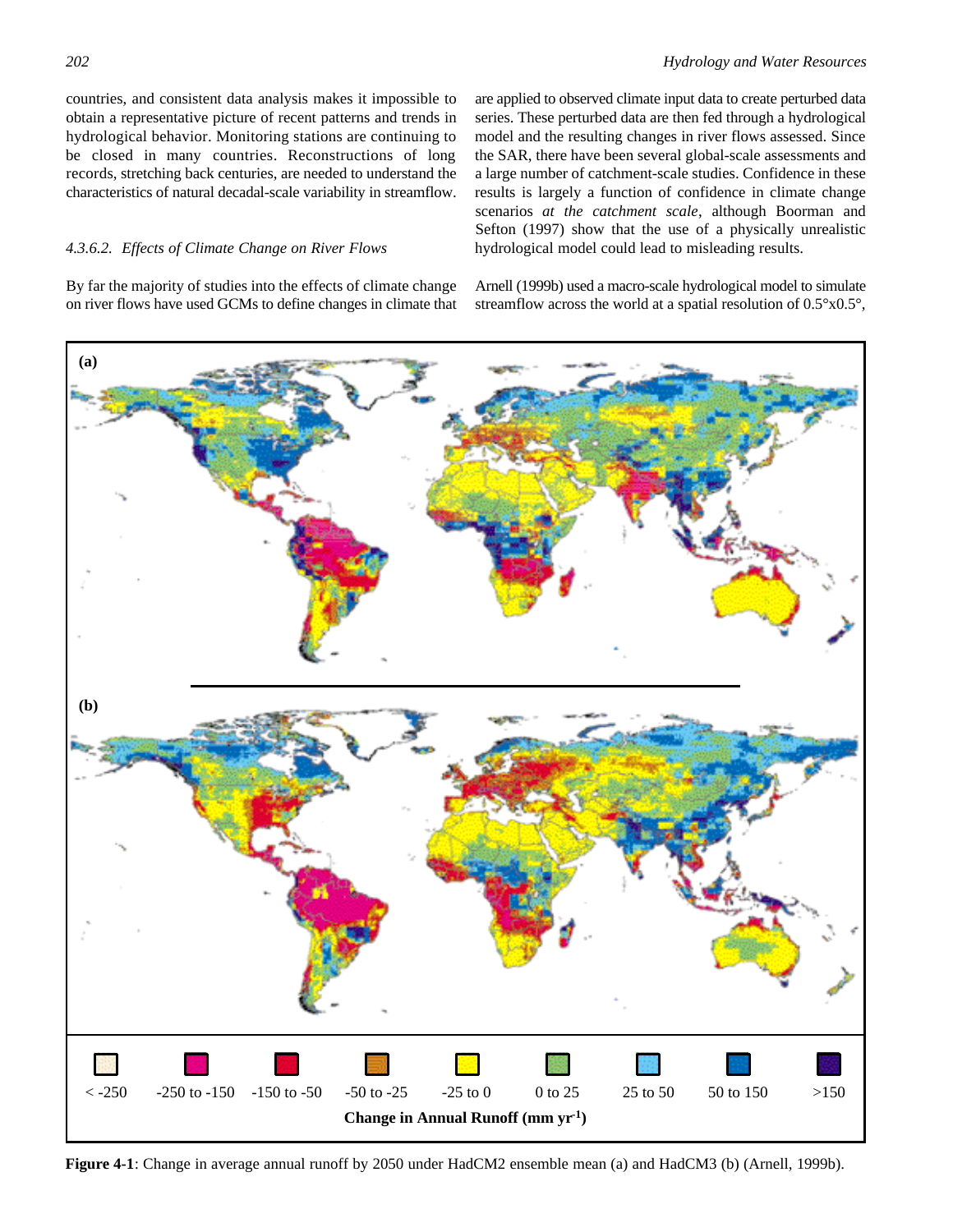countries, and consistent data analysis makes it impossible to obtain a representative picture of recent patterns and trends in hydrological behavior. Monitoring stations are continuing to be closed in many countries. Reconstructions of long records, stretching back centuries, are needed to understand the characteristics of natural decadal-scale variability in streamflow.

#### *4.3.6.2. Effects of Climate Change on River Flows*

By far the majority of studies into the effects of climate change on river flows have used GCMs to define changes in climate that are applied to observed climate input data to create perturbed data series. These perturbed data are then fed through a hydrological model and the resulting changes in river flows assessed. Since the SAR, there have been several global-scale assessments and a large number of catchment-scale studies. Confidence in these results is largely a function of confidence in climate change scenarios *at the catchment scale*, although Boorman and Sefton (1997) show that the use of a physically unrealistic hydrological model could lead to misleading results.

Arnell (1999b) used a macro-scale hydrological model to simulate streamflow across the world at a spatial resolution of 0.5°x0.5°,

**Figure 4-1**: Change in average annual runoff by 2050 under HadCM2 ensemble mean (a) and HadCM3 (b) (Arnell, 1999b).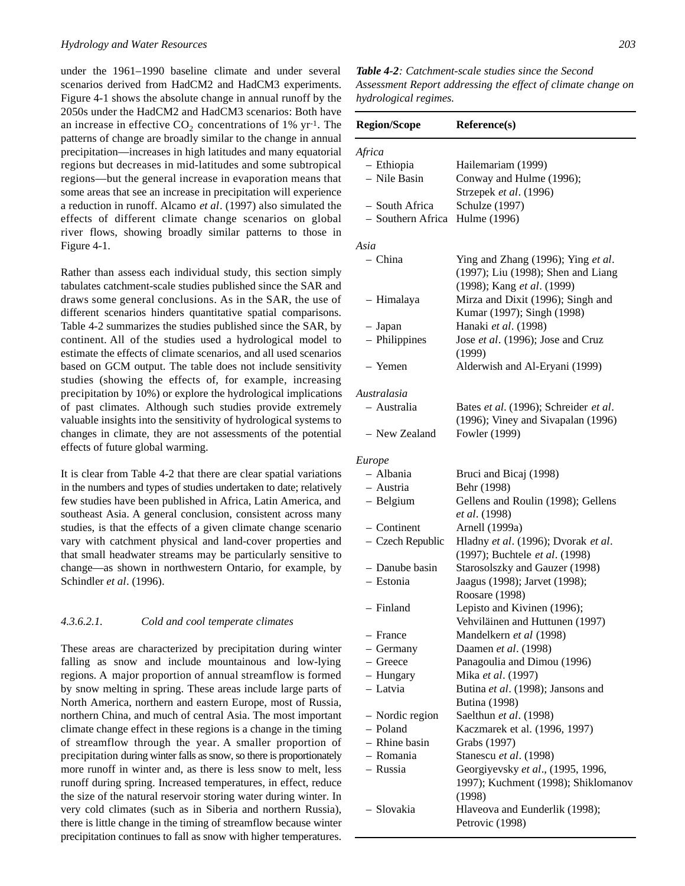under the 1961–1990 baseline climate and under several scenarios derived from HadCM2 and HadCM3 experiments. Figure 4-1 shows the absolute change in annual runoff by the 2050s under the HadCM2 and HadCM3 scenarios: Both have an increase in effective $CO_2$ concentrations of 1% $yr^{-1}$. The patterns of change are broadly similar to the change in annual precipitation—increases in high latitudes and many equatorial regions but decreases in mid-latitudes and some subtropical regions—but the general increase in evaporation means that some areas that see an increase in precipitation will experience a reduction in runoff. Alcamo *et al*. (1997) also simulated the effects of different climate change scenarios on global river flows, showing broadly similar patterns to those in Figure 4-1.

Rather than assess each individual study, this section simply tabulates catchment-scale studies published since the SAR and draws some general conclusions. As in the SAR, the use of different scenarios hinders quantitative spatial comparisons. Table 4-2 summarizes the studies published since the SAR, by continent. All of the studies used a hydrological model to estimate the effects of climate scenarios, and all used scenarios based on GCM output. The table does not include sensitivity studies (showing the effects of, for example, increasing precipitation by 10%) or explore the hydrological implications of past climates. Although such studies provide extremely valuable insights into the sensitivity of hydrological systems to changes in climate, they are not assessments of the potential effects of future global warming.

It is clear from Table 4-2 that there are clear spatial variations in the numbers and types of studies undertaken to date; relatively few studies have been published in Africa, Latin America, and southeast Asia. A general conclusion, consistent across many studies, is that the effects of a given climate change scenario vary with catchment physical and land-cover properties and that small headwater streams may be particularly sensitive to change—as shown in northwestern Ontario, for example, by Schindler *et al*. (1996).

#### *4.3.6.2.1. Cold and cool temperate climates*

These areas are characterized by precipitation during winter falling as snow and include mountainous and low-lying regions. A major proportion of annual streamflow is formed by snow melting in spring. These areas include large parts of North America, northern and eastern Europe, most of Russia, northern China, and much of central Asia. The most important climate change effect in these regions is a change in the timing of streamflow through the year. A smaller proportion of precipitation during winter falls as snow, so there is proportionately more runoff in winter and, as there is less snow to melt, less runoff during spring. Increased temperatures, in effect, reduce the size of the natural reservoir storing water during winter. In very cold climates (such as in Siberia and northern Russia), there is little change in the timing of streamflow because winter precipitation continues to fall as snow with higher temperatures.

***Table 4-2****: Catchment-scale studies since the Second Assessment Report addressing the effect of climate change on hydrological regimes.*

| Region/Scope | Reference(s) |
|---|---|
| *Africa* | |
| – Ethiopia | Hailemariam (1999) |
| – Nile Basin | Conway and Hulme (1996); Strzepek *et al*. (1996) |
| – South Africa | Schulze (1997) |
| – Southern Africa | Hulme (1996) |
| *Asia* | |
| – China | Ying and Zhang (1996); Ying *et al*. (1997); Liu (1998); Shen and Liang (1998); Kang *et al*. (1999) |
| – Himalaya | Mirza and Dixit (1996); Singh and Kumar (1997); Singh (1998) |
| – Japan | Hanaki *et al*. (1998) |
| – Philippines | Jose *et al*. (1996); Jose and Cruz (1999) |
| – Yemen | Alderwish and Al-Eryani (1999) |
| *Australasia* | |
| – Australia | Bates *et al*. (1996); Schreider *et al*. (1996); Viney and Sivapalan (1996) |
| – New Zealand | Fowler (1999) |
| *Europe* | |
| – Albania | Bruci and Bicaj (1998) |
| – Austria | Behr (1998) |
| – Belgium | Gellens and Roulin (1998); Gellens *et al*. (1998) |
| – Continent | Arnell (1999a) |
| – Czech Republic | Hladny *et al*. (1996); Dvorak *et al*. (1997); Buchtele *et al*. (1998) |
| – Danube basin | Starosolszky and Gauzer (1998) |
| – Estonia | Jaagus (1998); Jarvet (1998); Roosare (1998) |
| – Finland | Lepisto and Kivinen (1996); Vehviläinen and Huttunen (1997) |
| – France | Mandelkern *et al* (1998) |
| – Germany | Daamen *et al*. (1998) |
| – Greece | Panagoulia and Dimou (1996) |
| – Hungary | Mika *et al*. (1997) |
| – Latvia | Butina *et al*. (1998); Jansons and Butina (1998) |
| – Nordic region | Saelthun *et al*. (1998) |
| – Poland | Kaczmarek et al. (1996, 1997) |
| – Rhine basin | Grabs (1997) |
| – Romania | Stanescu *et al*. (1998) |
| – Russia | Georgiyevsky *et al*., (1995, 1996, 1997); Kuchment (1998); Shiklomanov (1998) |
| – Slovakia | Hlaveova and Eunderlik (1998); Petrovic (1998) |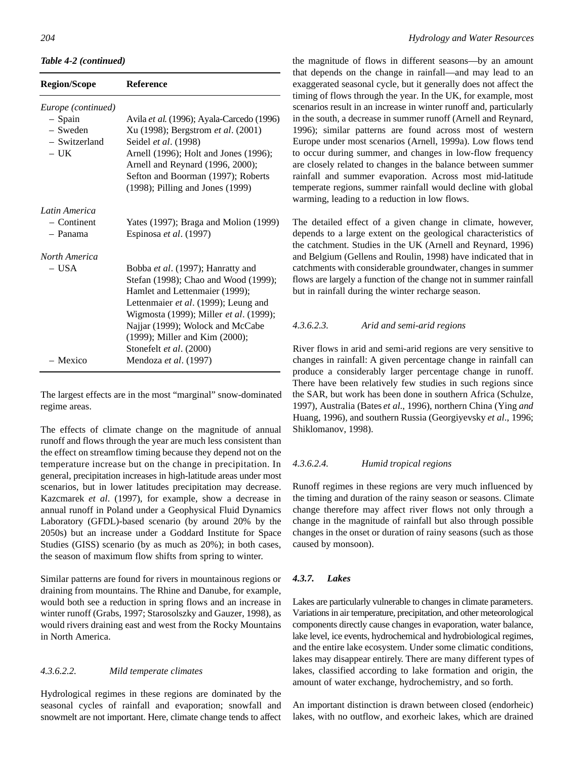*Table 4-2 (continued)*

| Region/Scope | Reference |
|---|---|
| *Europe (continued)* | |
| – Spain | Avila *et al*. (1996); Ayala-Carcedo (1996) |
| – Sweden | Xu (1998); Bergstrom *et al*. (2001) |
| – Switzerland | Seidel *et al*. (1998) |
| – UK | Arnell (1996); Holt and Jones (1996); Arnell and Reynard (1996, 2000); Sefton and Boorman (1997); Roberts (1998); Pilling and Jones (1999) |
| *Latin America* | |
| – Continent | Yates (1997); Braga and Molion (1999) |
| – Panama | Espinosa *et al*. (1997) |
| *North America* | |
| – USA | Bobba *et al*. (1997); Hanratty and Stefan (1998); Chao and Wood (1999); Hamlet and Lettenmaier (1999); Lettenmaier *et al*. (1999); Leung and Wigmosta (1999); Miller *et al*. (1999); Najjar (1999); Wolock and McCabe (1999); Miller and Kim (2000); Stonefelt *et al*. (2000) |
| – Mexico | Mendoza *et al*. (1997) |

The largest effects are in the most "marginal" snow-dominated regime areas.

The effects of climate change on the magnitude of annual runoff and flows through the year are much less consistent than the effect on streamflow timing because they depend not on the temperature increase but on the change in precipitation. In general, precipitation increases in high-latitude areas under most scenarios, but in lower latitudes precipitation may decrease. Kazcmarek *et al*. (1997), for example, show a decrease in annual runoff in Poland under a Geophysical Fluid Dynamics Laboratory (GFDL)-based scenario (by around 20% by the 2050s) but an increase under a Goddard Institute for Space Studies (GISS) scenario (by as much as 20%); in both cases, the season of maximum flow shifts from spring to winter.

Similar patterns are found for rivers in mountainous regions or draining from mountains. The Rhine and Danube, for example, would both see a reduction in spring flows and an increase in winter runoff (Grabs, 1997; Starosolszky and Gauzer, 1998), as would rivers draining east and west from the Rocky Mountains in North America.

#### *4.3.6.2.2. Mild temperate climates*

Hydrological regimes in these regions are dominated by the seasonal cycles of rainfall and evaporation; snowfall and snowmelt are not important. Here, climate change tends to affect the magnitude of flows in different seasons—by an amount that depends on the change in rainfall—and may lead to an exaggerated seasonal cycle, but it generally does not affect the timing of flows through the year. In the UK, for example, most scenarios result in an increase in winter runoff and, particularly in the south, a decrease in summer runoff (Arnell and Reynard, 1996); similar patterns are found across most of western Europe under most scenarios (Arnell, 1999a). Low flows tend to occur during summer, and changes in low-flow frequency are closely related to changes in the balance between summer rainfall and summer evaporation. Across most mid-latitude temperate regions, summer rainfall would decline with global warming, leading to a reduction in low flows.

The detailed effect of a given change in climate, however, depends to a large extent on the geological characteristics of the catchment. Studies in the UK (Arnell and Reynard, 1996) and Belgium (Gellens and Roulin, 1998) have indicated that in catchments with considerable groundwater, changes in summer flows are largely a function of the change not in summer rainfall but in rainfall during the winter recharge season.

#### *4.3.6.2.3. Arid and semi-arid regions*

River flows in arid and semi-arid regions are very sensitive to changes in rainfall: A given percentage change in rainfall can produce a considerably larger percentage change in runoff. There have been relatively few studies in such regions since the SAR, but work has been done in southern Africa (Schulze, 1997), Australia (Bates *et al*., 1996), northern China (Ying *and* Huang, 1996), and southern Russia (Georgiyevsky *et al*., 1996; Shiklomanov, 1998).

#### *4.3.6.2.4. Humid tropical regions*

Runoff regimes in these regions are very much influenced by the timing and duration of the rainy season or seasons. Climate change therefore may affect river flows not only through a change in the magnitude of rainfall but also through possible changes in the onset or duration of rainy seasons (such as those caused by monsoon).

### ***4.3.7. Lakes***

Lakes are particularly vulnerable to changes in climate parameters. Variations in air temperature, precipitation, and other meteorological components directly cause changes in evaporation, water balance, lake level, ice events, hydrochemical and hydrobiological regimes, and the entire lake ecosystem. Under some climatic conditions, lakes may disappear entirely. There are many different types of lakes, classified according to lake formation and origin, the amount of water exchange, hydrochemistry, and so forth.

An important distinction is drawn between closed (endorheic) lakes, with no outflow, and exorheic lakes, which are drained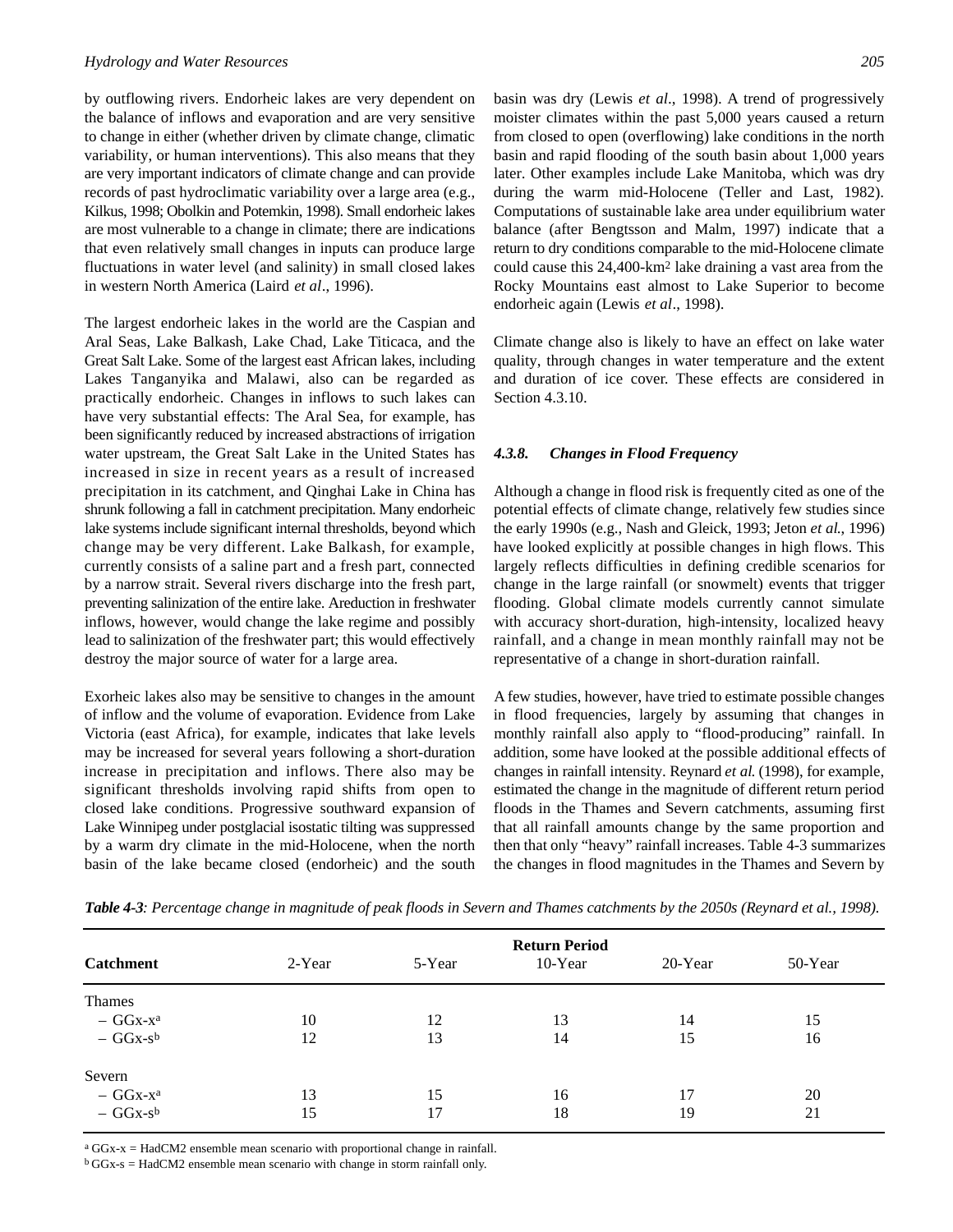by outflowing rivers. Endorheic lakes are very dependent on the balance of inflows and evaporation and are very sensitive to change in either (whether driven by climate change, climatic variability, or human interventions). This also means that they are very important indicators of climate change and can provide records of past hydroclimatic variability over a large area (e.g., Kilkus, 1998; Obolkin and Potemkin, 1998). Small endorheic lakes are most vulnerable to a change in climate; there are indications that even relatively small changes in inputs can produce large fluctuations in water level (and salinity) in small closed lakes in western North America (Laird *et al*., 1996).

The largest endorheic lakes in the world are the Caspian and Aral Seas, Lake Balkash, Lake Chad, Lake Titicaca, and the Great Salt Lake. Some of the largest east African lakes, including Lakes Tanganyika and Malawi, also can be regarded as practically endorheic. Changes in inflows to such lakes can have very substantial effects: The Aral Sea, for example, has been significantly reduced by increased abstractions of irrigation water upstream, the Great Salt Lake in the United States has increased in size in recent years as a result of increased precipitation in its catchment, and Qinghai Lake in China has shrunk following a fall in catchment precipitation. Many endorheic lake systems include significant internal thresholds, beyond which change may be very different. Lake Balkash, for example, currently consists of a saline part and a fresh part, connected by a narrow strait. Several rivers discharge into the fresh part, preventing salinization of the entire lake. A reduction in freshwater inflows, however, would change the lake regime and possibly lead to salinization of the freshwater part; this would effectively destroy the major source of water for a large area.

Exorheic lakes also may be sensitive to changes in the amount of inflow and the volume of evaporation. Evidence from Lake Victoria (east Africa), for example, indicates that lake levels may be increased for several years following a short-duration increase in precipitation and inflows. There also may be significant thresholds involving rapid shifts from open to closed lake conditions. Progressive southward expansion of Lake Winnipeg under postglacial isostatic tilting was suppressed by a warm dry climate in the mid-Holocene, when the north basin of the lake became closed (endorheic) and the south basin was dry (Lewis *et al*., 1998). A trend of progressively moister climates within the past 5,000 years caused a return from closed to open (overflowing) lake conditions in the north basin and rapid flooding of the south basin about 1,000 years later. Other examples include Lake Manitoba, which was dry during the warm mid-Holocene (Teller and Last, 1982). Computations of sustainable lake area under equilibrium water balance (after Bengtsson and Malm, 1997) indicate that a return to dry conditions comparable to the mid-Holocene climate could cause this 24,400-km$^2$ lake draining a vast area from the Rocky Mountains east almost to Lake Superior to become endorheic again (Lewis *et al*., 1998).

Climate change also is likely to have an effect on lake water quality, through changes in water temperature and the extent and duration of ice cover. These effects are considered in Section 4.3.10.

### *4.3.8. Changes in Flood Frequency*

Although a change in flood risk is frequently cited as one of the potential effects of climate change, relatively few studies since the early 1990s (e.g., Nash and Gleick, 1993; Jeton *et al.*, 1996) have looked explicitly at possible changes in high flows. This largely reflects difficulties in defining credible scenarios for change in the large rainfall (or snowmelt) events that trigger flooding. Global climate models currently cannot simulate with accuracy short-duration, high-intensity, localized heavy rainfall, and a change in mean monthly rainfall may not be representative of a change in short-duration rainfall.

A few studies, however, have tried to estimate possible changes in flood frequencies, largely by assuming that changes in monthly rainfall also apply to "flood-producing" rainfall. In addition, some have looked at the possible additional effects of changes in rainfall intensity. Reynard *et al.* (1998), for example, estimated the change in the magnitude of different return period floods in the Thames and Severn catchments, assuming first that all rainfall amounts change by the same proportion and then that only "heavy" rainfall increases. Table 4-3 summarizes the changes in flood magnitudes in the Thames and Severn by

***Table 4-3****: Percentage change in magnitude of peak floods in Severn and Thames catchments by the 2050s (Reynard et al., 1998).*

| Catchment | Return Period 2-Year | 5-Year | 10-Year | 20-Year | 50-Year |
|---|---|---|---|---|---|
| Thames | | | | | |
| – GGx-x[a] | 10 | 12 | 13 | 14 | 15 |
| – GGx-s[b] | 12 | 13 | 14 | 15 | 16 |
| Severn | | | | | |
| – GGx-x[a] | 13 | 15 | 16 | 17 | 20 |
| – GGx-s[b] | 15 | 17 | 18 | 19 | 21 |

[a] GGx-x = HadCM2 ensemble mean scenario with proportional change in rainfall.
[b] GGx-s = HadCM2 ensemble mean scenario with change in storm rainfall only.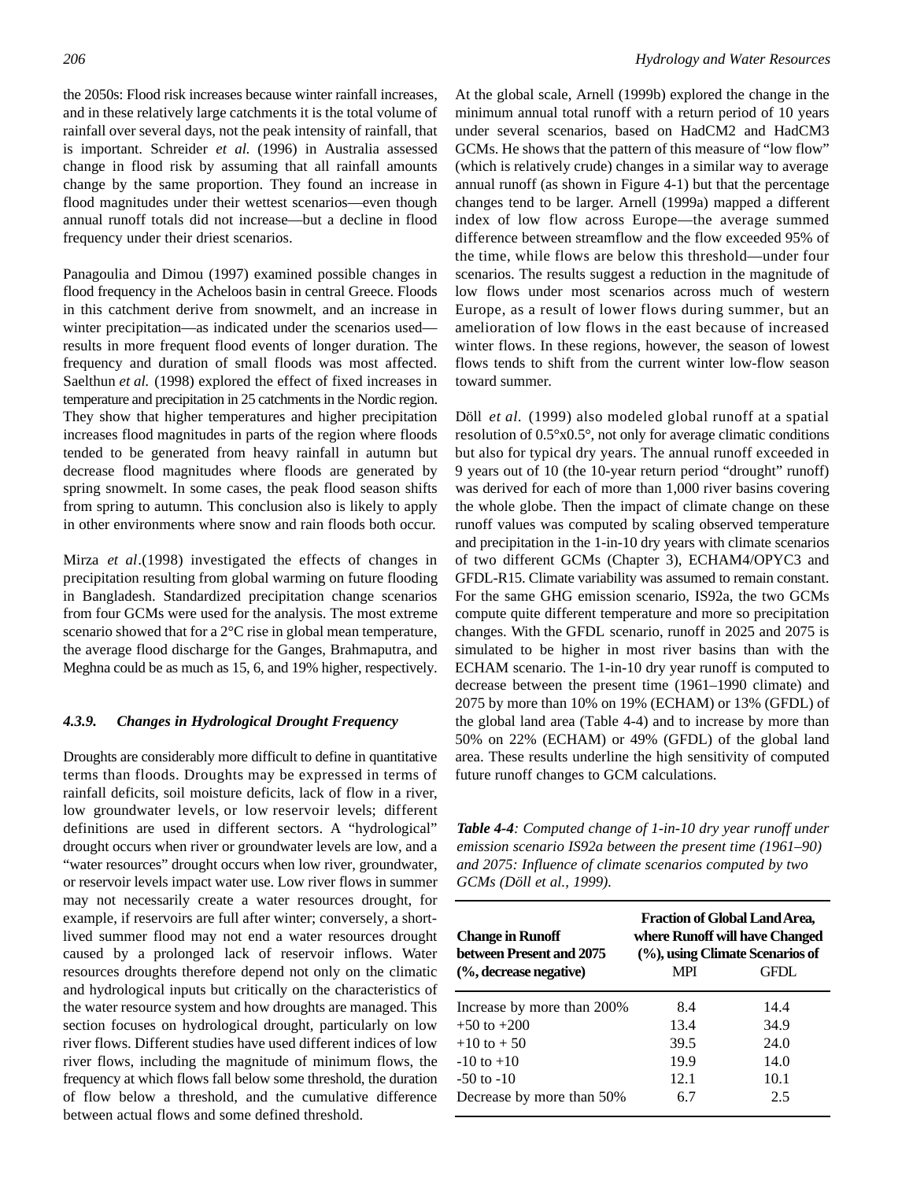the 2050s: Flood risk increases because winter rainfall increases, and in these relatively large catchments it is the total volume of rainfall over several days, not the peak intensity of rainfall, that is important. Schreider *et al.* (1996) in Australia assessed change in flood risk by assuming that all rainfall amounts change by the same proportion. They found an increase in flood magnitudes under their wettest scenarios—even though annual runoff totals did not increase—but a decline in flood frequency under their driest scenarios.

Panagoulia and Dimou (1997) examined possible changes in flood frequency in the Acheloos basin in central Greece. Floods in this catchment derive from snowmelt, and an increase in winter precipitation—as indicated under the scenarios used—results in more frequent flood events of longer duration. The frequency and duration of small floods was most affected. Saelthun *et al.* (1998) explored the effect of fixed increases in temperature and precipitation in 25 catchments in the Nordic region. They show that higher temperatures and higher precipitation increases flood magnitudes in parts of the region where floods tended to be generated from heavy rainfall in autumn but decrease flood magnitudes where floods are generated by spring snowmelt. In some cases, the peak flood season shifts from spring to autumn. This conclusion also is likely to apply in other environments where snow and rain floods both occur.

Mirza *et al*.(1998) investigated the effects of changes in precipitation resulting from global warming on future flooding in Bangladesh. Standardized precipitation change scenarios from four GCMs were used for the analysis. The most extreme scenario showed that for a 2°C rise in global mean temperature, the average flood discharge for the Ganges, Brahmaputra, and Meghna could be as much as 15, 6, and 19% higher, respectively.

#### *4.3.9. Changes in Hydrological Drought Frequency*

Droughts are considerably more difficult to define in quantitative terms than floods. Droughts may be expressed in terms of rainfall deficits, soil moisture deficits, lack of flow in a river, low groundwater levels, or low reservoir levels; different definitions are used in different sectors. A "hydrological" drought occurs when river or groundwater levels are low, and a "water resources" drought occurs when low river, groundwater, or reservoir levels impact water use. Low river flows in summer may not necessarily create a water resources drought, for example, if reservoirs are full after winter; conversely, a short-lived summer flood may not end a water resources drought caused by a prolonged lack of reservoir inflows. Water resources droughts therefore depend not only on the climatic and hydrological inputs but critically on the characteristics of the water resource system and how droughts are managed. This section focuses on hydrological drought, particularly on low river flows. Different studies have used different indices of low river flows, including the magnitude of minimum flows, the frequency at which flows fall below some threshold, the duration of flow below a threshold, and the cumulative difference between actual flows and some defined threshold.

At the global scale, Arnell (1999b) explored the change in the minimum annual total runoff with a return period of 10 years under several scenarios, based on HadCM2 and HadCM3 GCMs. He shows that the pattern of this measure of "low flow" (which is relatively crude) changes in a similar way to average annual runoff (as shown in Figure 4-1) but that the percentage changes tend to be larger. Arnell (1999a) mapped a different index of low flow across Europe—the average summed difference between streamflow and the flow exceeded 95% of the time, while flows are below this threshold—under four scenarios. The results suggest a reduction in the magnitude of low flows under most scenarios across much of western Europe, as a result of lower flows during summer, but an amelioration of low flows in the east because of increased winter flows. In these regions, however, the season of lowest flows tends to shift from the current winter low-flow season toward summer.

Döll *et al.* (1999) also modeled global runoff at a spatial resolution of 0.5°x0.5°, not only for average climatic conditions but also for typical dry years. The annual runoff exceeded in 9 years out of 10 (the 10-year return period "drought" runoff) was derived for each of more than 1,000 river basins covering the whole globe. Then the impact of climate change on these runoff values was computed by scaling observed temperature and precipitation in the 1-in-10 dry years with climate scenarios of two different GCMs (Chapter 3), ECHAM4/OPYC3 and GFDL-R15. Climate variability was assumed to remain constant. For the same GHG emission scenario, IS92a, the two GCMs compute quite different temperature and more so precipitation changes. With the GFDL scenario, runoff in 2025 and 2075 is simulated to be higher in most river basins than with the ECHAM scenario. The 1-in-10 dry year runoff is computed to decrease between the present time (1961–1990 climate) and 2075 by more than 10% on 19% (ECHAM) or 13% (GFDL) of the global land area (Table 4-4) and to increase by more than 50% on 22% (ECHAM) or 49% (GFDL) of the global land area. These results underline the high sensitivity of computed future runoff changes to GCM calculations.

***Table 4-4****: Computed change of 1-in-10 dry year runoff under emission scenario IS92a between the present time (1961–90) and 2075: Influence of climate scenarios computed by two GCMs (Döll et al., 1999).*

| Change in Runoff between Present and 2075 (%, decrease negative) | Fraction of Global Land Area, where Runoff will have Changed (%), using Climate Scenarios of | |
|---|---|---|
| | MPI | GFDL |
| Increase by more than 200% | 8.4 | 14.4 |
| +50 to +200 | 13.4 | 34.9 |
| +10 to + 50 | 39.5 | 24.0 |
| -10 to +10 | 19.9 | 14.0 |
| -50 to -10 | 12.1 | 10.1 |
| Decrease by more than 50% | 6.7 | 2.5 |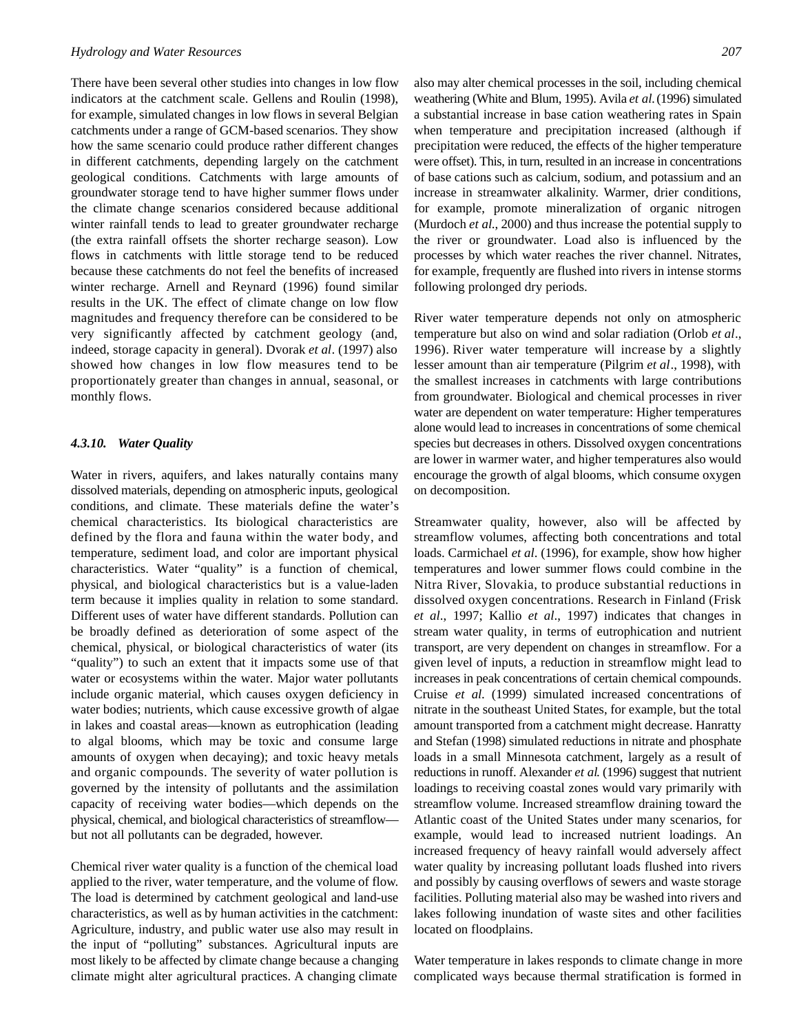There have been several other studies into changes in low flow indicators at the catchment scale. Gellens and Roulin (1998), for example, simulated changes in low flows in several Belgian catchments under a range of GCM-based scenarios. They show how the same scenario could produce rather different changes in different catchments, depending largely on the catchment geological conditions. Catchments with large amounts of groundwater storage tend to have higher summer flows under the climate change scenarios considered because additional winter rainfall tends to lead to greater groundwater recharge (the extra rainfall offsets the shorter recharge season). Low flows in catchments with little storage tend to be reduced because these catchments do not feel the benefits of increased winter recharge. Arnell and Reynard (1996) found similar results in the UK. The effect of climate change on low flow magnitudes and frequency therefore can be considered to be very significantly affected by catchment geology (and, indeed, storage capacity in general). Dvorak *et al*. (1997) also showed how changes in low flow measures tend to be proportionately greater than changes in annual, seasonal, or monthly flows.

#### *4.3.10. Water Quality*

Water in rivers, aquifers, and lakes naturally contains many dissolved materials, depending on atmospheric inputs, geological conditions, and climate. These materials define the water's chemical characteristics. Its biological characteristics are defined by the flora and fauna within the water body, and temperature, sediment load, and color are important physical characteristics. Water "quality" is a function of chemical, physical, and biological characteristics but is a value-laden term because it implies quality in relation to some standard. Different uses of water have different standards. Pollution can be broadly defined as deterioration of some aspect of the chemical, physical, or biological characteristics of water (its "quality") to such an extent that it impacts some use of that water or ecosystems within the water. Major water pollutants include organic material, which causes oxygen deficiency in water bodies; nutrients, which cause excessive growth of algae in lakes and coastal areas—known as eutrophication (leading to algal blooms, which may be toxic and consume large amounts of oxygen when decaying); and toxic heavy metals and organic compounds. The severity of water pollution is governed by the intensity of pollutants and the assimilation capacity of receiving water bodies—which depends on the physical, chemical, and biological characteristics of streamflow—but not all pollutants can be degraded, however.

Chemical river water quality is a function of the chemical load applied to the river, water temperature, and the volume of flow. The load is determined by catchment geological and land-use characteristics, as well as by human activities in the catchment: Agriculture, industry, and public water use also may result in the input of "polluting" substances. Agricultural inputs are most likely to be affected by climate change because a changing climate might alter agricultural practices. A changing climate also may alter chemical processes in the soil, including chemical weathering (White and Blum, 1995). Avila *et al.* (1996) simulated a substantial increase in base cation weathering rates in Spain when temperature and precipitation increased (although if precipitation were reduced, the effects of the higher temperature were offset). This, in turn, resulted in an increase in concentrations of base cations such as calcium, sodium, and potassium and an increase in streamwater alkalinity. Warmer, drier conditions, for example, promote mineralization of organic nitrogen (Murdoch *et al.*, 2000) and thus increase the potential supply to the river or groundwater. Load also is influenced by the processes by which water reaches the river channel. Nitrates, for example, frequently are flushed into rivers in intense storms following prolonged dry periods.

River water temperature depends not only on atmospheric temperature but also on wind and solar radiation (Orlob *et al*., 1996). River water temperature will increase by a slightly lesser amount than air temperature (Pilgrim *et al*., 1998), with the smallest increases in catchments with large contributions from groundwater. Biological and chemical processes in river water are dependent on water temperature: Higher temperatures alone would lead to increases in concentrations of some chemical species but decreases in others. Dissolved oxygen concentrations are lower in warmer water, and higher temperatures also would encourage the growth of algal blooms, which consume oxygen on decomposition.

Streamwater quality, however, also will be affected by streamflow volumes, affecting both concentrations and total loads. Carmichael *et al*. (1996), for example, show how higher temperatures and lower summer flows could combine in the Nitra River, Slovakia, to produce substantial reductions in dissolved oxygen concentrations. Research in Finland (Frisk *et al*., 1997; Kallio *et al*., 1997) indicates that changes in stream water quality, in terms of eutrophication and nutrient transport, are very dependent on changes in streamflow. For a given level of inputs, a reduction in streamflow might lead to increases in peak concentrations of certain chemical compounds. Cruise *et al.* (1999) simulated increased concentrations of nitrate in the southeast United States, for example, but the total amount transported from a catchment might decrease. Hanratty and Stefan (1998) simulated reductions in nitrate and phosphate loads in a small Minnesota catchment, largely as a result of reductions in runoff. Alexander *et al.* (1996) suggest that nutrient loadings to receiving coastal zones would vary primarily with streamflow volume. Increased streamflow draining toward the Atlantic coast of the United States under many scenarios, for example, would lead to increased nutrient loadings. An increased frequency of heavy rainfall would adversely affect water quality by increasing pollutant loads flushed into rivers and possibly by causing overflows of sewers and waste storage facilities. Polluting material also may be washed into rivers and lakes following inundation of waste sites and other facilities located on floodplains.

Water temperature in lakes responds to climate change in more complicated ways because thermal stratification is formed in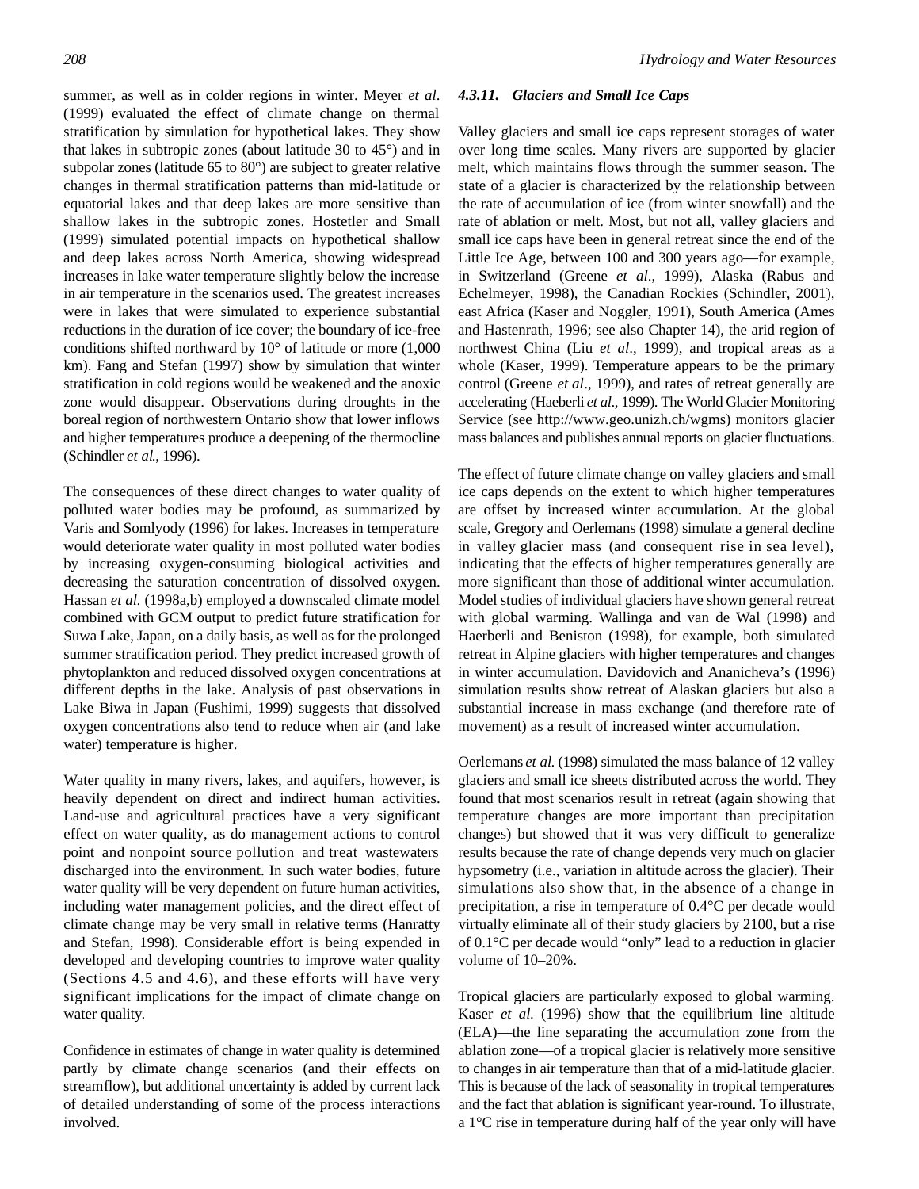summer, as well as in colder regions in winter. Meyer *et al*. (1999) evaluated the effect of climate change on thermal stratification by simulation for hypothetical lakes. They show that lakes in subtropic zones (about latitude 30 to 45°) and in subpolar zones (latitude 65 to 80°) are subject to greater relative changes in thermal stratification patterns than mid-latitude or equatorial lakes and that deep lakes are more sensitive than shallow lakes in the subtropic zones. Hostetler and Small (1999) simulated potential impacts on hypothetical shallow and deep lakes across North America, showing widespread increases in lake water temperature slightly below the increase in air temperature in the scenarios used. The greatest increases were in lakes that were simulated to experience substantial reductions in the duration of ice cover; the boundary of ice-free conditions shifted northward by 10° of latitude or more (1,000 km). Fang and Stefan (1997) show by simulation that winter stratification in cold regions would be weakened and the anoxic zone would disappear. Observations during droughts in the boreal region of northwestern Ontario show that lower inflows and higher temperatures produce a deepening of the thermocline (Schindler *et al*., 1996).

The consequences of these direct changes to water quality of polluted water bodies may be profound, as summarized by Varis and Somlyody (1996) for lakes. Increases in temperature would deteriorate water quality in most polluted water bodies by increasing oxygen-consuming biological activities and decreasing the saturation concentration of dissolved oxygen. Hassan *et al.* (1998a,b) employed a downscaled climate model combined with GCM output to predict future stratification for Suwa Lake, Japan, on a daily basis, as well as for the prolonged summer stratification period. They predict increased growth of phytoplankton and reduced dissolved oxygen concentrations at different depths in the lake. Analysis of past observations in Lake Biwa in Japan (Fushimi, 1999) suggests that dissolved oxygen concentrations also tend to reduce when air (and lake water) temperature is higher.

Water quality in many rivers, lakes, and aquifers, however, is heavily dependent on direct and indirect human activities. Land-use and agricultural practices have a very significant effect on water quality, as do management actions to control point and nonpoint source pollution and treat wastewaters discharged into the environment. In such water bodies, future water quality will be very dependent on future human activities, including water management policies, and the direct effect of climate change may be very small in relative terms (Hanratty and Stefan, 1998). Considerable effort is being expended in developed and developing countries to improve water quality (Sections 4.5 and 4.6), and these efforts will have very significant implications for the impact of climate change on water quality.

Confidence in estimates of change in water quality is determined partly by climate change scenarios (and their effects on streamflow), but additional uncertainty is added by current lack of detailed understanding of some of the process interactions involved.

#### *4.3.11. Glaciers and Small Ice Caps*

Valley glaciers and small ice caps represent storages of water over long time scales. Many rivers are supported by glacier melt, which maintains flows through the summer season. The state of a glacier is characterized by the relationship between the rate of accumulation of ice (from winter snowfall) and the rate of ablation or melt. Most, but not all, valley glaciers and small ice caps have been in general retreat since the end of the Little Ice Age, between 100 and 300 years ago—for example, in Switzerland (Greene *et al*., 1999), Alaska (Rabus and Echelmeyer, 1998), the Canadian Rockies (Schindler, 2001), east Africa (Kaser and Noggler, 1991), South America (Ames and Hastenrath, 1996; see also Chapter 14), the arid region of northwest China (Liu *et al*., 1999), and tropical areas as a whole (Kaser, 1999). Temperature appears to be the primary control (Greene *et al*., 1999), and rates of retreat generally are accelerating (Haeberli *et al*., 1999). The World Glacier Monitoring Service (see http://www.geo.unizh.ch/wgms) monitors glacier mass balances and publishes annual reports on glacier fluctuations.

The effect of future climate change on valley glaciers and small ice caps depends on the extent to which higher temperatures are offset by increased winter accumulation. At the global scale, Gregory and Oerlemans (1998) simulate a general decline in valley glacier mass (and consequent rise in sea level), indicating that the effects of higher temperatures generally are more significant than those of additional winter accumulation. Model studies of individual glaciers have shown general retreat with global warming. Wallinga and van de Wal (1998) and Haerberli and Beniston (1998), for example, both simulated retreat in Alpine glaciers with higher temperatures and changes in winter accumulation. Davidovich and Ananicheva's (1996) simulation results show retreat of Alaskan glaciers but also a substantial increase in mass exchange (and therefore rate of movement) as a result of increased winter accumulation.

Oerlemans *et al.* (1998) simulated the mass balance of 12 valley glaciers and small ice sheets distributed across the world. They found that most scenarios result in retreat (again showing that temperature changes are more important than precipitation changes) but showed that it was very difficult to generalize results because the rate of change depends very much on glacier hypsometry (i.e., variation in altitude across the glacier). Their simulations also show that, in the absence of a change in precipitation, a rise in temperature of 0.4°C per decade would virtually eliminate all of their study glaciers by 2100, but a rise of 0.1°C per decade would "only" lead to a reduction in glacier volume of 10–20%.

Tropical glaciers are particularly exposed to global warming. Kaser *et al.* (1996) show that the equilibrium line altitude (ELA)—the line separating the accumulation zone from the ablation zone—of a tropical glacier is relatively more sensitive to changes in air temperature than that of a mid-latitude glacier. This is because of the lack of seasonality in tropical temperatures and the fact that ablation is significant year-round. To illustrate, a 1°C rise in temperature during half of the year only will have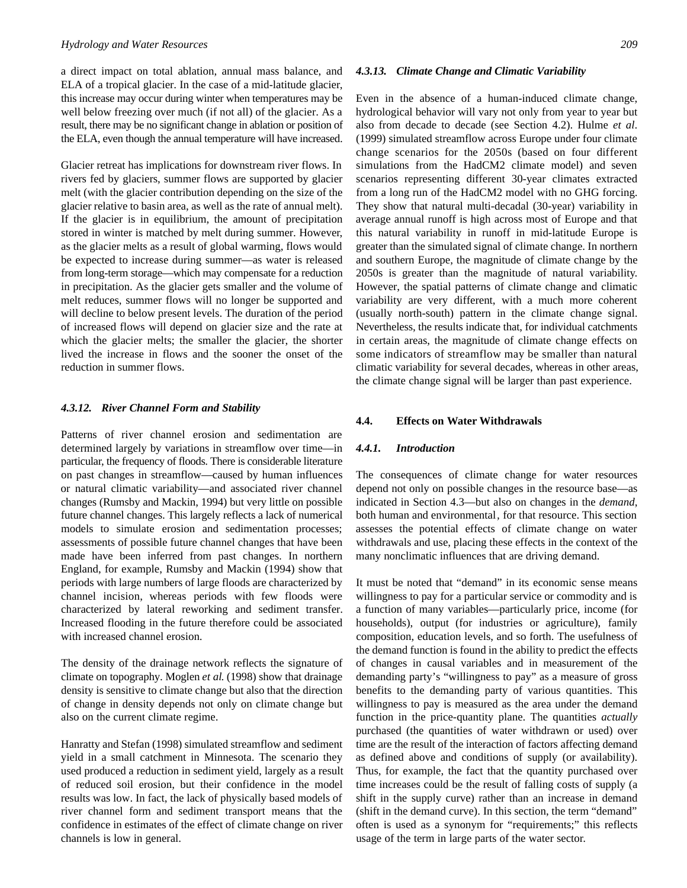a direct impact on total ablation, annual mass balance, and ELA of a tropical glacier. In the case of a mid-latitude glacier, this increase may occur during winter when temperatures may be well below freezing over much (if not all) of the glacier. As a result, there may be no significant change in ablation or position of the ELA, even though the annual temperature will have increased.

Glacier retreat has implications for downstream river flows. In rivers fed by glaciers, summer flows are supported by glacier melt (with the glacier contribution depending on the size of the glacier relative to basin area, as well as the rate of annual melt). If the glacier is in equilibrium, the amount of precipitation stored in winter is matched by melt during summer. However, as the glacier melts as a result of global warming, flows would be expected to increase during summer—as water is released from long-term storage—which may compensate for a reduction in precipitation. As the glacier gets smaller and the volume of melt reduces, summer flows will no longer be supported and will decline to below present levels. The duration of the period of increased flows will depend on glacier size and the rate at which the glacier melts; the smaller the glacier, the shorter lived the increase in flows and the sooner the onset of the reduction in summer flows.

#### *4.3.12. River Channel Form and Stability*

Patterns of river channel erosion and sedimentation are determined largely by variations in streamflow over time—in particular, the frequency of floods. There is considerable literature on past changes in streamflow—caused by human influences or natural climatic variability—and associated river channel changes (Rumsby and Mackin, 1994) but very little on possible future channel changes. This largely reflects a lack of numerical models to simulate erosion and sedimentation processes; assessments of possible future channel changes that have been made have been inferred from past changes. In northern England, for example, Rumsby and Mackin (1994) show that periods with large numbers of large floods are characterized by channel incision, whereas periods with few floods were characterized by lateral reworking and sediment transfer. Increased flooding in the future therefore could be associated with increased channel erosion.

The density of the drainage network reflects the signature of climate on topography. Moglen *et al.* (1998) show that drainage density is sensitive to climate change but also that the direction of change in density depends not only on climate change but also on the current climate regime.

Hanratty and Stefan (1998) simulated streamflow and sediment yield in a small catchment in Minnesota. The scenario they used produced a reduction in sediment yield, largely as a result of reduced soil erosion, but their confidence in the model results was low. In fact, the lack of physically based models of river channel form and sediment transport means that the confidence in estimates of the effect of climate change on river channels is low in general.

#### *4.3.13. Climate Change and Climatic Variability*

Even in the absence of a human-induced climate change, hydrological behavior will vary not only from year to year but also from decade to decade (see Section 4.2). Hulme *et al*. (1999) simulated streamflow across Europe under four climate change scenarios for the 2050s (based on four different simulations from the HadCM2 climate model) and seven scenarios representing different 30-year climates extracted from a long run of the HadCM2 model with no GHG forcing. They show that natural multi-decadal (30-year) variability in average annual runoff is high across most of Europe and that this natural variability in runoff in mid-latitude Europe is greater than the simulated signal of climate change. In northern and southern Europe, the magnitude of climate change by the 2050s is greater than the magnitude of natural variability. However, the spatial patterns of climate change and climatic variability are very different, with a much more coherent (usually north-south) pattern in the climate change signal. Nevertheless, the results indicate that, for individual catchments in certain areas, the magnitude of climate change effects on some indicators of streamflow may be smaller than natural climatic variability for several decades, whereas in other areas, the climate change signal will be larger than past experience.

### 4.4. Effects on Water Withdrawals

#### *4.4.1. Introduction*

The consequences of climate change for water resources depend not only on possible changes in the resource base—as indicated in Section 4.3—but also on changes in the *demand*, both human and environmental, for that resource. This section assesses the potential effects of climate change on water withdrawals and use, placing these effects in the context of the many nonclimatic influences that are driving demand.

It must be noted that "demand" in its economic sense means willingness to pay for a particular service or commodity and is a function of many variables—particularly price, income (for households), output (for industries or agriculture), family composition, education levels, and so forth. The usefulness of the demand function is found in the ability to predict the effects of changes in causal variables and in measurement of the demanding party's "willingness to pay" as a measure of gross benefits to the demanding party of various quantities. This willingness to pay is measured as the area under the demand function in the price-quantity plane. The quantities *actually* purchased (the quantities of water withdrawn or used) over time are the result of the interaction of factors affecting demand as defined above and conditions of supply (or availability). Thus, for example, the fact that the quantity purchased over time increases could be the result of falling costs of supply (a shift in the supply curve) rather than an increase in demand (shift in the demand curve). In this section, the term "demand" often is used as a synonym for "requirements;" this reflects usage of the term in large parts of the water sector.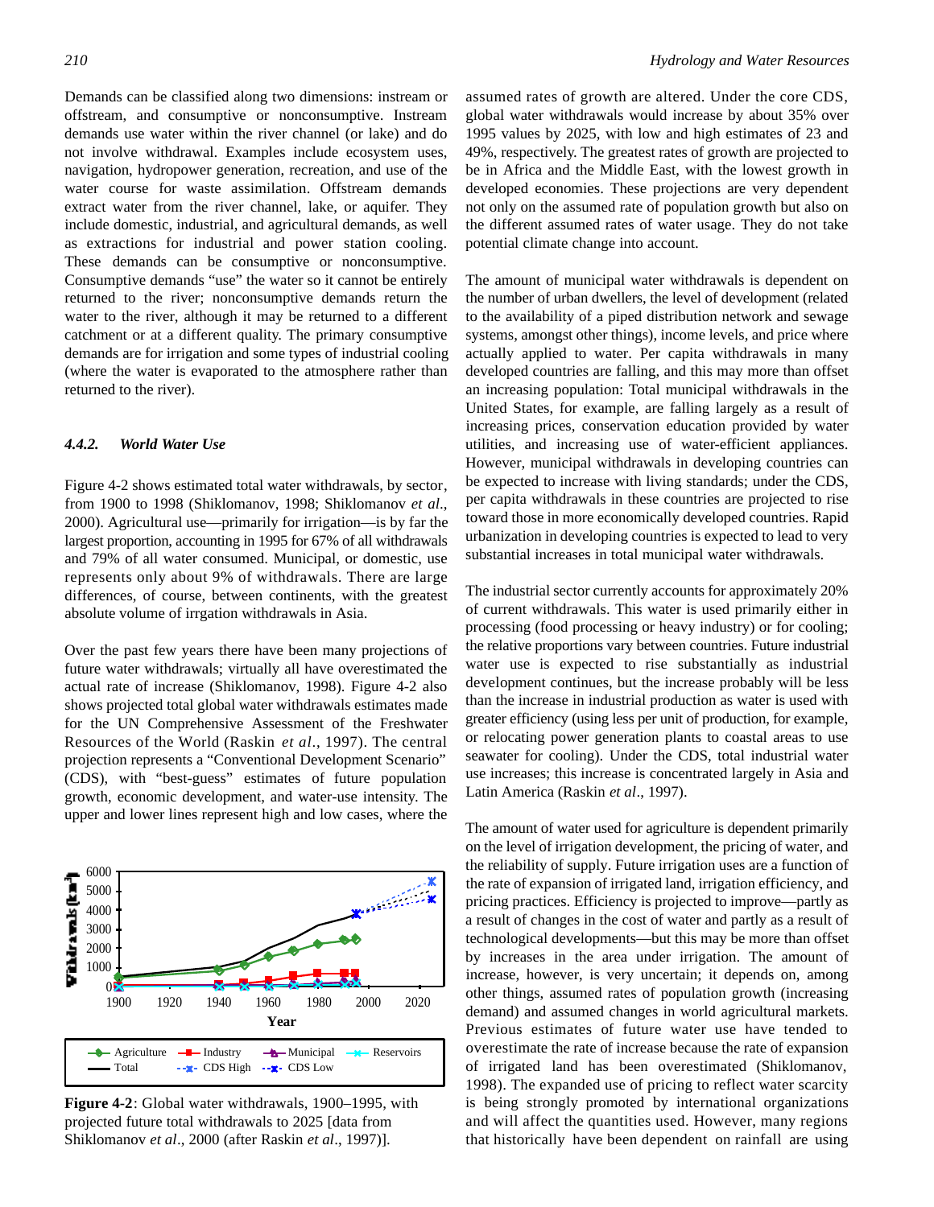Demands can be classified along two dimensions: instream or offstream, and consumptive or nonconsumptive. Instream demands use water within the river channel (or lake) and do not involve withdrawal. Examples include ecosystem uses, navigation, hydropower generation, recreation, and use of the water course for waste assimilation. Offstream demands extract water from the river channel, lake, or aquifer. They include domestic, industrial, and agricultural demands, as well as extractions for industrial and power station cooling. These demands can be consumptive or nonconsumptive. Consumptive demands "use" the water so it cannot be entirely returned to the river; nonconsumptive demands return the water to the river, although it may be returned to a different catchment or at a different quality. The primary consumptive demands are for irrigation and some types of industrial cooling (where the water is evaporated to the atmosphere rather than returned to the river).

#### *4.4.2. World Water Use*

Figure 4-2 shows estimated total water withdrawals, by sector, from 1900 to 1998 (Shiklomanov, 1998; Shiklomanov *et al*., 2000). Agricultural use—primarily for irrigation—is by far the largest proportion, accounting in 1995 for 67% of all withdrawals and 79% of all water consumed. Municipal, or domestic, use represents only about 9% of withdrawals. There are large differences, of course, between continents, with the greatest absolute volume of irrgation withdrawals in Asia.

Over the past few years there have been many projections of future water withdrawals; virtually all have overestimated the actual rate of increase (Shiklomanov, 1998). Figure 4-2 also shows projected total global water withdrawals estimates made for the UN Comprehensive Assessment of the Freshwater Resources of the World (Raskin *et al*., 1997). The central projection represents a "Conventional Development Scenario" (CDS), with "best-guess" estimates of future population growth, economic development, and water-use intensity. The upper and lower lines represent high and low cases, where the assumed rates of growth are altered. Under the core CDS, global water withdrawals would increase by about 35% over 1995 values by 2025, with low and high estimates of 23 and 49%, respectively. The greatest rates of growth are projected to be in Africa and the Middle East, with the lowest growth in developed economies. These projections are very dependent not only on the assumed rate of population growth but also on the different assumed rates of water usage. They do not take potential climate change into account.

**Figure 4-2**: Global water withdrawals, 1900–1995, with projected future total withdrawals to 2025 [data from Shiklomanov *et al*., 2000 (after Raskin *et al*., 1997)].

The amount of municipal water withdrawals is dependent on the number of urban dwellers, the level of development (related to the availability of a piped distribution network and sewage systems, amongst other things), income levels, and price where actually applied to water. Per capita withdrawals in many developed countries are falling, and this may more than offset an increasing population: Total municipal withdrawals in the United States, for example, are falling largely as a result of increasing prices, conservation education provided by water utilities, and increasing use of water-efficient appliances. However, municipal withdrawals in developing countries can be expected to increase with living standards; under the CDS, per capita withdrawals in these countries are projected to rise toward those in more economically developed countries. Rapid urbanization in developing countries is expected to lead to very substantial increases in total municipal water withdrawals.

The industrial sector currently accounts for approximately 20% of current withdrawals. This water is used primarily either in processing (food processing or heavy industry) or for cooling; the relative proportions vary between countries. Future industrial water use is expected to rise substantially as industrial development continues, but the increase probably will be less than the increase in industrial production as water is used with greater efficiency (using less per unit of production, for example, or relocating power generation plants to coastal areas to use seawater for cooling). Under the CDS, total industrial water use increases; this increase is concentrated largely in Asia and Latin America (Raskin *et al*., 1997).

The amount of water used for agriculture is dependent primarily on the level of irrigation development, the pricing of water, and the reliability of supply. Future irrigation uses are a function of the rate of expansion of irrigated land, irrigation efficiency, and pricing practices. Efficiency is projected to improve—partly as a result of changes in the cost of water and partly as a result of technological developments—but this may be more than offset by increases in the area under irrigation. The amount of increase, however, is very uncertain; it depends on, among other things, assumed rates of population growth (increasing demand) and assumed changes in world agricultural markets. Previous estimates of future water use have tended to overestimate the rate of increase because the rate of expansion of irrigated land has been overestimated (Shiklomanov, 1998). The expanded use of pricing to reflect water scarcity is being strongly promoted by international organizations and will affect the quantities used. However, many regions that historically have been dependent on rainfall are using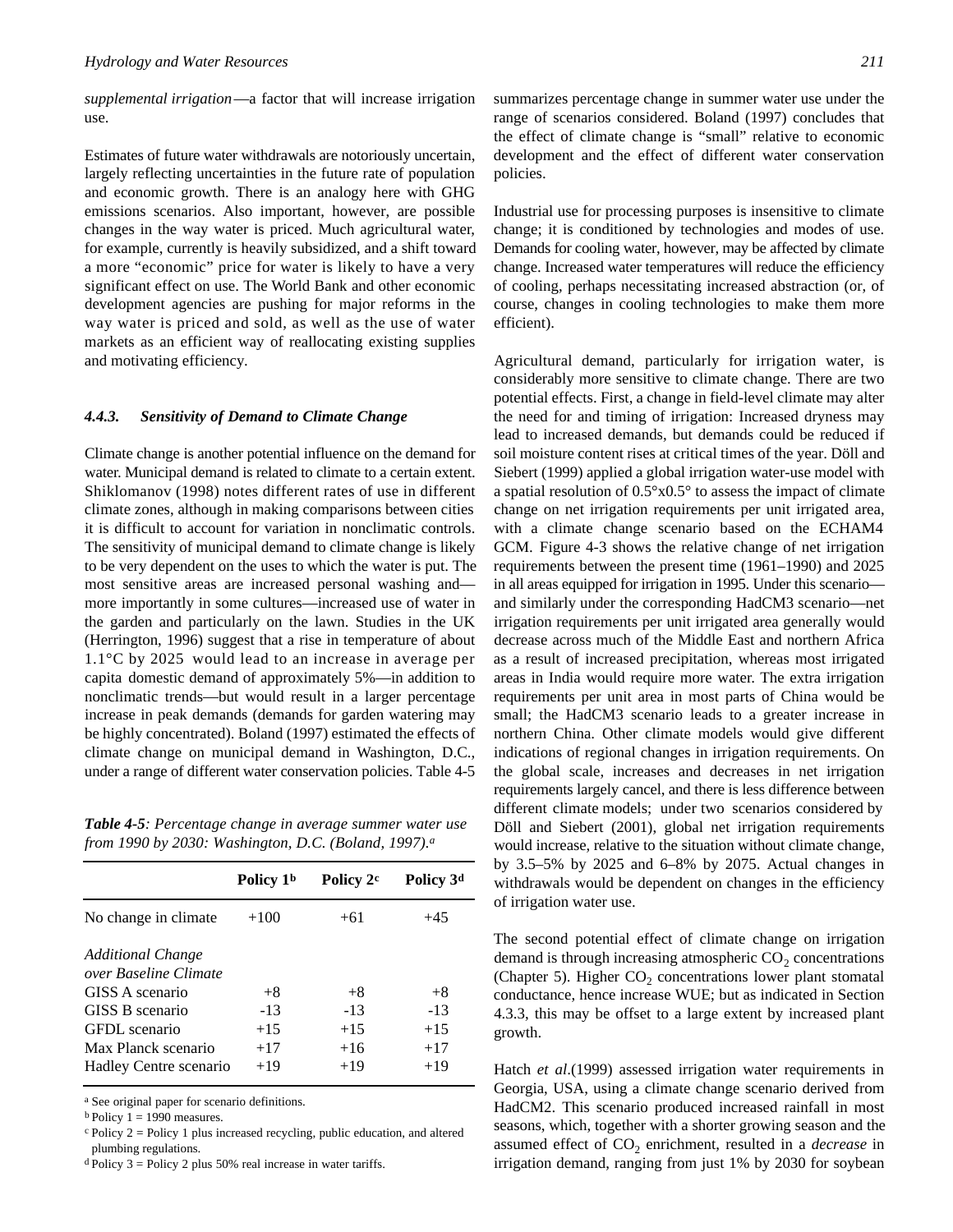*supplemental irrigation*—a factor that will increase irrigation use.

Estimates of future water withdrawals are notoriously uncertain, largely reflecting uncertainties in the future rate of population and economic growth. There is an analogy here with GHG emissions scenarios. Also important, however, are possible changes in the way water is priced. Much agricultural water, for example, currently is heavily subsidized, and a shift toward a more "economic" price for water is likely to have a very significant effect on use. The World Bank and other economic development agencies are pushing for major reforms in the way water is priced and sold, as well as the use of water markets as an efficient way of reallocating existing supplies and motivating efficiency.

#### 4.4.3. Sensitivity of Demand to Climate Change

Climate change is another potential influence on the demand for water. Municipal demand is related to climate to a certain extent. Shiklomanov (1998) notes different rates of use in different climate zones, although in making comparisons between cities it is difficult to account for variation in nonclimatic controls. The sensitivity of municipal demand to climate change is likely to be very dependent on the uses to which the water is put. The most sensitive areas are increased personal washing and—more importantly in some cultures—increased use of water in the garden and particularly on the lawn. Studies in the UK (Herrington, 1996) suggest that a rise in temperature of about 1.1°C by 2025 would lead to an increase in average per capita domestic demand of approximately 5%—in addition to nonclimatic trends—but would result in a larger percentage increase in peak demands (demands for garden watering may be highly concentrated). Boland (1997) estimated the effects of climate change on municipal demand in Washington, D.C., under a range of different water conservation policies. Table 4-5 summarizes percentage change in summer water use under the range of scenarios considered. Boland (1997) concludes that the effect of climate change is "small" relative to economic development and the effect of different water conservation policies.

***Table 4-5****: Percentage change in average summer water use from 1990 by 2030: Washington, D.C. (Boland, 1997).*[a]

| | Policy 1[b] | Policy 2[c] | Policy 3[d] |
|---|---|---|---|
| No change in climate | +100 | +61 | +45 |
| *Additional Change over Baseline Climate* | | | |
| GISS A scenario | +8 | +8 | +8 |
| GISS B scenario | -13 | -13 | -13 |
| GFDL scenario | +15 | +15 | +15 |
| Max Planck scenario | +17 | +16 | +17 |
| Hadley Centre scenario | +19 | +19 | +19 |

[a] See original paper for scenario definitions.
[b] Policy 1 = 1990 measures.
[c] Policy 2 = Policy 1 plus increased recycling, public education, and altered plumbing regulations.
[d] Policy 3 = Policy 2 plus 50% real increase in water tariffs.

Industrial use for processing purposes is insensitive to climate change; it is conditioned by technologies and modes of use. Demands for cooling water, however, may be affected by climate change. Increased water temperatures will reduce the efficiency of cooling, perhaps necessitating increased abstraction (or, of course, changes in cooling technologies to make them more efficient).

Agricultural demand, particularly for irrigation water, is considerably more sensitive to climate change. There are two potential effects. First, a change in field-level climate may alter the need for and timing of irrigation: Increased dryness may lead to increased demands, but demands could be reduced if soil moisture content rises at critical times of the year. Döll and Siebert (1999) applied a global irrigation water-use model with a spatial resolution of 0.5°x0.5° to assess the impact of climate change on net irrigation requirements per unit irrigated area, with a climate change scenario based on the ECHAM4 GCM. Figure 4-3 shows the relative change of net irrigation requirements between the present time (1961–1990) and 2025 in all areas equipped for irrigation in 1995. Under this scenario—and similarly under the corresponding HadCM3 scenario—net irrigation requirements per unit irrigated area generally would decrease across much of the Middle East and northern Africa as a result of increased precipitation, whereas most irrigated areas in India would require more water. The extra irrigation requirements per unit area in most parts of China would be small; the HadCM3 scenario leads to a greater increase in northern China. Other climate models would give different indications of regional changes in irrigation requirements. On the global scale, increases and decreases in net irrigation requirements largely cancel, and there is less difference between different climate models; under two scenarios considered by Döll and Siebert (2001), global net irrigation requirements would increase, relative to the situation without climate change, by 3.5–5% by 2025 and 6–8% by 2075. Actual changes in withdrawals would be dependent on changes in the efficiency of irrigation water use.

The second potential effect of climate change on irrigation demand is through increasing atmospheric $CO_2$ concentrations (Chapter 5). Higher $CO_2$ concentrations lower plant stomatal conductance, hence increase WUE; but as indicated in Section 4.3.3, this may be offset to a large extent by increased plant growth.

Hatch *et al.*(1999) assessed irrigation water requirements in Georgia, USA, using a climate change scenario derived from HadCM2. This scenario produced increased rainfall in most seasons, which, together with a shorter growing season and the assumed effect of $CO_2$ enrichment, resulted in a *decrease* in irrigation demand, ranging from just 1% by 2030 for soybean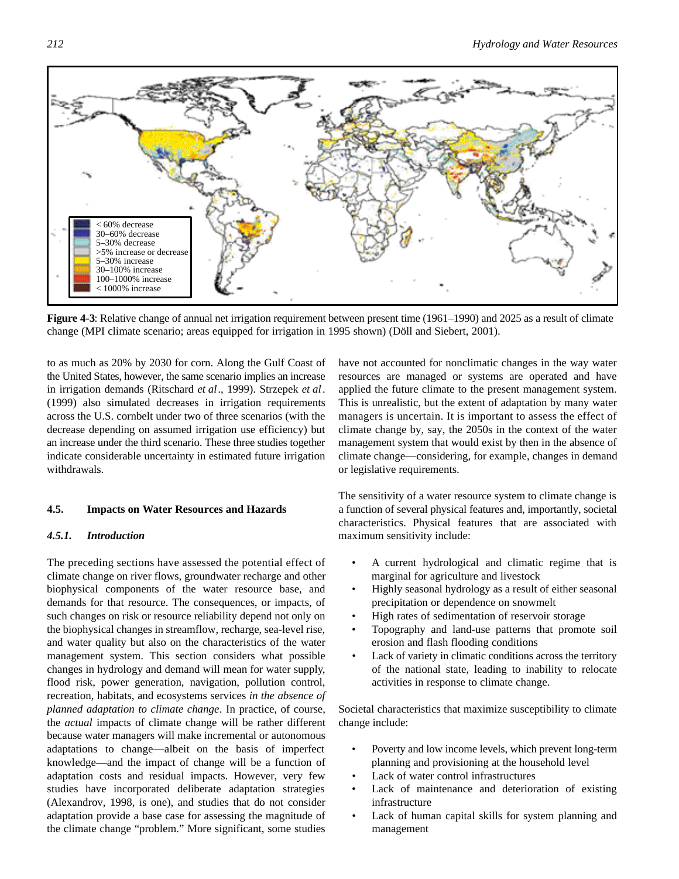< 60% decrease
30–60% decrease
5–30% decrease
>5% increase or decrease
5–30% increase
30–100% increase
100–1000% increase
< 1000% increase

**Figure 4-3**: Relative change of annual net irrigation requirement between present time (1961–1990) and 2025 as a result of climate change (MPI climate scenario; areas equipped for irrigation in 1995 shown) (Döll and Siebert, 2001).

to as much as 20% by 2030 for corn. Along the Gulf Coast of the United States, however, the same scenario implies an increase in irrigation demands (Ritschard *et al*., 1999). Strzepek *et al*. (1999) also simulated decreases in irrigation requirements across the U.S. cornbelt under two of three scenarios (with the decrease depending on assumed irrigation use efficiency) but an increase under the third scenario. These three studies together indicate considerable uncertainty in estimated future irrigation withdrawals.

## 4.5. Impacts on Water Resources and Hazards

### *4.5.1. Introduction*

The preceding sections have assessed the potential effect of climate change on river flows, groundwater recharge and other biophysical components of the water resource base, and demands for that resource. The consequences, or impacts, of such changes on risk or resource reliability depend not only on the biophysical changes in streamflow, recharge, sea-level rise, and water quality but also on the characteristics of the water management system. This section considers what possible changes in hydrology and demand will mean for water supply, flood risk, power generation, navigation, pollution control, recreation, habitats, and ecosystems services *in the absence of planned adaptation to climate change*. In practice, of course, the *actual* impacts of climate change will be rather different because water managers will make incremental or autonomous adaptations to change—albeit on the basis of imperfect knowledge—and the impact of change will be a function of adaptation costs and residual impacts. However, very few studies have incorporated deliberate adaptation strategies (Alexandrov, 1998, is one), and studies that do not consider adaptation provide a base case for assessing the magnitude of the climate change "problem." More significant, some studies have not accounted for nonclimatic changes in the way water resources are managed or systems are operated and have applied the future climate to the present management system. This is unrealistic, but the extent of adaptation by many water managers is uncertain. It is important to assess the effect of climate change by, say, the 2050s in the context of the water management system that would exist by then in the absence of climate change—considering, for example, changes in demand or legislative requirements.

The sensitivity of a water resource system to climate change is a function of several physical features and, importantly, societal characteristics. Physical features that are associated with maximum sensitivity include:

- A current hydrological and climatic regime that is marginal for agriculture and livestock
- Highly seasonal hydrology as a result of either seasonal precipitation or dependence on snowmelt
- High rates of sedimentation of reservoir storage
- Topography and land-use patterns that promote soil erosion and flash flooding conditions
- Lack of variety in climatic conditions across the territory of the national state, leading to inability to relocate activities in response to climate change.

Societal characteristics that maximize susceptibility to climate change include:

- Poverty and low income levels, which prevent long-term planning and provisioning at the household level
- Lack of water control infrastructures
- Lack of maintenance and deterioration of existing infrastructure
- Lack of human capital skills for system planning and management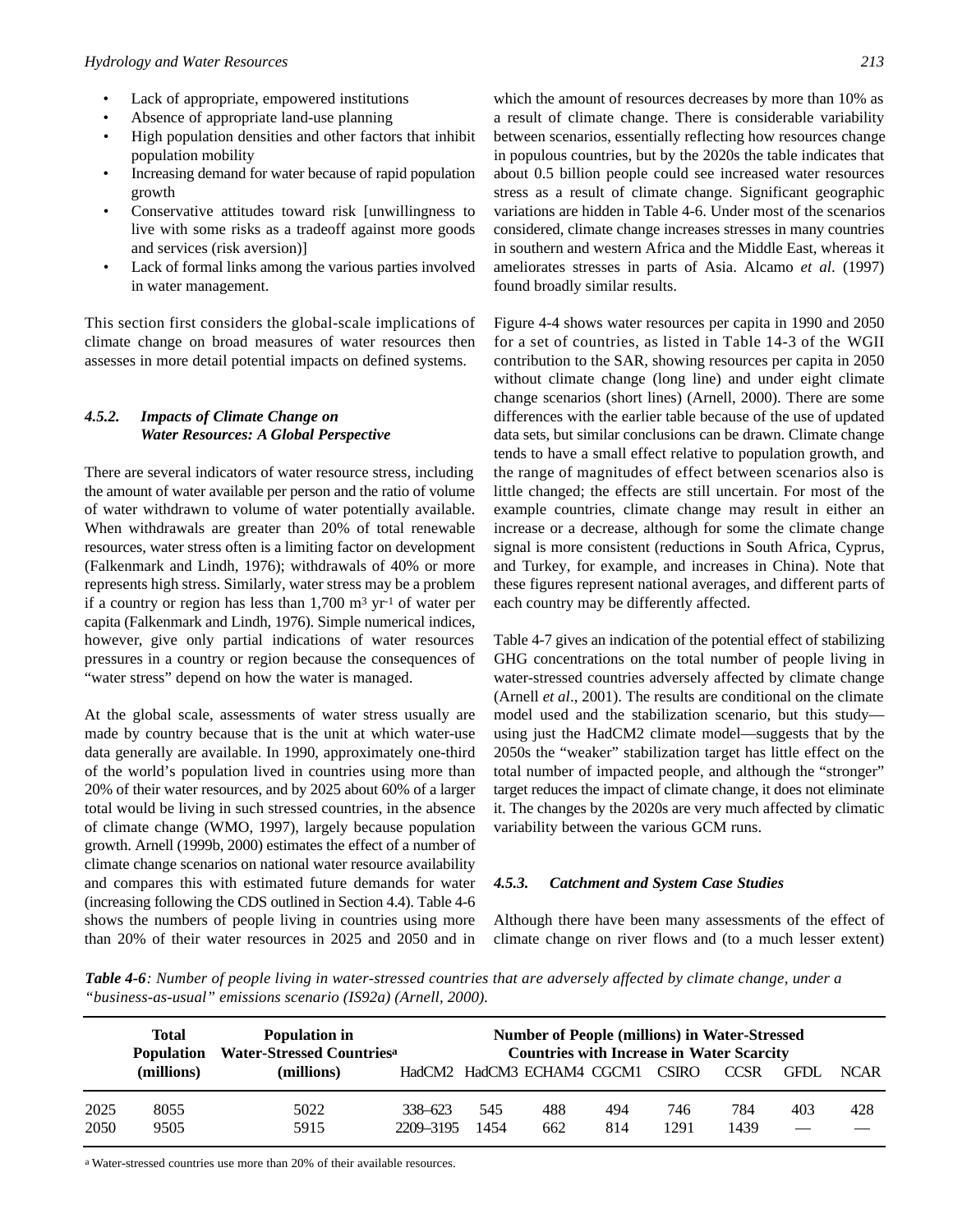- Lack of appropriate, empowered institutions
- Absence of appropriate land-use planning
- High population densities and other factors that inhibit population mobility
- Increasing demand for water because of rapid population growth
- Conservative attitudes toward risk [unwillingness to live with some risks as a tradeoff against more goods and services (risk aversion)]
- Lack of formal links among the various parties involved in water management.

This section first considers the global-scale implications of climate change on broad measures of water resources then assesses in more detail potential impacts on defined systems.

### 4.5.2. Impacts of Climate Change on Water Resources: A Global Perspective

There are several indicators of water resource stress, including the amount of water available per person and the ratio of volume of water withdrawn to volume of water potentially available. When withdrawals are greater than 20% of total renewable resources, water stress often is a limiting factor on development (Falkenmark and Lindh, 1976); withdrawals of 40% or more represents high stress. Similarly, water stress may be a problem if a country or region has less than 1,700 $m^3$ $yr^{-1}$ of water per capita (Falkenmark and Lindh, 1976). Simple numerical indices, however, give only partial indications of water resources pressures in a country or region because the consequences of "water stress" depend on how the water is managed.

At the global scale, assessments of water stress usually are made by country because that is the unit at which water-use data generally are available. In 1990, approximately one-third of the world's population lived in countries using more than 20% of their water resources, and by 2025 about 60% of a larger total would be living in such stressed countries, in the absence of climate change (WMO, 1997), largely because population growth. Arnell (1999b, 2000) estimates the effect of a number of climate change scenarios on national water resource availability and compares this with estimated future demands for water (increasing following the CDS outlined in Section 4.4). Table 4-6 shows the numbers of people living in countries using more than 20% of their water resources in 2025 and 2050 and in which the amount of resources decreases by more than 10% as a result of climate change. There is considerable variability between scenarios, essentially reflecting how resources change in populous countries, but by the 2020s the table indicates that about 0.5 billion people could see increased water resources stress as a result of climate change. Significant geographic variations are hidden in Table 4-6. Under most of the scenarios considered, climate change increases stresses in many countries in southern and western Africa and the Middle East, whereas it ameliorates stresses in parts of Asia. Alcamo *et al*. (1997) found broadly similar results.

Figure 4-4 shows water resources per capita in 1990 and 2050 for a set of countries, as listed in Table 14-3 of the WGII contribution to the SAR, showing resources per capita in 2050 without climate change (long line) and under eight climate change scenarios (short lines) (Arnell, 2000). There are some differences with the earlier table because of the use of updated data sets, but similar conclusions can be drawn. Climate change tends to have a small effect relative to population growth, and the range of magnitudes of effect between scenarios also is little changed; the effects are still uncertain. For most of the example countries, climate change may result in either an increase or a decrease, although for some the climate change signal is more consistent (reductions in South Africa, Cyprus, and Turkey, for example, and increases in China). Note that these figures represent national averages, and different parts of each country may be differently affected.

Table 4-7 gives an indication of the potential effect of stabilizing GHG concentrations on the total number of people living in water-stressed countries adversely affected by climate change (Arnell *et al*., 2001). The results are conditional on the climate model used and the stabilization scenario, but this study—using just the HadCM2 climate model—suggests that by the 2050s the "weaker" stabilization target has little effect on the total number of impacted people, and although the "stronger" target reduces the impact of climate change, it does not eliminate it. The changes by the 2020s are very much affected by climatic variability between the various GCM runs.

### 4.5.3. Catchment and System Case Studies

Although there have been many assessments of the effect of climate change on river flows and (to a much lesser extent)

***Table 4-6**: Number of people living in water-stressed countries that are adversely affected by climate change, under a "business-as-usual" emissions scenario (IS92a) (Arnell, 2000).*

| | Total Population (millions) | Population in Water-Stressed Countries[a] (millions) | Number of People (millions) in Water-Stressed Countries with Increase in Water Scarcity | | | | | | | |
|---|---|---|---|---|---|---|---|---|---|---|
| | | | HadCM2 | HadCM3 | ECHAM4 | CGCM1 | CSIRO | CCSR | GFDL | NCAR |
| 2025 | 8055 | 5022 | 338–623 | 545 | 488 | 494 | 746 | 784 | 403 | 428 |
| 2050 | 9505 | 5915 | 2209–3195 | 1454 | 662 | 814 | 1291 | 1439 | — | — |

[a] Water-stressed countries use more than 20% of their available resources.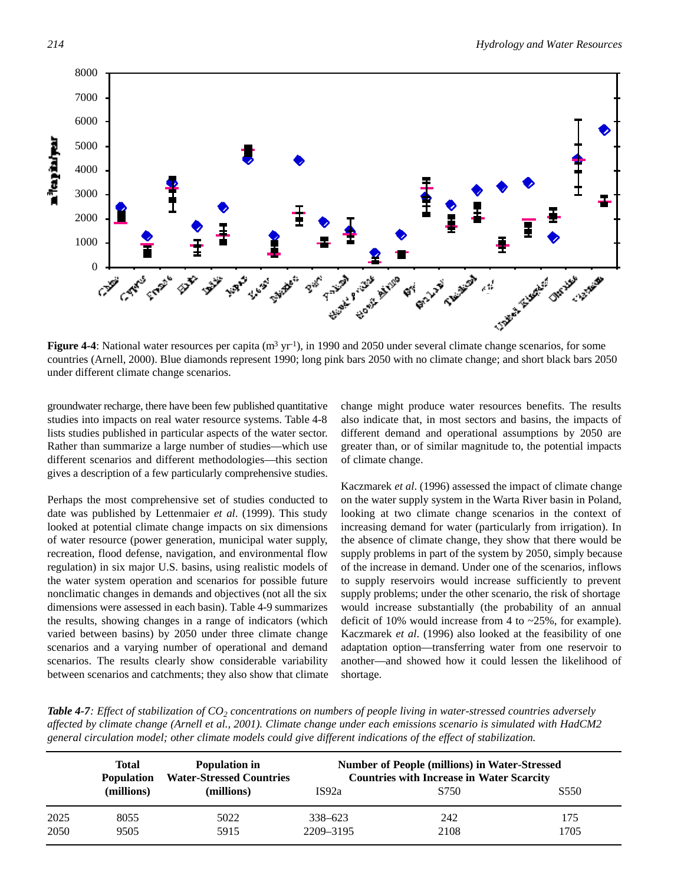**Figure 4-4**: National water resources per capita ($m^3\ yr^{-1}$), in 1990 and 2050 under several climate change scenarios, for some countries (Arnell, 2000). Blue diamonds represent 1990; long pink bars 2050 with no climate change; and short black bars 2050 under different climate change scenarios.

groundwater recharge, there have been few published quantitative studies into impacts on real water resource systems. Table 4-8 lists studies published in particular aspects of the water sector. Rather than summarize a large number of studies—which use different scenarios and different methodologies—this section gives a description of a few particularly comprehensive studies.

Perhaps the most comprehensive set of studies conducted to date was published by Lettenmaier *et al*. (1999). This study looked at potential climate change impacts on six dimensions of water resource (power generation, municipal water supply, recreation, flood defense, navigation, and environmental flow regulation) in six major U.S. basins, using realistic models of the water system operation and scenarios for possible future nonclimatic changes in demands and objectives (not all the six dimensions were assessed in each basin). Table 4-9 summarizes the results, showing changes in a range of indicators (which varied between basins) by 2050 under three climate change scenarios and a varying number of operational and demand scenarios. The results clearly show considerable variability between scenarios and catchments; they also show that climate change might produce water resources benefits. The results also indicate that, in most sectors and basins, the impacts of different demand and operational assumptions by 2050 are greater than, or of similar magnitude to, the potential impacts of climate change.

Kaczmarek *et al*. (1996) assessed the impact of climate change on the water supply system in the Warta River basin in Poland, looking at two climate change scenarios in the context of increasing demand for water (particularly from irrigation). In the absence of climate change, they show that there would be supply problems in part of the system by 2050, simply because of the increase in demand. Under one of the scenarios, inflows to supply reservoirs would increase sufficiently to prevent supply problems; under the other scenario, the risk of shortage would increase substantially (the probability of an annual deficit of 10% would increase from 4 to ~25%, for example). Kaczmarek *et al*. (1996) also looked at the feasibility of one adaptation option—transferring water from one reservoir to another—and showed how it could lessen the likelihood of shortage.

***Table 4-7****: Effect of stabilization of $CO_2$ concentrations on numbers of people living in water-stressed countries adversely affected by climate change (Arnell et al., 2001). Climate change under each emissions scenario is simulated with HadCM2 general circulation model; other climate models could give different indications of the effect of stabilization.*

| | Total Population (millions) | Population in Water-Stressed Countries (millions) | Number of People (millions) in Water-Stressed Countries with Increase in Water Scarcity | | |
|---|---|---|---|---|---|
| | | | IS92a | S750 | S550 |
| 2025 | 8055 | 5022 | 338–623 | 242 | 175 |
| 2050 | 9505 | 5915 | 2209–3195 | 2108 | 1705 |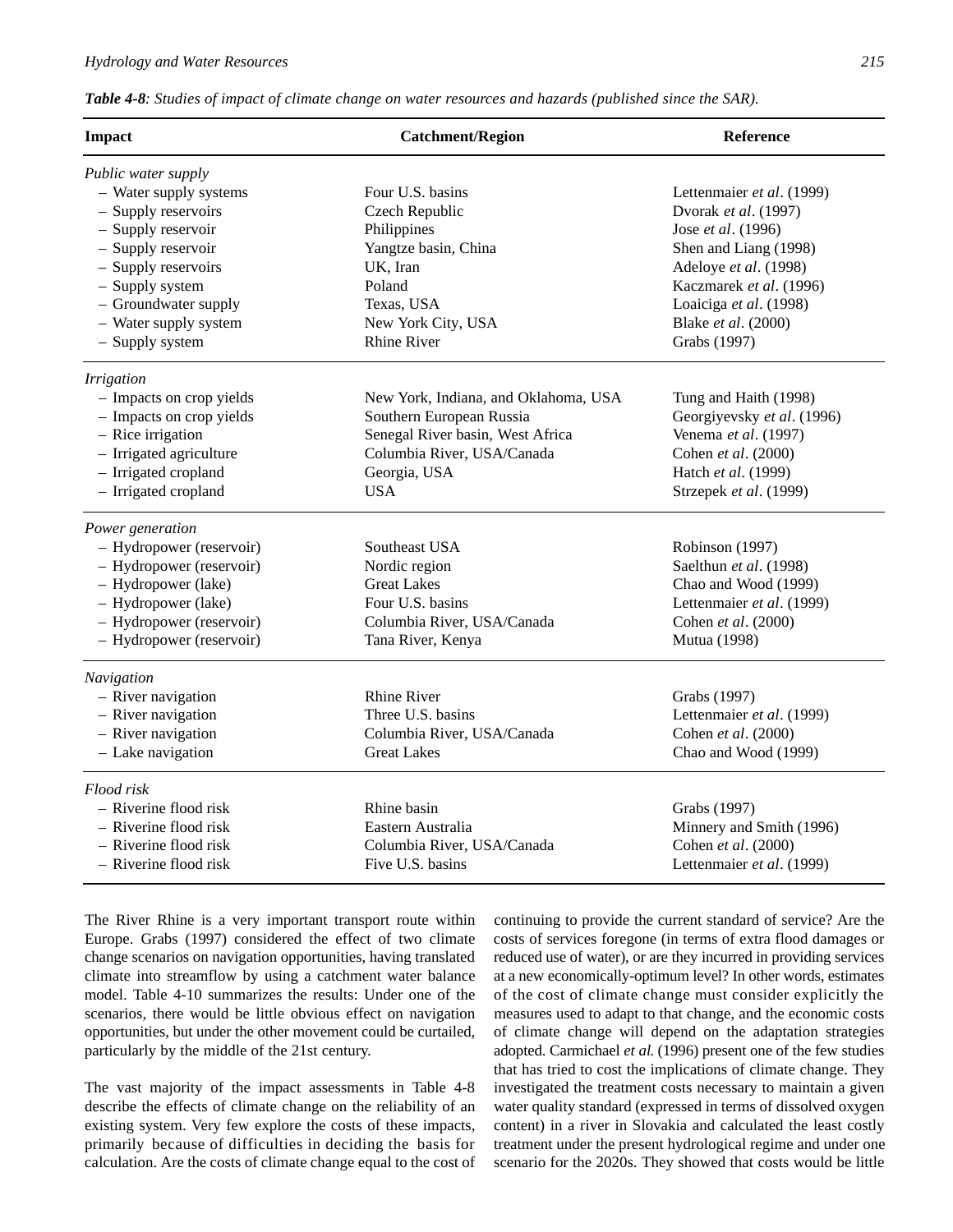**Table 4-8**: *Studies of impact of climate change on water resources and hazards (published since the SAR).*

| Impact | Catchment/Region | Reference |
|---|---|---|
| *Public water supply* | | |
| – Water supply systems | Four U.S. basins | Lettenmaier *et al*. (1999) |
| – Supply reservoirs | Czech Republic | Dvorak *et al*. (1997) |
| – Supply reservoir | Philippines | Jose *et al*. (1996) |
| – Supply reservoir | Yangtze basin, China | Shen and Liang (1998) |
| – Supply reservoirs | UK, Iran | Adeloye *et al*. (1998) |
| – Supply system | Poland | Kaczmarek *et al*. (1996) |
| – Groundwater supply | Texas, USA | Loaiciga *et al*. (1998) |
| – Water supply system | New York City, USA | Blake *et al*. (2000) |
| – Supply system | Rhine River | Grabs (1997) |
| *Irrigation* | | |
| – Impacts on crop yields | New York, Indiana, and Oklahoma, USA | Tung and Haith (1998) |
| – Impacts on crop yields | Southern European Russia | Georgiyevsky *et al*. (1996) |
| – Rice irrigation | Senegal River basin, West Africa | Venema *et al*. (1997) |
| – Irrigated agriculture | Columbia River, USA/Canada | Cohen *et al*. (2000) |
| – Irrigated cropland | Georgia, USA | Hatch *et al*. (1999) |
| – Irrigated cropland | USA | Strzepek *et al*. (1999) |
| *Power generation* | | |
| – Hydropower (reservoir) | Southeast USA | Robinson (1997) |
| – Hydropower (reservoir) | Nordic region | Saelthun *et al*. (1998) |
| – Hydropower (lake) | Great Lakes | Chao and Wood (1999) |
| – Hydropower (lake) | Four U.S. basins | Lettenmaier *et al*. (1999) |
| – Hydropower (reservoir) | Columbia River, USA/Canada | Cohen *et al*. (2000) |
| – Hydropower (reservoir) | Tana River, Kenya | Mutua (1998) |
| *Navigation* | | |
| – River navigation | Rhine River | Grabs (1997) |
| – River navigation | Three U.S. basins | Lettenmaier *et al*. (1999) |
| – River navigation | Columbia River, USA/Canada | Cohen *et al*. (2000) |
| – Lake navigation | Great Lakes | Chao and Wood (1999) |
| *Flood risk* | | |
| – Riverine flood risk | Rhine basin | Grabs (1997) |
| – Riverine flood risk | Eastern Australia | Minnery and Smith (1996) |
| – Riverine flood risk | Columbia River, USA/Canada | Cohen *et al*. (2000) |
| – Riverine flood risk | Five U.S. basins | Lettenmaier *et al*. (1999) |

The River Rhine is a very important transport route within Europe. Grabs (1997) considered the effect of two climate change scenarios on navigation opportunities, having translated climate into streamflow by using a catchment water balance model. Table 4-10 summarizes the results: Under one of the scenarios, there would be little obvious effect on navigation opportunities, but under the other movement could be curtailed, particularly by the middle of the 21st century.

The vast majority of the impact assessments in Table 4-8 describe the effects of climate change on the reliability of an existing system. Very few explore the costs of these impacts, primarily because of difficulties in deciding the basis for calculation. Are the costs of climate change equal to the cost of continuing to provide the current standard of service? Are the costs of services foregone (in terms of extra flood damages or reduced use of water), or are they incurred in providing services at a new economically-optimum level? In other words, estimates of the cost of climate change must consider explicitly the measures used to adapt to that change, and the economic costs of climate change will depend on the adaptation strategies adopted. Carmichael *et al.* (1996) present one of the few studies that has tried to cost the implications of climate change. They investigated the treatment costs necessary to maintain a given water quality standard (expressed in terms of dissolved oxygen content) in a river in Slovakia and calculated the least costly treatment under the present hydrological regime and under one scenario for the 2020s. They showed that costs would be little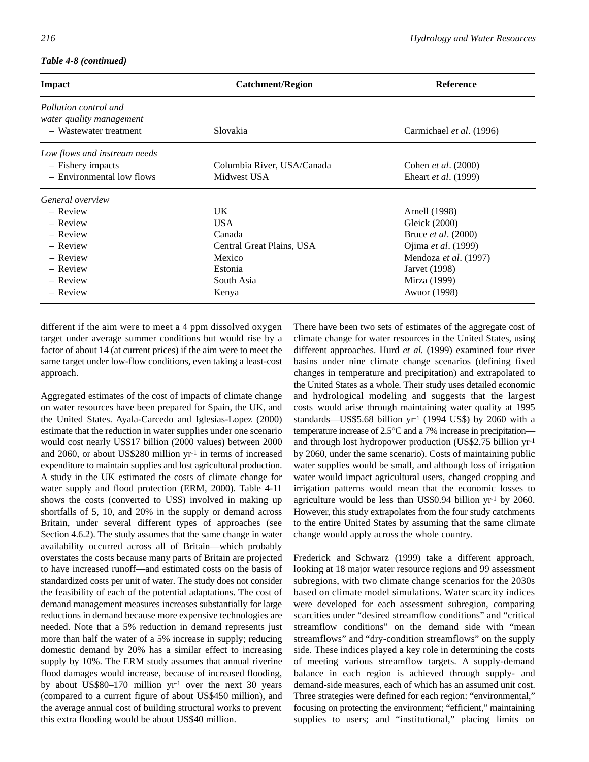*Table 4-8 (continued)*

| Impact | Catchment/Region | Reference |
|---|---|---|
| *Pollution control and water quality management* | | |
| – Wastewater treatment | Slovakia | Carmichael *et al*. (1996) |
| *Low flows and instream needs* | | |
| – Fishery impacts | Columbia River, USA/Canada | Cohen *et al*. (2000) |
| – Environmental low flows | Midwest USA | Eheart *et al*. (1999) |
| *General overview* | | |
| – Review | UK | Arnell (1998) |
| – Review | USA | Gleick (2000) |
| – Review | Canada | Bruce *et al*. (2000) |
| – Review | Central Great Plains, USA | Ojima *et al*. (1999) |
| – Review | Mexico | Mendoza *et al*. (1997) |
| – Review | Estonia | Jarvet (1998) |
| – Review | South Asia | Mirza (1999) |
| – Review | Kenya | Awuor (1998) |

different if the aim were to meet a 4 ppm dissolved oxygen target under average summer conditions but would rise by a factor of about 14 (at current prices) if the aim were to meet the same target under low-flow conditions, even taking a least-cost approach.

Aggregated estimates of the cost of impacts of climate change on water resources have been prepared for Spain, the UK, and the United States. Ayala-Carcedo and Iglesias-Lopez (2000) estimate that the reduction in water supplies under one scenario would cost nearly US\$17 billion (2000 values) between 2000 and 2060, or about US\$280 million $yr^{-1}$ in terms of increased expenditure to maintain supplies and lost agricultural production. A study in the UK estimated the costs of climate change for water supply and flood protection (ERM, 2000). Table 4-11 shows the costs (converted to US\$) involved in making up shortfalls of 5, 10, and 20% in the supply or demand across Britain, under several different types of approaches (see Section 4.6.2). The study assumes that the same change in water availability occurred across all of Britain—which probably overstates the costs because many parts of Britain are projected to have increased runoff—and estimated costs on the basis of standardized costs per unit of water. The study does not consider the feasibility of each of the potential adaptations. The cost of demand management measures increases substantially for large reductions in demand because more expensive technologies are needed. Note that a 5% reduction in demand represents just more than half the water of a 5% increase in supply; reducing domestic demand by 20% has a similar effect to increasing supply by 10%. The ERM study assumes that annual riverine flood damages would increase, because of increased flooding, by about US\$80–170 million $yr^{-1}$ over the next 30 years (compared to a current figure of about US\$450 million), and the average annual cost of building structural works to prevent this extra flooding would be about US\$40 million.

There have been two sets of estimates of the aggregate cost of climate change for water resources in the United States, using different approaches. Hurd *et al.* (1999) examined four river basins under nine climate change scenarios (defining fixed changes in temperature and precipitation) and extrapolated to the United States as a whole. Their study uses detailed economic and hydrological modeling and suggests that the largest costs would arise through maintaining water quality at 1995 standards—US\$5.68 billion $yr^{-1}$ (1994 US\$) by 2060 with a temperature increase of 2.5°C and a 7% increase in precipitation—and through lost hydropower production (US\$2.75 billion $yr^{-1}$ by 2060, under the same scenario). Costs of maintaining public water supplies would be small, and although loss of irrigation water would impact agricultural users, changed cropping and irrigation patterns would mean that the economic losses to agriculture would be less than US\$0.94 billion $yr^{-1}$ by 2060. However, this study extrapolates from the four study catchments to the entire United States by assuming that the same climate change would apply across the whole country.

Frederick and Schwarz (1999) take a different approach, looking at 18 major water resource regions and 99 assessment subregions, with two climate change scenarios for the 2030s based on climate model simulations. Water scarcity indices were developed for each assessment subregion, comparing scarcities under "desired streamflow conditions" and "critical streamflow conditions" on the demand side with "mean streamflows" and "dry-condition streamflows" on the supply side. These indices played a key role in determining the costs of meeting various streamflow targets. A supply-demand balance in each region is achieved through supply- and demand-side measures, each of which has an assumed unit cost. Three strategies were defined for each region: "environmental," focusing on protecting the environment; "efficient," maintaining supplies to users; and "institutional," placing limits on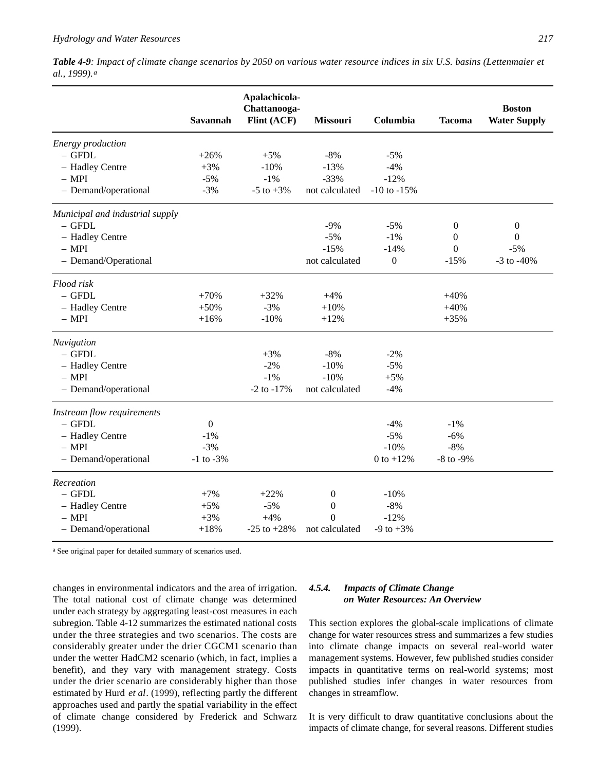*Table 4-9: Impact of climate change scenarios by 2050 on various water resource indices in six U.S. basins (Lettenmaier et al., 1999).*[a]

| | Savannah | Apalachicola-Chattanooga-Flint (ACF) | Missouri | Columbia | Tacoma | Boston Water Supply |
|---|---|---|---|---|---|---|
| *Energy production* | | | | | | |
| – GFDL | +26% | +5% | -8% | -5% | | |
| – Hadley Centre | +3% | -10% | -13% | -4% | | |
| – MPI | -5% | -1% | -33% | -12% | | |
| – Demand/operational | -3% | -5 to +3% | not calculated | -10 to -15% | | |
| *Municipal and industrial supply* | | | | | | |
| – GFDL | | | -9% | -5% | 0 | 0 |
| – Hadley Centre | | | -5% | -1% | 0 | 0 |
| – MPI | | | -15% | -14% | 0 | -5% |
| – Demand/Operational | | | not calculated | 0 | -15% | -3 to -40% |
| *Flood risk* | | | | | | |
| – GFDL | +70% | +32% | +4% | | +40% | |
| – Hadley Centre | +50% | -3% | +10% | | +40% | |
| – MPI | +16% | -10% | +12% | | +35% | |
| *Navigation* | | | | | | |
| – GFDL | | +3% | -8% | -2% | | |
| – Hadley Centre | | -2% | -10% | -5% | | |
| – MPI | | -1% | -10% | +5% | | |
| – Demand/operational | | -2 to -17% | not calculated | -4% | | |
| *Instream flow requirements* | | | | | | |
| – GFDL | 0 | | | -4% | -1% | |
| – Hadley Centre | -1% | | | -5% | -6% | |
| – MPI | -3% | | | -10% | -8% | |
| – Demand/operational | -1 to -3% | | | 0 to +12% | -8 to -9% | |
| *Recreation* | | | | | | |
| – GFDL | +7% | +22% | 0 | -10% | | |
| – Hadley Centre | +5% | -5% | 0 | -8% | | |
| – MPI | +3% | +4% | 0 | -12% | | |
| – Demand/operational | +18% | -25 to +28% | not calculated | -9 to +3% | | |

[a] See original paper for detailed summary of scenarios used.

changes in environmental indicators and the area of irrigation. The total national cost of climate change was determined under each strategy by aggregating least-cost measures in each subregion. Table 4-12 summarizes the estimated national costs under the three strategies and two scenarios. The costs are considerably greater under the drier CGCM1 scenario than under the wetter HadCM2 scenario (which, in fact, implies a benefit), and they vary with management strategy. Costs under the drier scenario are considerably higher than those estimated by Hurd *et al*. (1999), reflecting partly the different approaches used and partly the spatial variability in the effect of climate change considered by Frederick and Schwarz (1999).

### 4.5.4. Impacts of Climate Change on Water Resources: An Overview

This section explores the global-scale implications of climate change for water resources stress and summarizes a few studies into climate change impacts on several real-world water management systems. However, few published studies consider impacts in quantitative terms on real-world systems; most published studies infer changes in water resources from changes in streamflow.

It is very difficult to draw quantitative conclusions about the impacts of climate change, for several reasons. Different studies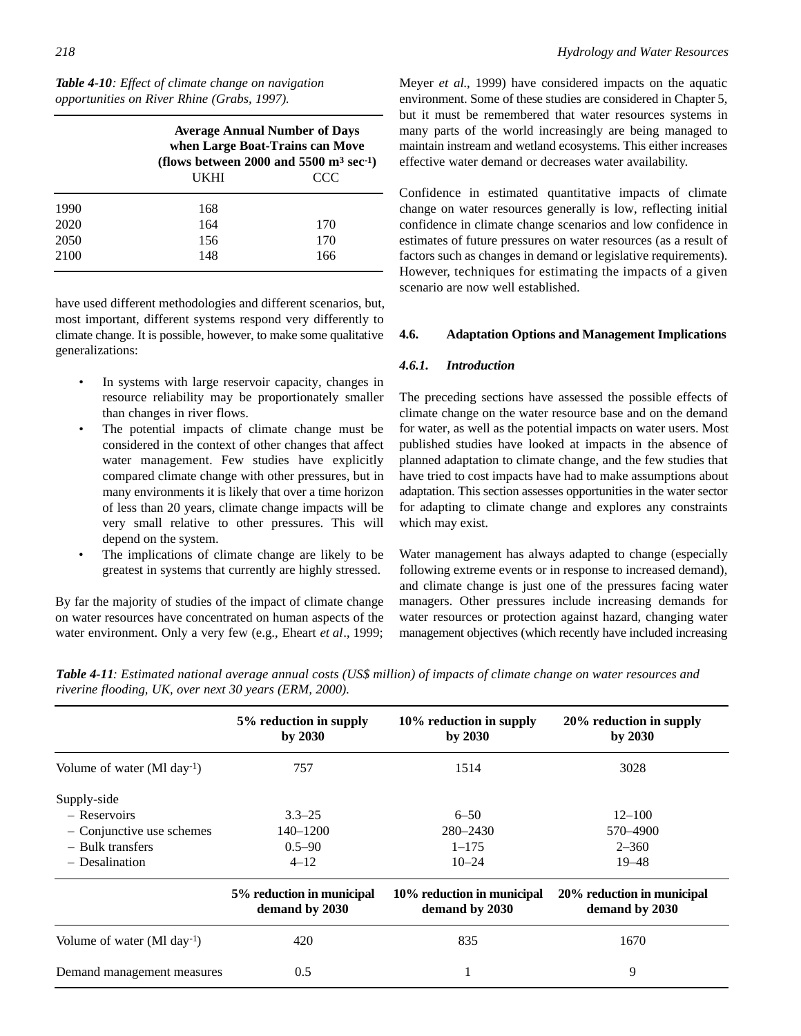*Table 4-10: Effect of climate change on navigation opportunities on River Rhine (Grabs, 1997).*

| | Average Annual Number of Days when Large Boat-Trains can Move (flows between 2000 and 5500 $m^3$ $sec^{-1}$) | |
|---|---|---|
| | UKHI | CCC |
| 1990 | 168 | |
| 2020 | 164 | 170 |
| 2050 | 156 | 170 |
| 2100 | 148 | 166 |

have used different methodologies and different scenarios, but, most important, different systems respond very differently to climate change. It is possible, however, to make some qualitative generalizations:

- In systems with large reservoir capacity, changes in resource reliability may be proportionately smaller than changes in river flows.
- The potential impacts of climate change must be considered in the context of other changes that affect water management. Few studies have explicitly compared climate change with other pressures, but in many environments it is likely that over a time horizon of less than 20 years, climate change impacts will be very small relative to other pressures. This will depend on the system.
- The implications of climate change are likely to be greatest in systems that currently are highly stressed.

By far the majority of studies of the impact of climate change on water resources have concentrated on human aspects of the water environment. Only a very few (e.g., Eheart *et al*., 1999; Meyer *et al*., 1999) have considered impacts on the aquatic environment. Some of these studies are considered in Chapter 5, but it must be remembered that water resources systems in many parts of the world increasingly are being managed to maintain instream and wetland ecosystems. This either increases effective water demand or decreases water availability.

Confidence in estimated quantitative impacts of climate change on water resources generally is low, reflecting initial confidence in climate change scenarios and low confidence in estimates of future pressures on water resources (as a result of factors such as changes in demand or legislative requirements). However, techniques for estimating the impacts of a given scenario are now well established.

## 4.6. Adaptation Options and Management Implications

### *4.6.1. Introduction*

The preceding sections have assessed the possible effects of climate change on the water resource base and on the demand for water, as well as the potential impacts on water users. Most published studies have looked at impacts in the absence of planned adaptation to climate change, and the few studies that have tried to cost impacts have had to make assumptions about adaptation. This section assesses opportunities in the water sector for adapting to climate change and explores any constraints which may exist.

Water management has always adapted to change (especially following extreme events or in response to increased demand), and climate change is just one of the pressures facing water managers. Other pressures include increasing demands for water resources or protection against hazard, changing water management objectives (which recently have included increasing

*Table 4-11: Estimated national average annual costs (US$ million) of impacts of climate change on water resources and riverine flooding, UK, over next 30 years (ERM, 2000).*

| | 5% reduction in supply by 2030 | 10% reduction in supply by 2030 | 20% reduction in supply by 2030 |
|---|---|---|---|
| Volume of water (Ml $day^{-1}$) | 757 | 1514 | 3028 |
| Supply-side | | | |
| – Reservoirs | 3.3–25 | 6–50 | 12–100 |
| – Conjunctive use schemes | 140–1200 | 280–2430 | 570–4900 |
| – Bulk transfers | 0.5–90 | 1–175 | 2–360 |
| – Desalination | 4–12 | 10–24 | 19–48 |
| | **5% reduction in municipal demand by 2030** | **10% reduction in municipal demand by 2030** | **20% reduction in municipal demand by 2030** |
| Volume of water (Ml $day^{-1}$) | 420 | 835 | 1670 |
| Demand management measures | 0.5 | 1 | 9 |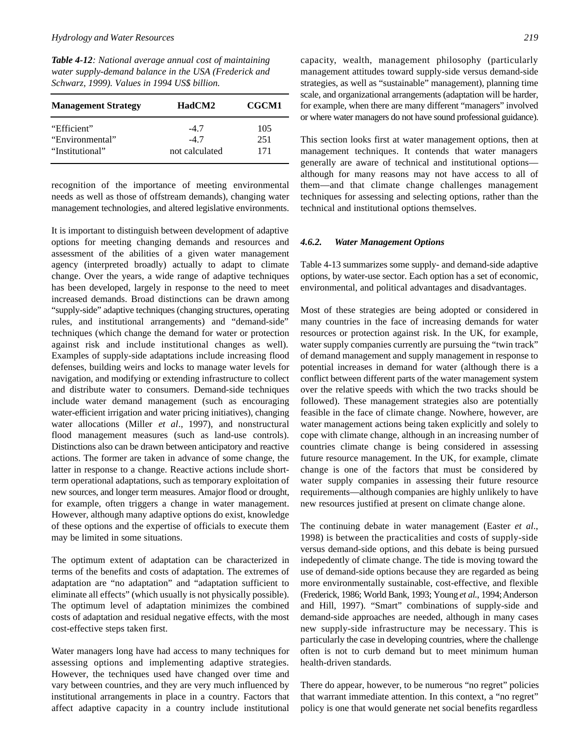*Table 4-12: National average annual cost of maintaining water supply-demand balance in the USA (Frederick and Schwarz, 1999). Values in 1994 US$ billion.*

| Management Strategy | HadCM2 | CGCM1 |
|---|---|---|
| "Efficient" | -4.7 | 105 |
| "Environmental" | -4.7 | 251 |
| "Institutional" | not calculated | 171 |

recognition of the importance of meeting environmental needs as well as those of offstream demands), changing water management technologies, and altered legislative environments.

It is important to distinguish between development of adaptive options for meeting changing demands and resources and assessment of the abilities of a given water management agency (interpreted broadly) actually to adapt to climate change. Over the years, a wide range of adaptive techniques has been developed, largely in response to the need to meet increased demands. Broad distinctions can be drawn among "supply-side" adaptive techniques (changing structures, operating rules, and institutional arrangements) and "demand-side" techniques (which change the demand for water or protection against risk and include institutional changes as well). Examples of supply-side adaptations include increasing flood defenses, building weirs and locks to manage water levels for navigation, and modifying or extending infrastructure to collect and distribute water to consumers. Demand-side techniques include water demand management (such as encouraging water-efficient irrigation and water pricing initiatives), changing water allocations (Miller *et al*., 1997), and nonstructural flood management measures (such as land-use controls). Distinctions also can be drawn between anticipatory and reactive actions. The former are taken in advance of some change, the latter in response to a change. Reactive actions include short-term operational adaptations, such as temporary exploitation of new sources, and longer term measures. Amajor flood or drought, for example, often triggers a change in water management. However, although many adaptive options do exist, knowledge of these options and the expertise of officials to execute them may be limited in some situations.

The optimum extent of adaptation can be characterized in terms of the benefits and costs of adaptation. The extremes of adaptation are "no adaptation" and "adaptation sufficient to eliminate all effects" (which usually is not physically possible). The optimum level of adaptation minimizes the combined costs of adaptation and residual negative effects, with the most cost-effective steps taken first.

Water managers long have had access to many techniques for assessing options and implementing adaptive strategies. However, the techniques used have changed over time and vary between countries, and they are very much influenced by institutional arrangements in place in a country. Factors that affect adaptive capacity in a country include institutional capacity, wealth, management philosophy (particularly management attitudes toward supply-side versus demand-side strategies, as well as "sustainable" management), planning time scale, and organizational arrangements (adaptation will be harder, for example, when there are many different "managers" involved or where water managers do not have sound professional guidance).

This section looks first at water management options, then at management techniques. It contends that water managers generally are aware of technical and institutional options—although for many reasons may not have access to all of them—and that climate change challenges management techniques for assessing and selecting options, rather than the technical and institutional options themselves.

#### *4.6.2. Water Management Options*

Table 4-13 summarizes some supply- and demand-side adaptive options, by water-use sector. Each option has a set of economic, environmental, and political advantages and disadvantages.

Most of these strategies are being adopted or considered in many countries in the face of increasing demands for water resources or protection against risk. In the UK, for example, water supply companies currently are pursuing the "twin track" of demand management and supply management in response to potential increases in demand for water (although there is a conflict between different parts of the water management system over the relative speeds with which the two tracks should be followed). These management strategies also are potentially feasible in the face of climate change. Nowhere, however, are water management actions being taken explicitly and solely to cope with climate change, although in an increasing number of countries climate change is being considered in assessing future resource management. In the UK, for example, climate change is one of the factors that must be considered by water supply companies in assessing their future resource requirements—although companies are highly unlikely to have new resources justified at present on climate change alone.

The continuing debate in water management (Easter *et al*., 1998) is between the practicalities and costs of supply-side versus demand-side options, and this debate is being pursued indepedently of climate change. The tide is moving toward the use of demand-side options because they are regarded as being more environmentally sustainable, cost-effective, and flexible (Frederick, 1986; World Bank, 1993; Young *et al*., 1994; Anderson and Hill, 1997). "Smart" combinations of supply-side and demand-side approaches are needed, although in many cases new supply-side infrastructure may be necessary. This is particularly the case in developing countries, where the challenge often is not to curb demand but to meet minimum human health-driven standards.

There do appear, however, to be numerous "no regret" policies that warrant immediate attention. In this context, a "no regret" policy is one that would generate net social benefits regardless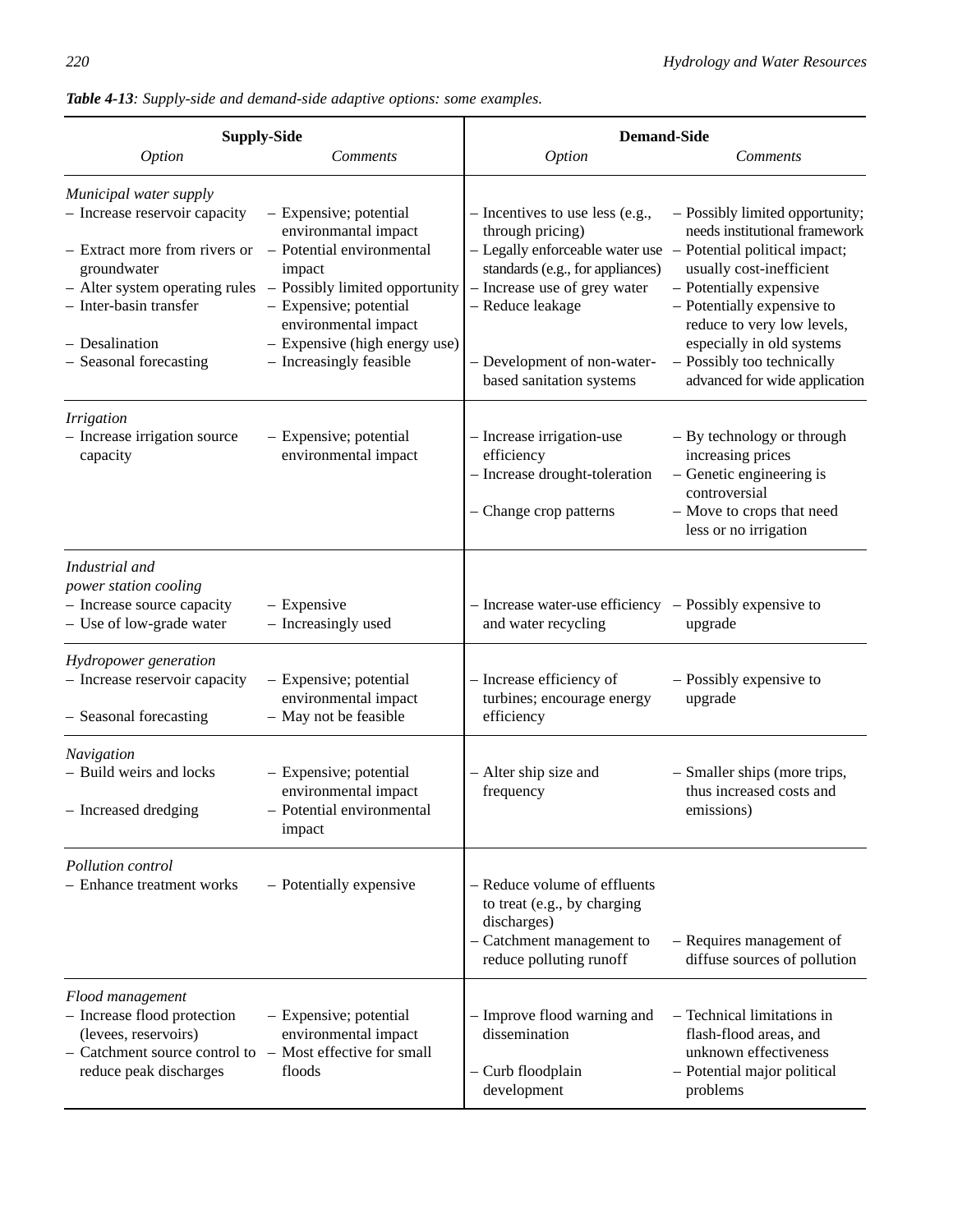*Table 4-13: Supply-side and demand-side adaptive options: some examples.*

| Supply-Side | | Demand-Side | |
|---|---|---|---|
| *Option* | *Comments* | *Option* | *Comments* |
| *Municipal water supply* | | | |
| – Increase reservoir capacity | – Expensive; potential environmantal impact | – Incentives to use less (e.g., through pricing) | – Possibly limited opportunity; needs institutional framework |
| – Extract more from rivers or groundwater | – Potential environmental impact | – Legally enforceable water use standards (e.g., for appliances) | – Potential political impact; usually cost-inefficient |
| – Alter system operating rules | – Possibly limited opportunity | – Increase use of grey water | – Potentially expensive |
| – Inter-basin transfer | – Expensive; potential environmental impact | – Reduce leakage | – Potentially expensive to reduce to very low levels, especially in old systems |
| – Desalination | – Expensive (high energy use) | | |
| – Seasonal forecasting | – Increasingly feasible | – Development of non-water-based sanitation systems | – Possibly too technically advanced for wide application |
| *Irrigation* | | | |
| – Increase irrigation source capacity | – Expensive; potential environmental impact | – Increase irrigation-use efficiency | – By technology or through increasing prices |
| | | – Increase drought-toleration | – Genetic engineering is controversial |
| | | – Change crop patterns | – Move to crops that need less or no irrigation |
| *Industrial and power station cooling* | | | |
| – Increase source capacity | – Expensive | – Increase water-use efficiency and water recycling | – Possibly expensive to upgrade |
| – Use of low-grade water | – Increasingly used | | |
| *Hydropower generation* | | | |
| – Increase reservoir capacity | – Expensive; potential environmental impact | – Increase efficiency of turbines; encourage energy efficiency | – Possibly expensive to upgrade |
| – Seasonal forecasting | – May not be feasible | | |
| *Navigation* | | | |
| – Build weirs and locks | – Expensive; potential environmental impact | – Alter ship size and frequency | – Smaller ships (more trips, thus increased costs and emissions) |
| – Increased dredging | – Potential environmental impact | | |
| *Pollution control* | | | |
| – Enhance treatment works | – Potentially expensive | – Reduce volume of effluents to treat (e.g., by charging discharges) | |
| | | – Catchment management to reduce polluting runoff | – Requires management of diffuse sources of pollution |
| *Flood management* | | | |
| – Increase flood protection (levees, reservoirs) | – Expensive; potential environmental impact | – Improve flood warning and dissemination | – Technical limitations in flash-flood areas, and unknown effectiveness |
| – Catchment source control to reduce peak discharges | – Most effective for small floods | – Curb floodplain development | – Potential major political problems |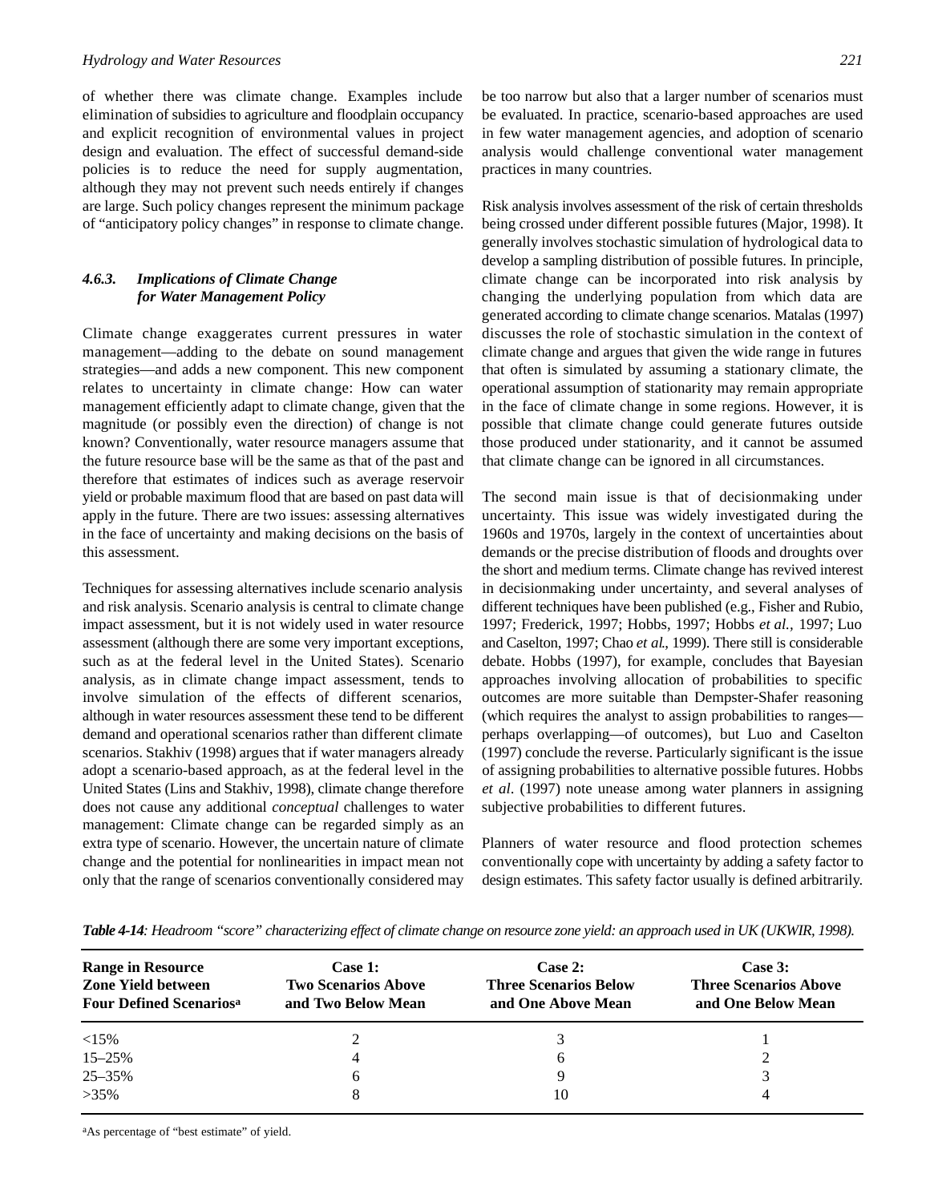of whether there was climate change. Examples include elimination of subsidies to agriculture and floodplain occupancy and explicit recognition of environmental values in project design and evaluation. The effect of successful demand-side policies is to reduce the need for supply augmentation, although they may not prevent such needs entirely if changes are large. Such policy changes represent the minimum package of "anticipatory policy changes" in response to climate change.

### *4.6.3. Implications of Climate Change for Water Management Policy*

Climate change exaggerates current pressures in water management—adding to the debate on sound management strategies—and adds a new component. This new component relates to uncertainty in climate change: How can water management efficiently adapt to climate change, given that the magnitude (or possibly even the direction) of change is not known? Conventionally, water resource managers assume that the future resource base will be the same as that of the past and therefore that estimates of indices such as average reservoir yield or probable maximum flood that are based on past data will apply in the future. There are two issues: assessing alternatives in the face of uncertainty and making decisions on the basis of this assessment.

Techniques for assessing alternatives include scenario analysis and risk analysis. Scenario analysis is central to climate change impact assessment, but it is not widely used in water resource assessment (although there are some very important exceptions, such as at the federal level in the United States). Scenario analysis, as in climate change impact assessment, tends to involve simulation of the effects of different scenarios, although in water resources assessment these tend to be different demand and operational scenarios rather than different climate scenarios. Stakhiv (1998) argues that if water managers already adopt a scenario-based approach, as at the federal level in the United States (Lins and Stakhiv, 1998), climate change therefore does not cause any additional *conceptual* challenges to water management: Climate change can be regarded simply as an extra type of scenario. However, the uncertain nature of climate change and the potential for nonlinearities in impact mean not only that the range of scenarios conventionally considered may be too narrow but also that a larger number of scenarios must be evaluated. In practice, scenario-based approaches are used in few water management agencies, and adoption of scenario analysis would challenge conventional water management practices in many countries.

Risk analysis involves assessment of the risk of certain thresholds being crossed under different possible futures (Major, 1998). It generally involves stochastic simulation of hydrological data to develop a sampling distribution of possible futures. In principle, climate change can be incorporated into risk analysis by changing the underlying population from which data are generated according to climate change scenarios. Matalas (1997) discusses the role of stochastic simulation in the context of climate change and argues that given the wide range in futures that often is simulated by assuming a stationary climate, the operational assumption of stationarity may remain appropriate in the face of climate change in some regions. However, it is possible that climate change could generate futures outside those produced under stationarity, and it cannot be assumed that climate change can be ignored in all circumstances.

The second main issue is that of decisionmaking under uncertainty. This issue was widely investigated during the 1960s and 1970s, largely in the context of uncertainties about demands or the precise distribution of floods and droughts over the short and medium terms. Climate change has revived interest in decisionmaking under uncertainty, and several analyses of different techniques have been published (e.g., Fisher and Rubio, 1997; Frederick, 1997; Hobbs, 1997; Hobbs *et al.,* 1997; Luo and Caselton, 1997; Chao *et al.*, 1999). There still is considerable debate. Hobbs (1997), for example, concludes that Bayesian approaches involving allocation of probabilities to specific outcomes are more suitable than Dempster-Shafer reasoning (which requires the analyst to assign probabilities to ranges—perhaps overlapping—of outcomes), but Luo and Caselton (1997) conclude the reverse. Particularly significant is the issue of assigning probabilities to alternative possible futures. Hobbs *et al*. (1997) note unease among water planners in assigning subjective probabilities to different futures.

Planners of water resource and flood protection schemes conventionally cope with uncertainty by adding a safety factor to design estimates. This safety factor usually is defined arbitrarily.

***Table 4-14****: Headroom "score" characterizing effect of climate change on resource zone yield: an approach used in UK (UKWIR, 1998).*

| Range in Resource Zone Yield between Four Defined Scenarios[a] | Case 1: Two Scenarios Above and Two Below Mean | Case 2: Three Scenarios Below and One Above Mean | Case 3: Three Scenarios Above and One Below Mean |
|---|---|---|---|
| <15% | 2 | 3 | 1 |
| 15–25% | 4 | 6 | 2 |
| 25–35% | 6 | 9 | 3 |
| >35% | 8 | 10 | 4 |

[a]As percentage of "best estimate" of yield.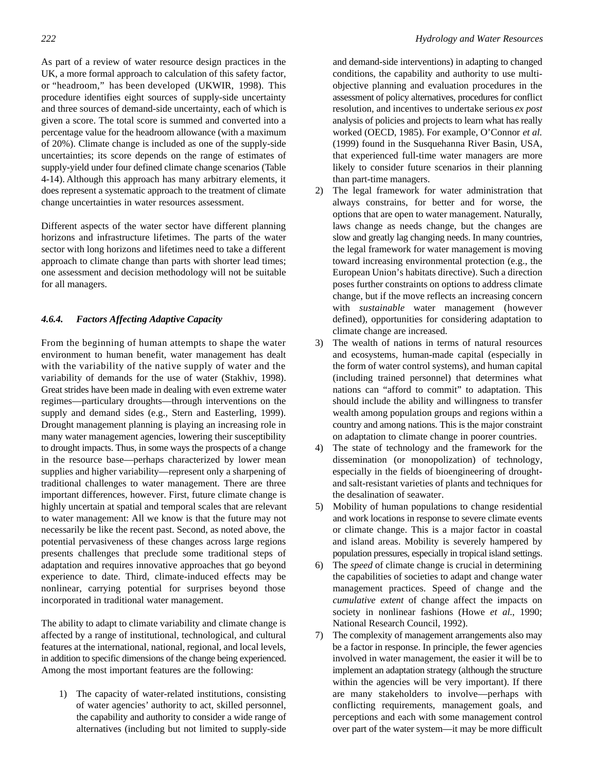As part of a review of water resource design practices in the UK, a more formal approach to calculation of this safety factor, or "headroom," has been developed (UKWIR, 1998). This procedure identifies eight sources of supply-side uncertainty and three sources of demand-side uncertainty, each of which is given a score. The total score is summed and converted into a percentage value for the headroom allowance (with a maximum of 20%). Climate change is included as one of the supply-side uncertainties; its score depends on the range of estimates of supply-yield under four defined climate change scenarios (Table 4-14). Although this approach has many arbitrary elements, it does represent a systematic approach to the treatment of climate change uncertainties in water resources assessment.

Different aspects of the water sector have different planning horizons and infrastructure lifetimes. The parts of the water sector with long horizons and lifetimes need to take a different approach to climate change than parts with shorter lead times; one assessment and decision methodology will not be suitable for all managers.

### *4.6.4. Factors Affecting Adaptive Capacity*

From the beginning of human attempts to shape the water environment to human benefit, water management has dealt with the variability of the native supply of water and the variability of demands for the use of water (Stakhiv, 1998). Great strides have been made in dealing with even extreme water regimes—particulary droughts—through interventions on the supply and demand sides (e.g., Stern and Easterling, 1999). Drought management planning is playing an increasing role in many water management agencies, lowering their susceptibility to drought impacts. Thus, in some ways the prospects of a change in the resource base—perhaps characterized by lower mean supplies and higher variability—represent only a sharpening of traditional challenges to water management. There are three important differences, however. First, future climate change is highly uncertain at spatial and temporal scales that are relevant to water management: All we know is that the future may not necessarily be like the recent past. Second, as noted above, the potential pervasiveness of these changes across large regions presents challenges that preclude some traditional steps of adaptation and requires innovative approaches that go beyond experience to date. Third, climate-induced effects may be nonlinear, carrying potential for surprises beyond those incorporated in traditional water management.

The ability to adapt to climate variability and climate change is affected by a range of institutional, technological, and cultural features at the international, national, regional, and local levels, in addition to specific dimensions of the change being experienced. Among the most important features are the following:

1) The capacity of water-related institutions, consisting of water agencies' authority to act, skilled personnel, the capability and authority to consider a wide range of alternatives (including but not limited to supply-side and demand-side interventions) in adapting to changed conditions, the capability and authority to use multi-objective planning and evaluation procedures in the assessment of policy alternatives, procedures for conflict resolution, and incentives to undertake serious *ex post* analysis of policies and projects to learn what has really worked (OECD, 1985). For example, O'Connor *et al.* (1999) found in the Susquehanna River Basin, USA, that experienced full-time water managers are more likely to consider future scenarios in their planning than part-time managers.
2) The legal framework for water administration that always constrains, for better and for worse, the options that are open to water management. Naturally, laws change as needs change, but the changes are slow and greatly lag changing needs. In many countries, the legal framework for water management is moving toward increasing environmental protection (e.g., the European Union's habitats directive). Such a direction poses further constraints on options to address climate change, but if the move reflects an increasing concern with *sustainable* water management (however defined), opportunities for considering adaptation to climate change are increased.
3) The wealth of nations in terms of natural resources and ecosystems, human-made capital (especially in the form of water control systems), and human capital (including trained personnel) that determines what nations can "afford to commit" to adaptation. This should include the ability and willingness to transfer wealth among population groups and regions within a country and among nations. This is the major constraint on adaptation to climate change in poorer countries.
4) The state of technology and the framework for the dissemination (or monopolization) of technology, especially in the fields of bioengineering of drought- and salt-resistant varieties of plants and techniques for the desalination of seawater.
5) Mobility of human populations to change residential and work locations in response to severe climate events or climate change. This is a major factor in coastal and island areas. Mobility is severely hampered by population pressures, especially in tropical island settings.
6) The *speed* of climate change is crucial in determining the capabilities of societies to adapt and change water management practices. Speed of change and the *cumulative extent* of change affect the impacts on society in nonlinear fashions (Howe *et al.*, 1990; National Research Council, 1992).
7) The complexity of management arrangements also may be a factor in response. In principle, the fewer agencies involved in water management, the easier it will be to implement an adaptation strategy (although the structure within the agencies will be very important). If there are many stakeholders to involve—perhaps with conflicting requirements, management goals, and perceptions and each with some management control over part of the water system—it may be more difficult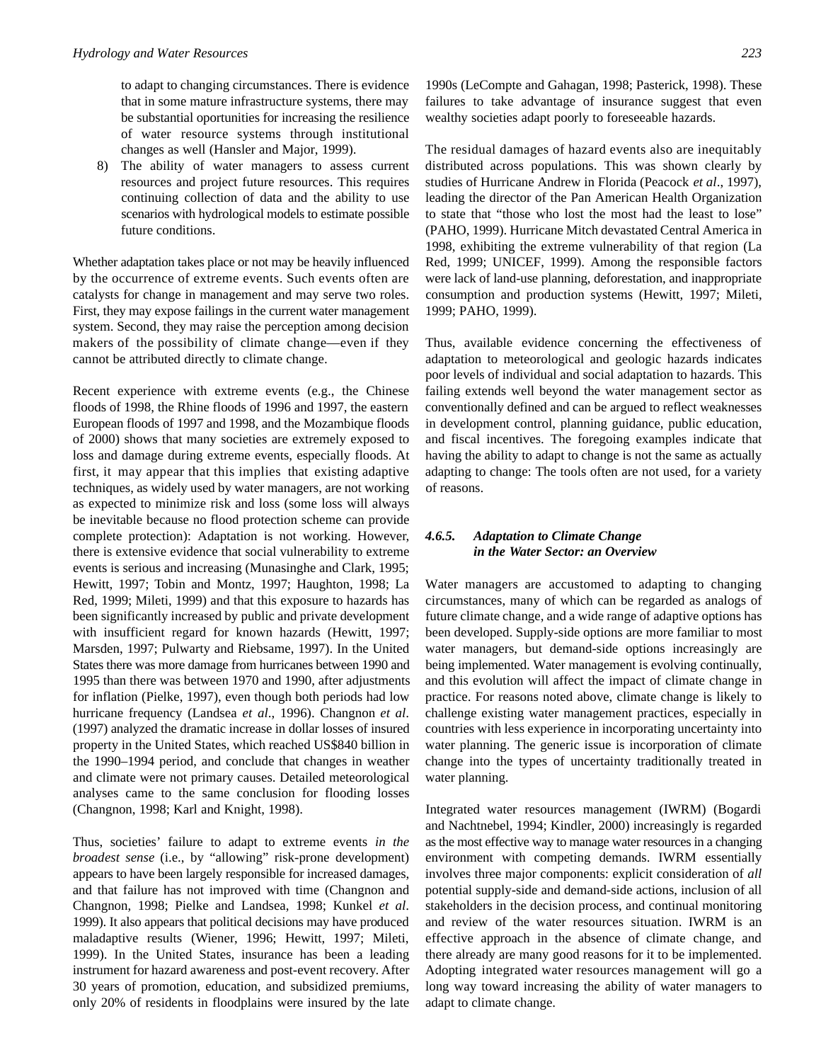to adapt to changing circumstances. There is evidence that in some mature infrastructure systems, there may be substantial oportunities for increasing the resilience of water resource systems through institutional changes as well (Hansler and Major, 1999).

8) The ability of water managers to assess current resources and project future resources. This requires continuing collection of data and the ability to use scenarios with hydrological models to estimate possible future conditions.

Whether adaptation takes place or not may be heavily influenced by the occurrence of extreme events. Such events often are catalysts for change in management and may serve two roles. First, they may expose failings in the current water management system. Second, they may raise the perception among decision makers of the possibility of climate change—even if they cannot be attributed directly to climate change.

Recent experience with extreme events (e.g., the Chinese floods of 1998, the Rhine floods of 1996 and 1997, the eastern European floods of 1997 and 1998, and the Mozambique floods of 2000) shows that many societies are extremely exposed to loss and damage during extreme events, especially floods. At first, it may appear that this implies that existing adaptive techniques, as widely used by water managers, are not working as expected to minimize risk and loss (some loss will always be inevitable because no flood protection scheme can provide complete protection): Adaptation is not working. However, there is extensive evidence that social vulnerability to extreme events is serious and increasing (Munasinghe and Clark, 1995; Hewitt, 1997; Tobin and Montz, 1997; Haughton, 1998; La Red, 1999; Mileti, 1999) and that this exposure to hazards has been significantly increased by public and private development with insufficient regard for known hazards (Hewitt, 1997; Marsden, 1997; Pulwarty and Riebsame, 1997). In the United States there was more damage from hurricanes between 1990 and 1995 than there was between 1970 and 1990, after adjustments for inflation (Pielke, 1997), even though both periods had low hurricane frequency (Landsea *et al*., 1996). Changnon *et al*. (1997) analyzed the dramatic increase in dollar losses of insured property in the United States, which reached US$840 billion in the 1990–1994 period, and conclude that changes in weather and climate were not primary causes. Detailed meteorological analyses came to the same conclusion for flooding losses (Changnon, 1998; Karl and Knight, 1998).

Thus, societies' failure to adapt to extreme events *in the broadest sense* (i.e., by "allowing" risk-prone development) appears to have been largely responsible for increased damages, and that failure has not improved with time (Changnon and Changnon, 1998; Pielke and Landsea, 1998; Kunkel *et al*. 1999). It also appears that political decisions may have produced maladaptive results (Wiener, 1996; Hewitt, 1997; Mileti, 1999). In the United States, insurance has been a leading instrument for hazard awareness and post-event recovery. After 30 years of promotion, education, and subsidized premiums, only 20% of residents in floodplains were insured by the late 1990s (LeCompte and Gahagan, 1998; Pasterick, 1998). These failures to take advantage of insurance suggest that even wealthy societies adapt poorly to foreseeable hazards.

The residual damages of hazard events also are inequitably distributed across populations. This was shown clearly by studies of Hurricane Andrew in Florida (Peacock *et al*., 1997), leading the director of the Pan American Health Organization to state that "those who lost the most had the least to lose" (PAHO, 1999). Hurricane Mitch devastated Central America in 1998, exhibiting the extreme vulnerability of that region (La Red, 1999; UNICEF, 1999). Among the responsible factors were lack of land-use planning, deforestation, and inappropriate consumption and production systems (Hewitt, 1997; Mileti, 1999; PAHO, 1999).

Thus, available evidence concerning the effectiveness of adaptation to meteorological and geologic hazards indicates poor levels of individual and social adaptation to hazards. This failing extends well beyond the water management sector as conventionally defined and can be argued to reflect weaknesses in development control, planning guidance, public education, and fiscal incentives. The foregoing examples indicate that having the ability to adapt to change is not the same as actually adapting to change: The tools often are not used, for a variety of reasons.

#### 4.6.5. Adaptation to Climate Change in the Water Sector: an Overview

Water managers are accustomed to adapting to changing circumstances, many of which can be regarded as analogs of future climate change, and a wide range of adaptive options has been developed. Supply-side options are more familiar to most water managers, but demand-side options increasingly are being implemented. Water management is evolving continually, and this evolution will affect the impact of climate change in practice. For reasons noted above, climate change is likely to challenge existing water management practices, especially in countries with less experience in incorporating uncertainty into water planning. The generic issue is incorporation of climate change into the types of uncertainty traditionally treated in water planning.

Integrated water resources management (IWRM) (Bogardi and Nachtnebel, 1994; Kindler, 2000) increasingly is regarded as the most effective way to manage water resources in a changing environment with competing demands. IWRM essentially involves three major components: explicit consideration of *all* potential supply-side and demand-side actions, inclusion of all stakeholders in the decision process, and continual monitoring and review of the water resources situation. IWRM is an effective approach in the absence of climate change, and there already are many good reasons for it to be implemented. Adopting integrated water resources management will go a long way toward increasing the ability of water managers to adapt to climate change.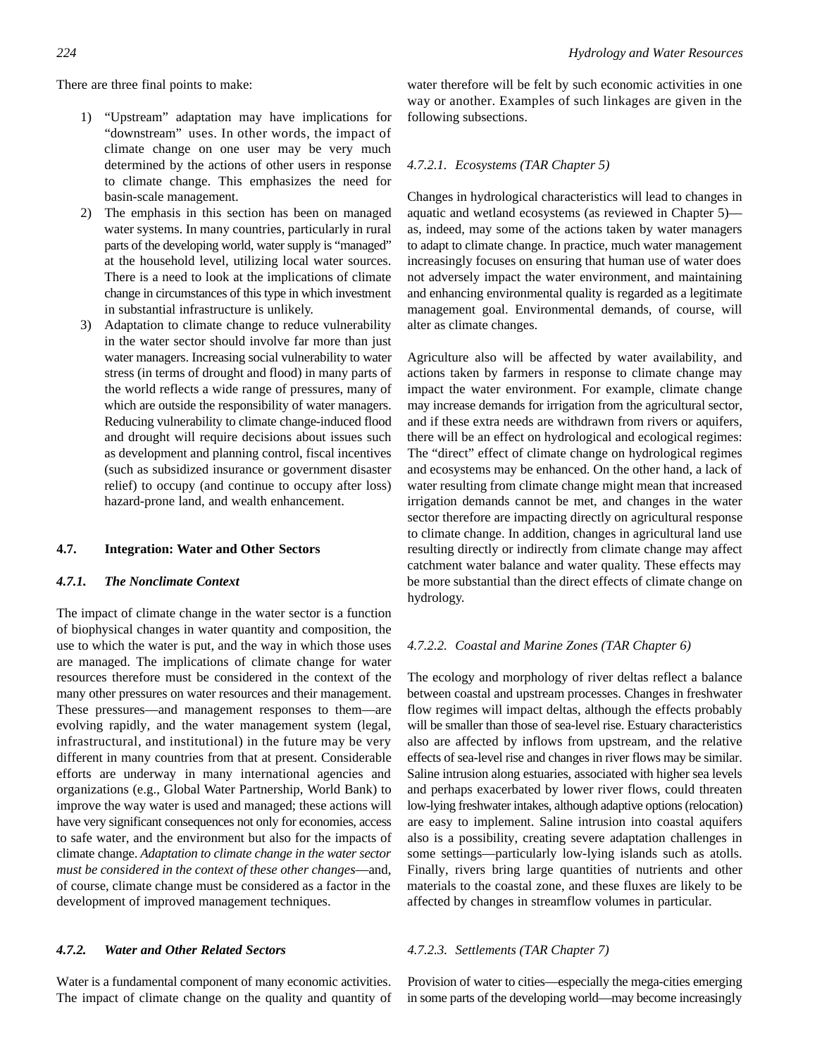There are three final points to make:

1) "Upstream" adaptation may have implications for "downstream" uses. In other words, the impact of climate change on one user may be very much determined by the actions of other users in response to climate change. This emphasizes the need for basin-scale management.
2) The emphasis in this section has been on managed water systems. In many countries, particularly in rural parts of the developing world, water supply is "managed" at the household level, utilizing local water sources. There is a need to look at the implications of climate change in circumstances of this type in which investment in substantial infrastructure is unlikely.
3) Adaptation to climate change to reduce vulnerability in the water sector should involve far more than just water managers. Increasing social vulnerability to water stress (in terms of drought and flood) in many parts of the world reflects a wide range of pressures, many of which are outside the responsibility of water managers. Reducing vulnerability to climate change-induced flood and drought will require decisions about issues such as development and planning control, fiscal incentives (such as subsidized insurance or government disaster relief) to occupy (and continue to occupy after loss) hazard-prone land, and wealth enhancement.

## 4.7. Integration: Water and Other Sectors

### *4.7.1. The Nonclimate Context*

The impact of climate change in the water sector is a function of biophysical changes in water quantity and composition, the use to which the water is put, and the way in which those uses are managed. The implications of climate change for water resources therefore must be considered in the context of the many other pressures on water resources and their management. These pressures—and management responses to them—are evolving rapidly, and the water management system (legal, infrastructural, and institutional) in the future may be very different in many countries from that at present. Considerable efforts are underway in many international agencies and organizations (e.g., Global Water Partnership, World Bank) to improve the way water is used and managed; these actions will have very significant consequences not only for economies, access to safe water, and the environment but also for the impacts of climate change. *Adaptation to climate change in the water sector must be considered in the context of these other changes*—and, of course, climate change must be considered as a factor in the development of improved management techniques.

### *4.7.2. Water and Other Related Sectors*

Water is a fundamental component of many economic activities. The impact of climate change on the quality and quantity of water therefore will be felt by such economic activities in one way or another. Examples of such linkages are given in the following subsections.

#### *4.7.2.1. Ecosystems (TAR Chapter 5)*

Changes in hydrological characteristics will lead to changes in aquatic and wetland ecosystems (as reviewed in Chapter 5)—as, indeed, may some of the actions taken by water managers to adapt to climate change. In practice, much water management increasingly focuses on ensuring that human use of water does not adversely impact the water environment, and maintaining and enhancing environmental quality is regarded as a legitimate management goal. Environmental demands, of course, will alter as climate changes.

Agriculture also will be affected by water availability, and actions taken by farmers in response to climate change may impact the water environment. For example, climate change may increase demands for irrigation from the agricultural sector, and if these extra needs are withdrawn from rivers or aquifers, there will be an effect on hydrological and ecological regimes: The "direct" effect of climate change on hydrological regimes and ecosystems may be enhanced. On the other hand, a lack of water resulting from climate change might mean that increased irrigation demands cannot be met, and changes in the water sector therefore are impacting directly on agricultural response to climate change. In addition, changes in agricultural land use resulting directly or indirectly from climate change may affect catchment water balance and water quality. These effects may be more substantial than the direct effects of climate change on hydrology.

#### *4.7.2.2. Coastal and Marine Zones (TAR Chapter 6)*

The ecology and morphology of river deltas reflect a balance between coastal and upstream processes. Changes in freshwater flow regimes will impact deltas, although the effects probably will be smaller than those of sea-level rise. Estuary characteristics also are affected by inflows from upstream, and the relative effects of sea-level rise and changes in river flows may be similar. Saline intrusion along estuaries, associated with higher sea levels and perhaps exacerbated by lower river flows, could threaten low-lying freshwater intakes, although adaptive options (relocation) are easy to implement. Saline intrusion into coastal aquifers also is a possibility, creating severe adaptation challenges in some settings—particularly low-lying islands such as atolls. Finally, rivers bring large quantities of nutrients and other materials to the coastal zone, and these fluxes are likely to be affected by changes in streamflow volumes in particular.

#### *4.7.2.3. Settlements (TAR Chapter 7)*

Provision of water to cities—especially the mega-cities emerging in some parts of the developing world—may become increasingly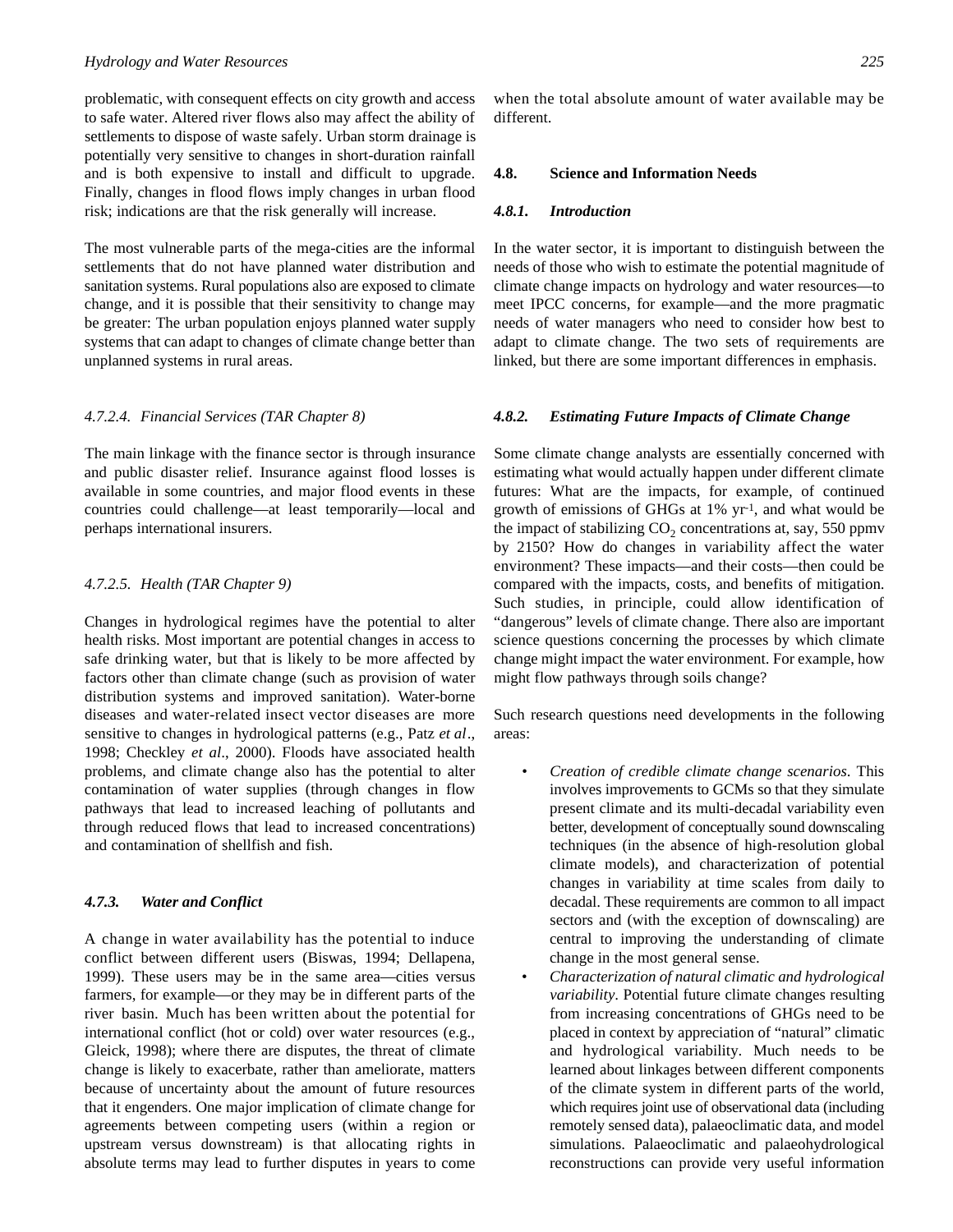problematic, with consequent effects on city growth and access to safe water. Altered river flows also may affect the ability of settlements to dispose of waste safely. Urban storm drainage is potentially very sensitive to changes in short-duration rainfall and is both expensive to install and difficult to upgrade. Finally, changes in flood flows imply changes in urban flood risk; indications are that the risk generally will increase.

The most vulnerable parts of the mega-cities are the informal settlements that do not have planned water distribution and sanitation systems. Rural populations also are exposed to climate change, and it is possible that their sensitivity to change may be greater: The urban population enjoys planned water supply systems that can adapt to changes of climate change better than unplanned systems in rural areas.

#### *4.7.2.4. Financial Services (TAR Chapter 8)*

The main linkage with the finance sector is through insurance and public disaster relief. Insurance against flood losses is available in some countries, and major flood events in these countries could challenge—at least temporarily—local and perhaps international insurers.

#### *4.7.2.5. Health (TAR Chapter 9)*

Changes in hydrological regimes have the potential to alter health risks. Most important are potential changes in access to safe drinking water, but that is likely to be more affected by factors other than climate change (such as provision of water distribution systems and improved sanitation). Water-borne diseases and water-related insect vector diseases are more sensitive to changes in hydrological patterns (e.g., Patz *et al*., 1998; Checkley *et al*., 2000). Floods have associated health problems, and climate change also has the potential to alter contamination of water supplies (through changes in flow pathways that lead to increased leaching of pollutants and through reduced flows that lead to increased concentrations) and contamination of shellfish and fish.

### *4.7.3. Water and Conflict*

A change in water availability has the potential to induce conflict between different users (Biswas, 1994; Dellapena, 1999). These users may be in the same area—cities versus farmers, for example—or they may be in different parts of the river basin. Much has been written about the potential for international conflict (hot or cold) over water resources (e.g., Gleick, 1998); where there are disputes, the threat of climate change is likely to exacerbate, rather than ameliorate, matters because of uncertainty about the amount of future resources that it engenders. One major implication of climate change for agreements between competing users (within a region or upstream versus downstream) is that allocating rights in absolute terms may lead to further disputes in years to come when the total absolute amount of water available may be different.

## 4.8. Science and Information Needs

### *4.8.1. Introduction*

In the water sector, it is important to distinguish between the needs of those who wish to estimate the potential magnitude of climate change impacts on hydrology and water resources—to meet IPCC concerns, for example—and the more pragmatic needs of water managers who need to consider how best to adapt to climate change. The two sets of requirements are linked, but there are some important differences in emphasis.

### *4.8.2. Estimating Future Impacts of Climate Change*

Some climate change analysts are essentially concerned with estimating what would actually happen under different climate futures: What are the impacts, for example, of continued growth of emissions of GHGs at 1% $yr^{-1}$, and what would be the impact of stabilizing $CO_2$ concentrations at, say, 550 ppmv by 2150? How do changes in variability affect the water environment? These impacts—and their costs—then could be compared with the impacts, costs, and benefits of mitigation. Such studies, in principle, could allow identification of "dangerous" levels of climate change. There also are important science questions concerning the processes by which climate change might impact the water environment. For example, how might flow pathways through soils change?

Such research questions need developments in the following areas:

- *Creation of credible climate change scenarios*. This involves improvements to GCMs so that they simulate present climate and its multi-decadal variability even better, development of conceptually sound downscaling techniques (in the absence of high-resolution global climate models), and characterization of potential changes in variability at time scales from daily to decadal. These requirements are common to all impact sectors and (with the exception of downscaling) are central to improving the understanding of climate change in the most general sense.
- *Characterization of natural climatic and hydrological variability*. Potential future climate changes resulting from increasing concentrations of GHGs need to be placed in context by appreciation of "natural" climatic and hydrological variability. Much needs to be learned about linkages between different components of the climate system in different parts of the world, which requires joint use of observational data (including remotely sensed data), palaeoclimatic data, and model simulations. Palaeoclimatic and palaeohydrological reconstructions can provide very useful information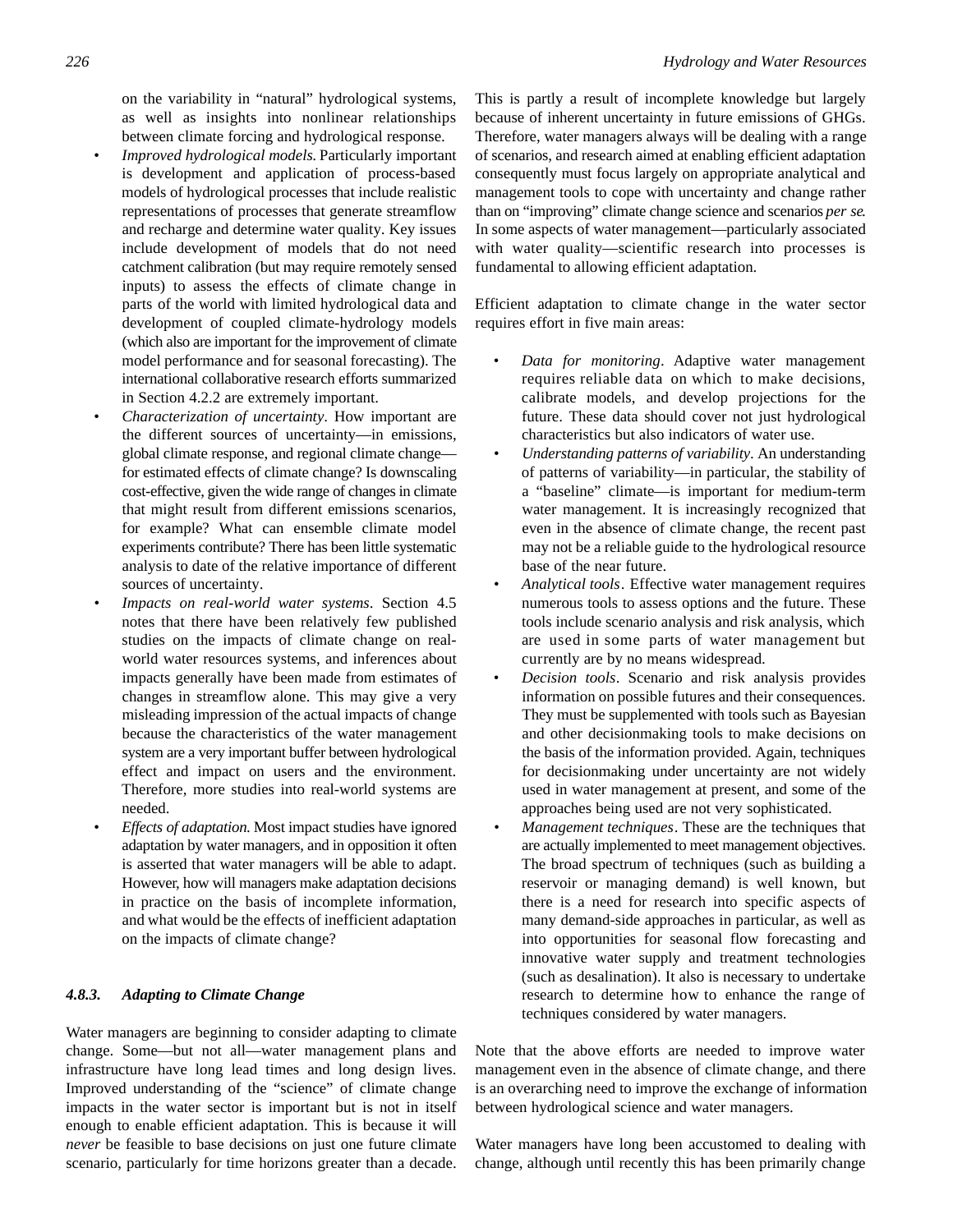on the variability in "natural" hydrological systems, as well as insights into nonlinear relationships between climate forcing and hydrological response.

- *Improved hydrological models.* Particularly important is development and application of process-based models of hydrological processes that include realistic representations of processes that generate streamflow and recharge and determine water quality. Key issues include development of models that do not need catchment calibration (but may require remotely sensed inputs) to assess the effects of climate change in parts of the world with limited hydrological data and development of coupled climate-hydrology models (which also are important for the improvement of climate model performance and for seasonal forecasting). The international collaborative research efforts summarized in Section 4.2.2 are extremely important.
- *Characterization of uncertainty*. How important are the different sources of uncertainty—in emissions, global climate response, and regional climate change—for estimated effects of climate change? Is downscaling cost-effective, given the wide range of changes in climate that might result from different emissions scenarios, for example? What can ensemble climate model experiments contribute? There has been little systematic analysis to date of the relative importance of different sources of uncertainty.
- *Impacts on real-world water systems*. Section 4.5 notes that there have been relatively few published studies on the impacts of climate change on real-world water resources systems, and inferences about impacts generally have been made from estimates of changes in streamflow alone. This may give a very misleading impression of the actual impacts of change because the characteristics of the water management system are a very important buffer between hydrological effect and impact on users and the environment. Therefore, more studies into real-world systems are needed.
- *Effects of adaptation.* Most impact studies have ignored adaptation by water managers, and in opposition it often is asserted that water managers will be able to adapt. However, how will managers make adaptation decisions in practice on the basis of incomplete information, and what would be the effects of inefficient adaptation on the impacts of climate change?

### 4.8.3. Adapting to Climate Change

Water managers are beginning to consider adapting to climate change. Some—but not all—water management plans and infrastructure have long lead times and long design lives. Improved understanding of the "science" of climate change impacts in the water sector is important but is not in itself enough to enable efficient adaptation. This is because it will *never* be feasible to base decisions on just one future climate scenario, particularly for time horizons greater than a decade. This is partly a result of incomplete knowledge but largely because of inherent uncertainty in future emissions of GHGs. Therefore, water managers always will be dealing with a range of scenarios, and research aimed at enabling efficient adaptation consequently must focus largely on appropriate analytical and management tools to cope with uncertainty and change rather than on "improving" climate change science and scenarios *per se*. In some aspects of water management—particularly associated with water quality—scientific research into processes is fundamental to allowing efficient adaptation.

Efficient adaptation to climate change in the water sector requires effort in five main areas:

- *Data for monitoring*. Adaptive water management requires reliable data on which to make decisions, calibrate models, and develop projections for the future. These data should cover not just hydrological characteristics but also indicators of water use.
- *Understanding patterns of variability*. An understanding of patterns of variability—in particular, the stability of a "baseline" climate—is important for medium-term water management. It is increasingly recognized that even in the absence of climate change, the recent past may not be a reliable guide to the hydrological resource base of the near future.
- *Analytical tools*. Effective water management requires numerous tools to assess options and the future. These tools include scenario analysis and risk analysis, which are used in some parts of water management but currently are by no means widespread.
- *Decision tools*. Scenario and risk analysis provides information on possible futures and their consequences. They must be supplemented with tools such as Bayesian and other decisionmaking tools to make decisions on the basis of the information provided. Again, techniques for decisionmaking under uncertainty are not widely used in water management at present, and some of the approaches being used are not very sophisticated.
- *Management techniques*. These are the techniques that are actually implemented to meet management objectives. The broad spectrum of techniques (such as building a reservoir or managing demand) is well known, but there is a need for research into specific aspects of many demand-side approaches in particular, as well as into opportunities for seasonal flow forecasting and innovative water supply and treatment technologies (such as desalination). It also is necessary to undertake research to determine how to enhance the range of techniques considered by water managers.

Note that the above efforts are needed to improve water management even in the absence of climate change, and there is an overarching need to improve the exchange of information between hydrological science and water managers.

Water managers have long been accustomed to dealing with change, although until recently this has been primarily change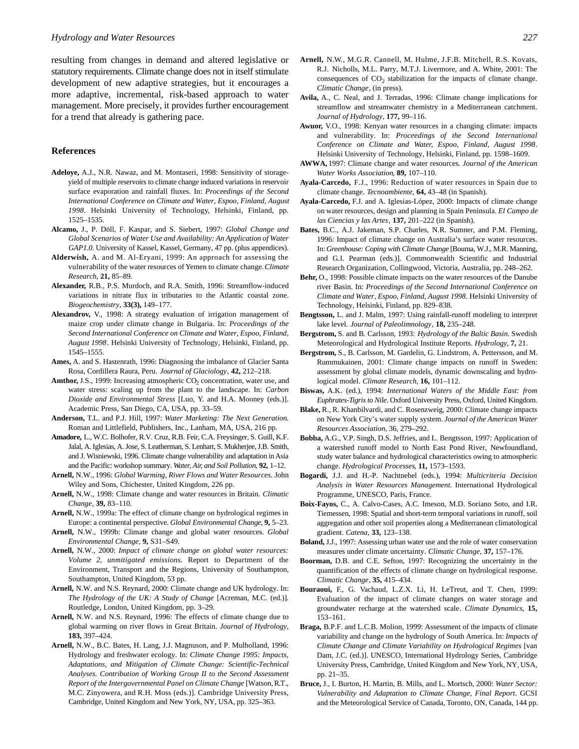resulting from changes in demand and altered legislative or statutory requirements. Climate change does not in itself stimulate development of new adaptive strategies, but it encourages a more adaptive, incremental, risk-based approach to water management. More precisely, it provides further encouragement for a trend that already is gathering pace.

## References

**Adeloye,** A.J., N.R. Nawaz, and M. Montaseri, 1998: Sensitivity of storage-yield of multiple reservoirs to climate change induced variations in reservoir surface evaporation and rainfall fluxes. In: *Proceedings of the Second International Conference on Climate and Water, Espoo, Finland, August 1998*. Helsinki University of Technology, Helsinki, Finland, pp. 1525–1535.

**Alcamo,** J., P. Döll, F. Kaspar, and S. Siebert, 1997: *Global Change and Global Scenarios of Water Use and Availability: An Application of Water GAP1.0.* University of Kassel, Kassel, Germany, 47 pp. (plus appendices).

**Alderwish,** A. and M. Al-Eryani, 1999: An approach for assessing the vulnerability of the water resources of Yemen to climate change. *Climate Research*, **21,** 85–89.

**Alexander,** R.B., P.S. Murdoch, and R.A. Smith, 1996: Streamflow-induced variations in nitrate flux in tributaries to the Atlantic coastal zone. *Biogeochemistry*, **33(3),** 149–177.

**Alexandrov,** V., 1998: A strategy evaluation of irrigation management of maize crop under climate change in Bulgaria. In: *Proceedings of the Second International Conference on Climate and Water, Espoo, Finland, August 1998*. Helsinki University of Technology, Helsinki, Finland, pp. 1545–1555.

**Ames,** A. and S. Hastenrath, 1996: Diagnosing the imbalance of Glacier Santa Rosa, Cordillera Raura, Peru. *Journal of Glaciology*, **42,** 212–218.

**Amthor,** J.S., 1999: Increasing atmospheric $CO_2$ concentration, water use, and water stress: scaling up from the plant to the landscape. In: *Carbon Dioxide and Environmental Stress* [Luo, Y. and H.A. Mooney (eds.)]. Academic Press, San Diego, CA, USA, pp. 33–59.

**Anderson,** T.L. and P.J. Hill, 1997: *Water Marketing: The Next Generation.* Roman and Littlefield, Publishers, Inc., Lanham, MA, USA, 216 pp.

**Amadore,** L., W.C. Bolhofer, R.V. Cruz, R.B. Feir, C.A. Freysinger, S. Guill, K.F. Jalal, A. Iglesias, A. Jose, S. Leatherman, S. Lenhart, S. Mukherjee, J.B. Smith, and J. Wisniewski, 1996. Climate change vulnerability and adaptation in Asia and the Pacific: workshop summary. *Water, Air, and Soil Pollution*, **92,** 1–12.

**Arnell,** N.W., 1996: *Global Warming, River Flows and Water Resources*. John Wiley and Sons, Chichester, United Kingdom, 226 pp.

**Arnell,** N.W., 1998: Climate change and water resources in Britain. *Climatic Change*, **39,** 83–110.

**Arnell,** N.W., 1999a: The effect of climate change on hydrological regimes in Europe: a continental perspective. *Global Environmental Change*, **9,** 5–23.

**Arnell,** N.W., 1999b: Climate change and global water resources. *Global Environmental Change*, **9,** S31–S49.

**Arnell,** N.W., 2000: *Impact of climate change on global water resources: Volume 2, unmitigated emissions.* Report to Department of the Environment, Transport and the Regions, University of Southampton, Southampton, United Kingdom, 53 pp.

**Arnell,** N.W. and N.S. Reynard, 2000: Climate change and UK hydrology. In: *The Hydrology of the UK: A Study of Change* [Acreman, M.C. (ed.)]. Routledge, London, United Kingdom, pp. 3–29.

**Arnell,** N.W. and N.S. Reynard, 1996: The effects of climate change due to global warming on river flows in Great Britain. *Journal of Hydrology*, **183,** 397–424.

**Arnell,** N.W., B.C. Bates, H. Lang, J.J. Magnuson, and P. Mulholland, 1996: Hydrology and freshwater ecology. In: *Climate Change 1995: Impacts, Adaptations, and Mitigation of Climate Change: Scientific-Technical Analyses. Contribution of Working Group II to the Second Assessment Report of the Intergovernmental Panel on Climate Change* [Watson, R.T., M.C. Zinyowera, and R.H. Moss (eds.)]. Cambridge University Press, Cambridge, United Kingdom and New York, NY, USA, pp. 325–363.

**Arnell,** N.W., M.G.R. Cannell, M. Hulme, J.F.B. Mitchell, R.S. Kovats, R.J. Nicholls, M.L. Parry, M.T.J. Livermore, and A. White, 2001: The consequences of $CO_2$ stabilization for the impacts of climate change. *Climatic Change*, (in press).

**Avila,** A., C. Neal, and J. Terradas, 1996: Climate change implications for streamflow and streamwater chemistry in a Mediterranean catchment. *Journal of Hydrology*, **177,** 99–116.

**Awuor,** V.O., 1998: Kenyan water resources in a changing climate: impacts and vulnerability. In: *Proceedings of the Second International Conference on Climate and Water, Espoo, Finland, August 1998*. Helsinki University of Technology, Helsinki, Finland, pp. 1598–1609.

**AWWA,** 1997: Climate change and water resources. *Journal of the American Water Works Association*, **89,** 107–110.

**Ayala-Carcedo,** F.J., 1996: Reduction of water resources in Spain due to climate change. *Tecnoambiente*, **64,** 43–48 (in Spanish).

**Ayala-Carcedo,** F.J. and A. Iglesias-López, 2000: Impacts of climate change on water resources, design and planning in Spain Peninsula. *El Campo de las Ciencias y las Artes*, **137,** 201–222 (in Spanish).

**Bates,** B.C., A.J. Jakeman, S.P. Charles, N.R. Sumner, and P.M. Fleming, 1996: Impact of climate change on Australia's surface water resources. In: *Greenhouse: Coping with Climate Change* [Bouma, W.J., M.R. Manning, and G.I. Pearman (eds.)]. Commonwealth Scientific and Industrial Research Organization, Collingwood, Victoria, Australia, pp. 248–262.

**Behr,** O., 1998: Possible climate impacts on the water resources of the Danube river Basin. In: *Proceedings of the Second International Conference on Climate and Water, Espoo, Finland, August 1998*. Helsinki University of Technology, Helsinki, Finland, pp. 829–838.

**Bengtsson,** L. and J. Malm, 1997: Using rainfall-runoff modeling to interpret lake level. *Journal of Paleolimnology*, **18,** 235–248.

**Bergstrom,** S. and B. Carlsson, 1993: *Hydrology of the Baltic Basin.* Swedish Meteorological and Hydrological Institute Reports. *Hydrology*, **7,** 21.

**Bergstrom,** S., B. Carlsson, M. Gardelin, G. Lindstrom, A. Pettersson, and M. Rummukainen, 2001: Climate change impacts on runoff in Sweden: assessment by global climate models, dynamic downscaling and hydrological model. *Climate Research*, **16,** 101–112.

**Biswas,** A.K. (ed.), 1994: *International Waters of the Middle East: from Euphrates-Tigris to Nile.* Oxford University Press, Oxford, United Kingdom.

**Blake,** R., R. Khanbilvardi, and C. Rosenzweig, 2000: Climate change impacts on New York City's water supply system. *Journal of the American Water Resources Association*, 36, 279–292.

**Bobba,** A.G., V.P. Singh, D.S. Jeffries, and L. Bengtsson, 1997: Application of a watershed runoff model to North East Pond River, Newfoundland, study water balance and hydrological characteristics owing to atmospheric change. *Hydrological Processes*, **11,** 1573–1593.

**Bogardi,** J.J. and H.-P. Nachtnebel (eds.), 1994: *Multicriteria Decision Analysis in Water Resources Management.* International Hydrological Programme, UNESCO, Paris, France.

**Boix-Fayos,** C., A. Calvo-Cases, A.C. Imeson, M.D. Soriano Soto, and I.R. Tiemessen, 1998: Spatial and short-term temporal variations in runoff, soil aggregation and other soil properties along a Mediterranean climatological gradient. *Catena*, **33,** 123–138.

**Boland,** J.J., 1997: Assessing urban water use and the role of water conservation measures under climate uncertainty. *Climatic Change*, **37,** 157–176.

**Boorman,** D.B. and C.E. Sefton, 1997: Recognizing the uncertainty in the quantification of the effects of climate change on hydrological response. *Climatic Change*, **35,** 415–434.

**Bouraoui,** F., G. Vachaud, L.Z.X. Li, H. LeTreut, and T. Chen, 1999: Evaluation of the impact of climate changes on water storage and groundwater recharge at the watershed scale. *Climate Dynamics*, **15,** 153–161.

**Braga,** B.P.F. and L.C.B. Molion, 1999: Assessment of the impacts of climate variability and change on the hydrology of South America. In: *Impacts of Climate Change and Climate Variability on Hydrological Regimes* [van Dam, J.C. (ed.)]. UNESCO, International Hydrology Series, Cambridge University Press, Cambridge, United Kingdom and New York, NY, USA, pp. 21–35.

**Bruce,** J., I. Burton, H. Martin, B. Mills, and L. Mortsch, 2000: *Water Sector: Vulnerability and Adaptation to Climate Change, Final Report*. GCSI and the Meteorological Service of Canada, Toronto, ON, Canada, 144 pp.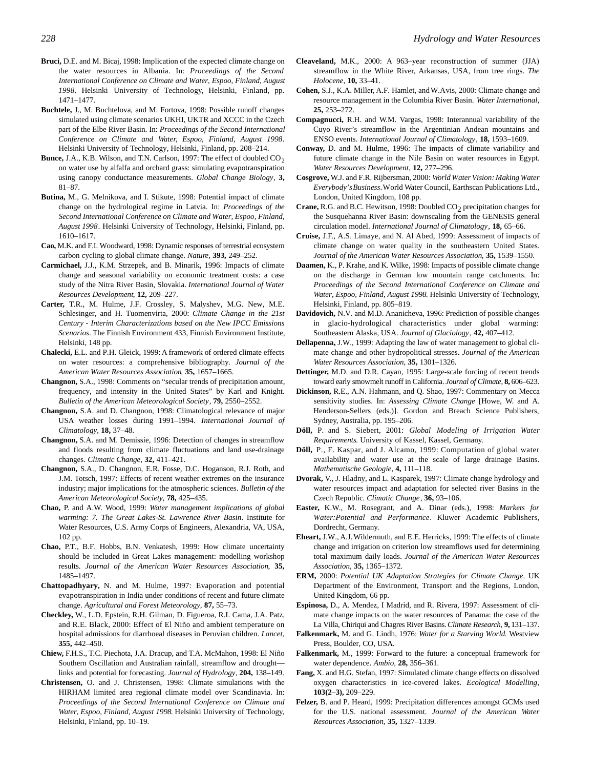**Bruci,** D.E. and M. Bicaj, 1998: Implication of the expected climate change on the water resources in Albania. In: *Proceedings of the Second International Conference on Climate and Water, Espoo, Finland, August 1998*. Helsinki University of Technology, Helsinki, Finland, pp. 1471–1477.

**Buchtele,** J., M. Buchtelova, and M. Fortova, 1998: Possible runoff changes simulated using climate scenarios UKHI, UKTR and XCCC in the Czech part of the Elbe River Basin. In: *Proceedings of the Second International Conference on Climate and Water, Espoo, Finland, August 1998*. Helsinki University of Technology, Helsinki, Finland, pp. 208–214.

**Bunce,** J.A., K.B. Wilson, and T.N. Carlson, 1997: The effect of doubled $CO_2$ on water use by alfalfa and orchard grass: simulating evapotranspiration using canopy conductance measurements. *Global Change Biology*, **3,** 81–87.

**Butina,** M., G. Melnikova, and I. Stikute, 1998: Potential impact of climate change on the hydrological regime in Latvia. In: *Proceedings of the Second International Conference on Climate and Water, Espoo, Finland, August 1998*. Helsinki University of Technology, Helsinki, Finland, pp. 1610–1617.

**Cao,** M.K. and F.I. Woodward, 1998: Dynamic responses of terrestrial ecosystem carbon cycling to global climate change. *Nature*, **393,** 249–252.

**Carmichael,** J.J., K.M. Strzepek, and B. Minarik, 1996: Impacts of climate change and seasonal variability on economic treatment costs: a case study of the Nitra River Basin, Slovakia. *International Journal of Water Resources Development*, **12,** 209–227.

**Carter,** T.R., M. Hulme, J.F. Crossley, S. Malyshev, M.G. New, M.E. Schlesinger, and H. Tuomenvirta, 2000: *Climate Change in the 21st Century - Interim Characterizations based on the New IPCC Emissions Scenarios*. The Finnish Environment 433, Finnish Environment Institute, Helsinki, 148 pp.

**Chalecki,** E.L. and P.H. Gleick, 1999: A framework of ordered climate effects on water resources: a comprehensive bibliography. *Journal of the American Water Resources Association*, **35,** 1657–1665.

**Changnon,** S.A., 1998: Comments on "secular trends of precipitation amount, frequency, and intensity in the United States" by Karl and Knight. *Bulletin of the American Meteorological Society*, **79,** 2550–2552.

**Changnon,** S.A. and D. Changnon, 1998: Climatological relevance of major USA weather losses during 1991–1994. *International Journal of Climatology*, **18,** 37–48.

**Changnon,** S.A. and M. Demissie, 1996: Detection of changes in streamflow and floods resulting from climate fluctuations and land use-drainage changes. *Climatic Change*, **32,** 411–421.

**Changnon,** S.A., D. Changnon, E.R. Fosse, D.C. Hoganson, R.J. Roth, and J.M. Totsch, 1997: Effects of recent weather extremes on the insurance industry; major implications for the atmospheric sciences. *Bulletin of the American Meteorological Society*, **78,** 425–435.

**Chao,** P. and A.W. Wood, 1999: *Water management implications of global warming: 7. The Great Lakes-St. Lawrence River Basin*. Institute for Water Resources, U.S. Army Corps of Engineers, Alexandria, VA, USA, 102 pp.

**Chao,** P.T., B.F. Hobbs, B.N. Venkatesh, 1999: How climate uncertainty should be included in Great Lakes management: modelling workshop results. *Journal of the American Water Resources Association*, **35,** 1485–1497.

**Chattopadhyary,** N. and M. Hulme, 1997: Evaporation and potential evapotranspiration in India under conditions of recent and future climate change. *Agricultural and Forest Meteorology*, **87,** 55–73.

**Checkley,** W., L.D. Epstein, R.H. Gilman, D. Figueroa, R.I. Cama, J.A. Patz, and R.E. Black, 2000: Effect of El Niño and ambient temperature on hospital admissions for diarrhoeal diseases in Peruvian children. *Lancet*, **355,** 442–450.

**Chiew,** F.H.S., T.C. Piechota, J.A. Dracup, and T.A. McMahon, 1998: El Niño Southern Oscillation and Australian rainfall, streamflow and drought—links and potential for forecasting. *Journal of Hydrology*, **204,** 138–149.

**Christensen,** O. and J. Christensen, 1998: Climate simulations with the HIRHAM limited area regional climate model over Scandinavia. In: *Proceedings of the Second International Conference on Climate and Water, Espoo, Finland, August 1998*. Helsinki University of Technology, Helsinki, Finland, pp. 10–19.

**Cleaveland,** M.K., 2000: A 963–year reconstruction of summer (JJA) streamflow in the White River, Arkansas, USA, from tree rings. *The Holocene*, **10,** 33–41.

**Cohen,** S.J., K.A. Miller, A.F. Hamlet, and W.Avis, 2000: Climate change and resource management in the Columbia River Basin. *Water International*, **25,** 253–272.

**Compagnucci,** R.H. and W.M. Vargas, 1998: Interannual variability of the Cuyo River's streamflow in the Argentinian Andean mountains and ENSO events. *International Journal of Climatology*, **18,** 1593–1609.

**Conway,** D. and M. Hulme, 1996: The impacts of climate variability and future climate change in the Nile Basin on water resources in Egypt. *Water Resources Development*, **12,** 277–296.

**Cosgrove,** W.J. and F.R. Rijbersman, 2000: *World Water Vision: Making Water Everybody's Business*. World Water Council, Earthscan Publications Ltd., London, United Kingdom, 108 pp.

**Crane,** R.G. and B.C. Hewitson, 1998: Doubled $CO_2$ precipitation changes for the Susquehanna River Basin: downscaling from the GENESIS general circulation model. *International Journal of Climatology*, **18,** 65–66.

**Cruise,** J.F., A.S. Limaye, and N. Al Abed, 1999: Assessment of impacts of climate change on water quality in the southeastern United States. *Journal of the American Water Resources Association*, **35,** 1539–1550.

**Daamen,** K., P. Krahe, and K. Wilke, 1998: Impacts of possible climate change on the discharge in German low mountain range catchments. In: *Proceedings of the Second International Conference on Climate and Water, Espoo, Finland, August 1998*. Helsinki University of Technology, Helsinki, Finland, pp. 805–819.

**Davidovich,** N.V. and M.D. Ananicheva, 1996: Prediction of possible changes in glacio-hydrological characteristics under global warming: Southeastern Alaska, USA. *Journal of Glaciology*, **42,** 407–412.

**Dellapenna,** J.W., 1999: Adapting the law of water management to global climate change and other hydropolitical stresses. *Journal of the American Water Resources Association*, **35,** 1301–1326.

**Dettinger,** M.D. and D.R. Cayan, 1995: Large-scale forcing of recent trends toward early smowmelt runoff in California. *Journal of Climate*, **8,** 606–623.

**Dickinson,** R.E., A.N. Hahmann, and Q. Shao, 1997: Commentary on Mecca sensitivity studies. In: *Assessing Climate Change* [Howe, W. and A. Henderson-Sellers (eds.)]. Gordon and Breach Science Publishers, Sydney, Australia, pp. 195–206.

**Döll,** P. and S. Siebert, 2001: *Global Modeling of Irrigation Water Requirements*. University of Kassel, Kassel, Germany.

**Döll,** P., F. Kaspar, and J. Alcamo, 1999: Computation of global water availability and water use at the scale of large drainage Basins. *Mathematische Geologie*, **4,** 111–118.

**Dvorak,** V., J. Hladny, and L. Kasparek, 1997: Climate change hydrology and water resources impact and adaptation for selected river Basins in the Czech Republic. *Climatic Change*, **36,** 93–106.

**Easter,** K.W., M. Rosegrant, and A. Dinar (eds.), 1998: *Markets for Water:Potential and Performance*. Kluwer Academic Publishers, Dordrecht, Germany.

**Eheart,** J.W., A.J. Wildermuth, and E.E. Herricks, 1999: The effects of climate change and irrigation on criterion low streamflows used for determining total maximum daily loads. *Journal of the American Water Resources Association*, **35,** 1365–1372.

**ERM,** 2000: *Potential UK Adaptation Strategies for Climate Change*. UK Department of the Environment, Transport and the Regions, London, United Kingdom, 66 pp.

**Espinosa,** D., A. Mendez, I Madrid, and R. Rivera, 1997: Assessment of climate change impacts on the water resources of Panama: the case of the La Villa, Chiriqui and Chagres River Basins. *Climate Research*, **9,** 131–137.

**Falkenmark,** M. and G. Lindh, 1976: *Water for a Starving World*. Westview Press, Boulder, CO, USA.

**Falkenmark,** M., 1999: Forward to the future: a conceptual framework for water dependence. *Ambio*, **28,** 356–361.

**Fang,** X. and H.G. Stefan, 1997: Simulated climate change effects on dissolved oxygen characteristics in ice-covered lakes. *Ecological Modelling*, **103(2–3),** 209–229.

**Felzer,** B. and P. Heard, 1999: Precipitation differences amongst GCMs used for the U.S. national assessment. *Journal of the American Water Resources Association*, **35,** 1327–1339.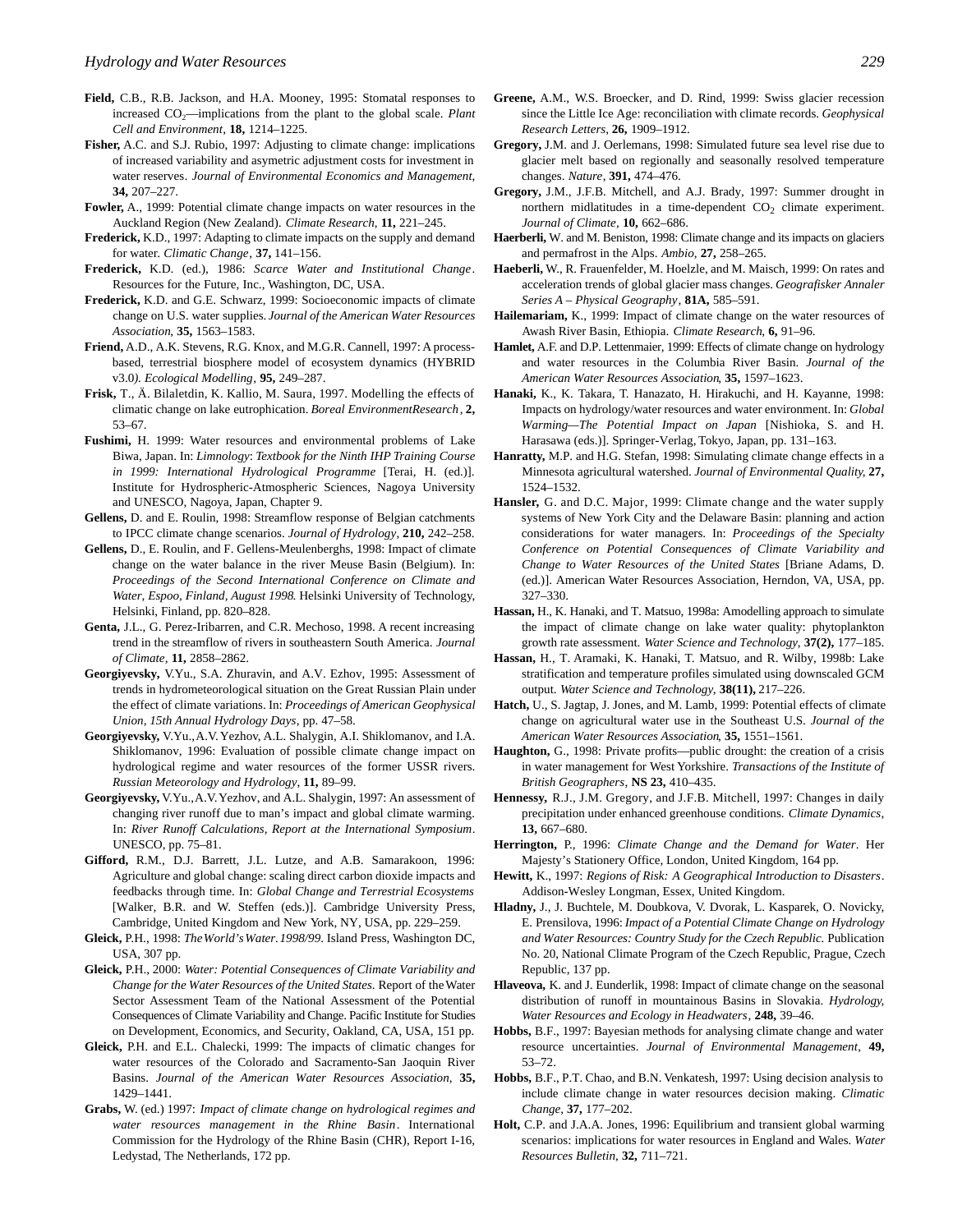**Field,** C.B., R.B. Jackson, and H.A. Mooney, 1995: Stomatal responses to increased $CO_2$—implications from the plant to the global scale. *Plant Cell and Environment*, **18,** 1214–1225.

**Fisher,** A.C. and S.J. Rubio, 1997: Adjusting to climate change: implications of increased variability and asymetric adjustment costs for investment in water reserves. *Journal of Environmental Economics and Management*, **34,** 207–227.

**Fowler,** A., 1999: Potential climate change impacts on water resources in the Auckland Region (New Zealand). *Climate Research*, **11,** 221–245.

**Frederick,** K.D., 1997: Adapting to climate impacts on the supply and demand for water. *Climatic Change*, **37,** 141–156.

**Frederick,** K.D. (ed.), 1986: *Scarce Water and Institutional Change*. Resources for the Future, Inc., Washington, DC, USA.

**Frederick,** K.D. and G.E. Schwarz, 1999: Socioeconomic impacts of climate change on U.S. water supplies. *Journal of the American Water Resources Association*, **35,** 1563–1583.

**Friend,** A.D., A.K. Stevens, R.G. Knox, and M.G.R. Cannell, 1997: A process-based, terrestrial biosphere model of ecosystem dynamics (HYBRID v3.0). *Ecological Modelling*, **95,** 249–287.

**Frisk,** T., Ä. Bilaletdin, K. Kallio, M. Saura, 1997. Modelling the effects of climatic change on lake eutrophication. *Boreal EnvironmentResearch*, **2,** 53–67.

**Fushimi,** H. 1999: Water resources and environmental problems of Lake Biwa, Japan. In: *Limnology*: *Textbook for the Ninth IHP Training Course in 1999: International Hydrological Programme* [Terai, H. (ed.)]. Institute for Hydrospheric-Atmospheric Sciences, Nagoya University and UNESCO, Nagoya, Japan, Chapter 9.

**Gellens,** D. and E. Roulin, 1998: Streamflow response of Belgian catchments to IPCC climate change scenarios. *Journal of Hydrology*, **210,** 242–258.

**Gellens,** D., E. Roulin, and F. Gellens-Meulenberghs, 1998: Impact of climate change on the water balance in the river Meuse Basin (Belgium). In: *Proceedings of the Second International Conference on Climate and Water, Espoo, Finland, August 1998*. Helsinki University of Technology, Helsinki, Finland, pp. 820–828.

**Genta,** J.L., G. Perez-Iribarren, and C.R. Mechoso, 1998. A recent increasing trend in the streamflow of rivers in southeastern South America. *Journal of Climate*, **11,** 2858–2862.

**Georgiyevsky,** V.Yu., S.A. Zhuravin, and A.V. Ezhov, 1995: Assessment of trends in hydrometeorological situation on the Great Russian Plain under the effect of climate variations. In: *Proceedings of American Geophysical Union, 15th Annual Hydrology Days*, pp. 47–58.

**Georgiyevsky,** V.Yu., A.V. Yezhov, A.L. Shalygin, A.I. Shiklomanov, and I.A. Shiklomanov, 1996: Evaluation of possible climate change impact on hydrological regime and water resources of the former USSR rivers. *Russian Meteorology and Hydrology*, **11,** 89–99.

**Georgiyevsky,** V.Yu., A.V. Yezhov, and A.L. Shalygin, 1997: An assessment of changing river runoff due to man's impact and global climate warming. In: *River Runoff Calculations, Report at the International Symposium*. UNESCO, pp. 75–81.

**Gifford,** R.M., D.J. Barrett, J.L. Lutze, and A.B. Samarakoon, 1996: Agriculture and global change: scaling direct carbon dioxide impacts and feedbacks through time. In: *Global Change and Terrestrial Ecosystems* [Walker, B.R. and W. Steffen (eds.)]. Cambridge University Press, Cambridge, United Kingdom and New York, NY, USA, pp. 229–259.

**Gleick,** P.H., 1998: *The World's Water. 1998/99*. Island Press, Washington DC, USA, 307 pp.

**Gleick,** P.H., 2000: *Water: Potential Consequences of Climate Variability and Change for the Water Resources of the United States*. Report of the Water Sector Assessment Team of the National Assessment of the Potential Consequences of Climate Variability and Change. Pacific Institute for Studies on Development, Economics, and Security, Oakland, CA, USA, 151 pp.

**Gleick,** P.H. and E.L. Chalecki, 1999: The impacts of climatic changes for water resources of the Colorado and Sacramento-San Jaoquin River Basins. *Journal of the American Water Resources Association*, **35,** 1429–1441.

**Grabs,** W. (ed.) 1997: *Impact of climate change on hydrological regimes and water resources management in the Rhine Basin*. International Commission for the Hydrology of the Rhine Basin (CHR), Report I-16, Ledystad, The Netherlands, 172 pp.

**Greene,** A.M., W.S. Broecker, and D. Rind, 1999: Swiss glacier recession since the Little Ice Age: reconciliation with climate records. *Geophysical Research Letters*, **26,** 1909–1912.

**Gregory,** J.M. and J. Oerlemans, 1998: Simulated future sea level rise due to glacier melt based on regionally and seasonally resolved temperature changes. *Nature*, **391,** 474–476.

**Gregory,** J.M., J.F.B. Mitchell, and A.J. Brady, 1997: Summer drought in northern midlatitudes in a time-dependent $CO_2$ climate experiment. *Journal of Climate*, **10,** 662–686.

**Haerberli,** W. and M. Beniston, 1998: Climate change and its impacts on glaciers and permafrost in the Alps. *Ambio*, **27,** 258–265.

**Haeberli,** W., R. Frauenfelder, M. Hoelzle, and M. Maisch, 1999: On rates and acceleration trends of global glacier mass changes. *Geografisker Annaler Series A – Physical Geography*, **81A,** 585–591.

**Hailemariam,** K., 1999: Impact of climate change on the water resources of Awash River Basin, Ethiopia. *Climate Research*, **6,** 91–96.

**Hamlet,** A.F. and D.P. Lettenmaier, 1999: Effects of climate change on hydrology and water resources in the Columbia River Basin. *Journal of the American Water Resources Association*, **35,** 1597–1623.

**Hanaki,** K., K. Takara, T. Hanazato, H. Hirakuchi, and H. Kayanne, 1998: Impacts on hydrology/water resources and water environment. In: *Global Warming—The Potential Impact on Japan* [Nishioka, S. and H. Harasawa (eds.)]. Springer-Verlag, Tokyo, Japan, pp. 131–163.

**Hanratty,** M.P. and H.G. Stefan, 1998: Simulating climate change effects in a Minnesota agricultural watershed. *Journal of Environmental Quality*, **27,** 1524–1532.

**Hansler,** G. and D.C. Major, 1999: Climate change and the water supply systems of New York City and the Delaware Basin: planning and action considerations for water managers. In: *Proceedings of the Specialty Conference on Potential Consequences of Climate Variability and Change to Water Resources of the United States* [Briane Adams, D. (ed.)]. American Water Resources Association, Herndon, VA, USA, pp. 327–330.

**Hassan,** H., K. Hanaki, and T. Matsuo, 1998a: Amodelling approach to simulate the impact of climate change on lake water quality: phytoplankton growth rate assessment. *Water Science and Technology*, **37(2),** 177–185.

**Hassan,** H., T. Aramaki, K. Hanaki, T. Matsuo, and R. Wilby, 1998b: Lake stratification and temperature profiles simulated using downscaled GCM output. *Water Science and Technology*, **38(11),** 217–226.

**Hatch,** U., S. Jagtap, J. Jones, and M. Lamb, 1999: Potential effects of climate change on agricultural water use in the Southeast U.S. *Journal of the American Water Resources Association*, **35,** 1551–1561.

**Haughton,** G., 1998: Private profits—public drought: the creation of a crisis in water management for West Yorkshire. *Transactions of the Institute of British Geographers*, **NS 23,** 410–435.

**Hennessy,** R.J., J.M. Gregory, and J.F.B. Mitchell, 1997: Changes in daily precipitation under enhanced greenhouse conditions. *Climate Dynamics*, **13,** 667–680.

**Herrington,** P., 1996: *Climate Change and the Demand for Water*. Her Majesty's Stationery Office, London, United Kingdom, 164 pp.

**Hewitt,** K., 1997: *Regions of Risk: A Geographical Introduction to Disasters*. Addison-Wesley Longman, Essex, United Kingdom.

**Hladny,** J., J. Buchtele, M. Doubkova, V. Dvorak, L. Kasparek, O. Novicky, E. Prensilova, 1996: *Impact of a Potential Climate Change on Hydrology and Water Resources: Country Study for the Czech Republic*. Publication No. 20, National Climate Program of the Czech Republic, Prague, Czech Republic, 137 pp.

**Hlaveova,** K. and J. Eunderlik, 1998: Impact of climate change on the seasonal distribution of runoff in mountainous Basins in Slovakia. *Hydrology, Water Resources and Ecology in Headwaters*, **248,** 39–46.

**Hobbs,** B.F., 1997: Bayesian methods for analysing climate change and water resource uncertainties. *Journal of Environmental Management*, **49,** 53–72.

**Hobbs,** B.F., P.T. Chao, and B.N. Venkatesh, 1997: Using decision analysis to include climate change in water resources decision making. *Climatic Change*, **37,** 177–202.

**Holt,** C.P. and J.A.A. Jones, 1996: Equilibrium and transient global warming scenarios: implications for water resources in England and Wales. *Water Resources Bulletin*, **32,** 711–721.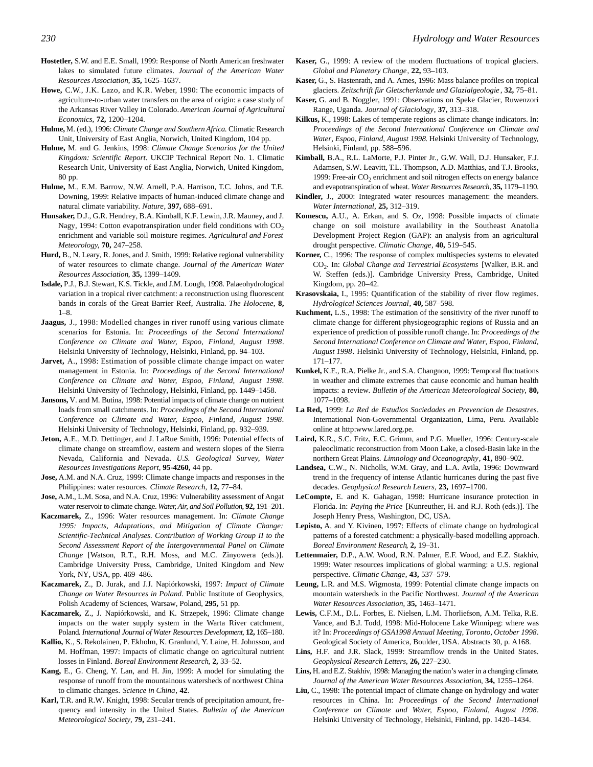**Hostetler,** S.W. and E.E. Small, 1999: Response of North American freshwater lakes to simulated future climates. *Journal of the American Water Resources Association*, **35,** 1625–1637.

**Howe,** C.W., J.K. Lazo, and K.R. Weber, 1990: The economic impacts of agriculture-to-urban water transfers on the area of origin: a case study of the Arkansas River Valley in Colorado. *American Journal of Agricultural Economics*, **72,** 1200–1204.

**Hulme,** M. (ed.), 1996: *Climate Change and Southern Africa*. Climatic Research Unit, University of East Anglia, Norwich, United Kingdom, 104 pp.

**Hulme,** M. and G. Jenkins, 1998: *Climate Change Scenarios for the United Kingdom: Scientific Report*. UKCIP Technical Report No. 1. Climatic Research Unit, University of East Anglia, Norwich, United Kingdom, 80 pp.

**Hulme,** M., E.M. Barrow, N.W. Arnell, P.A. Harrison, T.C. Johns, and T.E. Downing, 1999: Relative impacts of human-induced climate change and natural climate variability. *Nature*, **397,** 688–691.

**Hunsaker,** D.J., G.R. Hendrey, B.A. Kimball, K.F. Lewin, J.R. Mauney, and J. Nagy, 1994: Cotton evapotranspiration under field conditions with $CO_2$ enrichment and variable soil moisture regimes. *Agricultural and Forest Meteorology*, **70,** 247–258.

**Hurd,** B., N. Leary, R. Jones, and J. Smith, 1999: Relative regional vulnerability of water resources to climate change. *Journal of the American Water Resources Association*, **35,** 1399–1409.

**Isdale,** P.J., B.J. Stewart, K.S. Tickle, and J.M. Lough, 1998. Palaeohydrological variation in a tropical river catchment: a reconstruction using fluorescent bands in corals of the Great Barrier Reef, Australia. *The Holocene*, **8,** 1–8.

**Jaagus,** J., 1998: Modelled changes in river runoff using various climate scenarios for Estonia. In: *Proceedings of the Second International Conference on Climate and Water, Espoo, Finland, August 1998*. Helsinki University of Technology, Helsinki, Finland, pp. 94–103.

**Jarvet,** A., 1998: Estimation of possible climate change impact on water management in Estonia. In: *Proceedings of the Second International Conference on Climate and Water, Espoo, Finland, August 1998*. Helsinki University of Technology, Helsinki, Finland, pp. 1449–1458.

**Jansons,** V. and M. Butina, 1998: Potential impacts of climate change on nutrient loads from small catchments. In: *Proceedings of the Second International Conference on Climate and Water, Espoo, Finland, August 1998*. Helsinki University of Technology, Helsinki, Finland, pp. 932–939.

**Jeton,** A.E., M.D. Dettinger, and J. LaRue Smith, 1996: Potential effects of climate change on streamflow, eastern and western slopes of the Sierra Nevada, California and Nevada. *U.S. Geological Survey, Water Resources Investigations Report*, **95-4260,** 44 pp.

**Jose,** A.M. and N.A. Cruz, 1999: Climate change impacts and responses in the Philippines: water resources. *Climate Research*, **12,** 77–84.

**Jose,** A.M., L.M. Sosa, and N.A. Cruz, 1996: Vulnerability assessment of Angat water reservoir to climate change. *Water, Air, and Soil Pollution*, **92,** 191–201.

**Kaczmarek,** Z., 1996: Water resources management. In: *Climate Change 1995: Impacts, Adaptations, and Mitigation of Climate Change: Scientific-Technical Analyses. Contribution of Working Group II to the Second Assessment Report of the Intergovernmental Panel on Climate Change* [Watson, R.T., R.H. Moss, and M.C. Zinyowera (eds.)]. Cambridge University Press, Cambridge, United Kingdom and New York, NY, USA, pp. 469–486.

**Kaczmarek,** Z., D. Jurak, and J.J. Napiórkowski, 1997: *Impact of Climate Change on Water Resources in Poland*. Public Institute of Geophysics, Polish Academy of Sciences, Warsaw, Poland, **295,** 51 pp.

**Kaczmarek,** Z., J. Napiórkowski, and K. Strzepek, 1996: Climate change impacts on the water supply system in the Warta River catchment, Poland. *International Journal of Water Resources Development*, **12,** 165–180.

**Kallio,** K., S. Rekolainen, P. Ekholm, K. Granlund, Y. Laine, H. Johnsson, and M. Hoffman, 1997: Impacts of climatic change on agricultural nutrient losses in Finland. *Boreal Environment Research*, **2,** 33–52.

**Kang,** E., G. Cheng, Y. Lan, and H. Jin, 1999: A model for simulating the response of runoff from the mountainous watersheds of northwest China to climatic changes. *Science in China*, **42**.

**Karl,** T.R. and R.W. Knight, 1998: Secular trends of precipitation amount, frequency and intensity in the United States. *Bulletin of the American Meteorological Society*, **79,** 231–241.

**Kaser,** G., 1999: A review of the modern fluctuations of tropical glaciers. *Global and Planetary Change*, **22,** 93–103.

**Kaser,** G., S. Hastenrath, and A. Ames, 1996: Mass balance profiles on tropical glaciers. *Zeitschrift für Gletscherkunde und Glazialgeologie*, **32,** 75–81.

**Kaser,** G. and B. Noggler, 1991: Observations on Speke Glacier, Ruwenzori Range, Uganda. *Journal of Glaciology*, **37,** 313–318.

**Kilkus,** K., 1998: Lakes of temperate regions as climate change indicators. In: *Proceedings of the Second International Conference on Climate and Water, Espoo, Finland, August 1998*. Helsinki University of Technology, Helsinki, Finland, pp. 588–596.

**Kimball,** B.A., R.L. LaMorte, P.J. Pinter Jr., G.W. Wall, D.J. Hunsaker, F.J. Adamsen, S.W. Leavitt, T.L. Thompson, A.D. Matthias, and T.J. Brooks, 1999: Free-air $CO_2$ enrichment and soil nitrogen effects on energy balance and evapotranspiration of wheat. *Water Resources Research*, **35,** 1179–1190.

**Kindler,** J., 2000: Integrated water resources management: the meanders. *Water International*, **25,** 312–319.

**Komescu,** A.U., A. Erkan, and S. Oz, 1998: Possible impacts of climate change on soil moisture availability in the Southeast Anatolia Development Project Region (GAP): an analysis from an agricultural drought perspective. *Climatic Change*, **40,** 519–545.

**Korner,** C., 1996: The response of complex multispecies systems to elevated $CO_2$. In: *Global Change and Terrestrial Ecosystems* [Walker, B.R. and W. Steffen (eds.)]. Cambridge University Press, Cambridge, United Kingdom, pp. 20–42.

**Krasovskaia,** I., 1995: Quantification of the stability of river flow regimes. *Hydrological Sciences Journal*, **40,** 587–598.

**Kuchment,** L.S., 1998: The estimation of the sensitivity of the river runoff to climate change for different physiogeographic regions of Russia and an experience of prediction of possible runoff change. In: *Proceedings of the Second International Conference on Climate and Water, Espoo, Finland, August 1998*. Helsinki University of Technology, Helsinki, Finland, pp. 171–177.

**Kunkel,** K.E., R.A. Pielke Jr., and S.A. Changnon, 1999: Temporal fluctuations in weather and climate extremes that cause economic and human health impacts: a review. *Bulletin of the American Meteorological Society*, **80,** 1077–1098.

**La Red,** 1999: *La Red de Estudios Sociedades en Prevencion de Desastres*. International Non-Governmental Organization, Lima, Peru. Available online at http:www.lared.org.pe.

**Laird,** K.R., S.C. Fritz, E.C. Grimm, and P.G. Mueller, 1996: Century-scale paleoclimatic reconstruction from Moon Lake, a closed-Basin lake in the northern Great Plains. *Limnology and Oceanography*, **41,** 890–902.

**Landsea,** C.W., N. Nicholls, W.M. Gray, and L.A. Avila, 1996: Downward trend in the frequency of intense Atlantic hurricanes during the past five decades. *Geophysical Research Letters*, **23,** 1697–1700.

**LeCompte,** E. and K. Gahagan, 1998: Hurricane insurance protection in Florida. In: *Paying the Price* [Kunreuther, H. and R.J. Roth (eds.)]. The Joseph Henry Press, Washington, DC, USA.

**Lepisto,** A. and Y. Kivinen, 1997: Effects of climate change on hydrological patterns of a forested catchment: a physically-based modelling approach. *Boreal Environment Research*, **2,** 19–31.

**Lettenmaier,** D.P., A.W. Wood, R.N. Palmer, E.F. Wood, and E.Z. Stakhiv, 1999: Water resources implications of global warming: a U.S. regional perspective. *Climatic Change*, **43,** 537–579.

**Leung,** L.R. and M.S. Wigmosta, 1999: Potential climate change impacts on mountain watersheds in the Pacific Northwest. *Journal of the American Water Resources Association*, **35,** 1463–1471.

**Lewis,** C.F.M., D.L. Forbes, E. Nielsen, L.M. Thorliefson, A.M. Telka, R.E. Vance, and B.J. Todd, 1998: Mid-Holocene Lake Winnipeg: where was it? In: *Proceedings of GSA1998 Annual Meeting, Toronto, October 1998*. Geological Society of America, Boulder, USA. Abstracts 30, p. A168.

**Lins,** H.F. and J.R. Slack, 1999: Streamflow trends in the United States. *Geophysical Research Letters*, **26,** 227–230.

**Lins,** H. and E.Z. Stakhiv, 1998: Managing the nation's water in a changing climate. *Journal of the American Water Resources Association*, **34,** 1255–1264.

**Liu,** C., 1998: The potential impact of climate change on hydrology and water resources in China. In: *Proceedings of the Second International Conference on Climate and Water, Espoo, Finland, August 1998*. Helsinki University of Technology, Helsinki, Finland, pp. 1420–1434.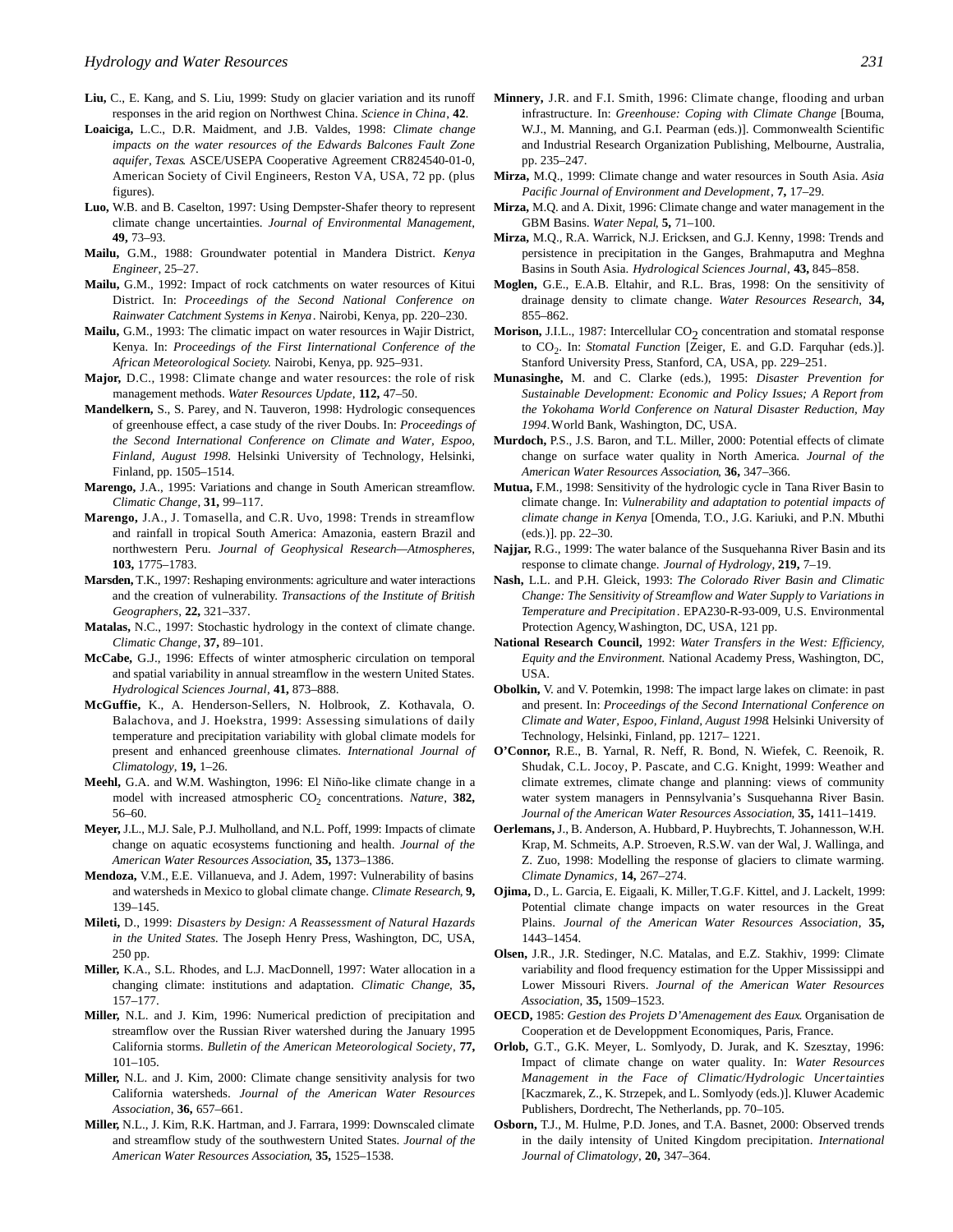**Liu,** C., E. Kang, and S. Liu, 1999: Study on glacier variation and its runoff responses in the arid region on Northwest China. *Science in China*, **42**.

**Loaiciga,** L.C., D.R. Maidment, and J.B. Valdes, 1998: *Climate change impacts on the water resources of the Edwards Balcones Fault Zone aquifer, Texas*. ASCE/USEPA Cooperative Agreement CR824540-01-0, American Society of Civil Engineers, Reston VA, USA, 72 pp. (plus figures).

**Luo,** W.B. and B. Caselton, 1997: Using Dempster-Shafer theory to represent climate change uncertainties. *Journal of Environmental Management*, **49,** 73–93.

**Mailu,** G.M., 1988: Groundwater potential in Mandera District. *Kenya Engineer*, 25–27.

**Mailu,** G.M., 1992: Impact of rock catchments on water resources of Kitui District. In: *Proceedings of the Second National Conference on Rainwater Catchment Systems in Kenya*. Nairobi, Kenya, pp. 220–230.

**Mailu,** G.M., 1993: The climatic impact on water resources in Wajir District, Kenya. In: *Proceedings of the First Iinternational Conference of the African Meteorological Society.* Nairobi, Kenya, pp. 925–931.

**Major,** D.C., 1998: Climate change and water resources: the role of risk management methods. *Water Resources Update*, **112,** 47–50.

**Mandelkern,** S., S. Parey, and N. Tauveron, 1998: Hydrologic consequences of greenhouse effect, a case study of the river Doubs. In: *Proceedings of the Second International Conference on Climate and Water, Espoo, Finland, August 1998*. Helsinki University of Technology, Helsinki, Finland, pp. 1505–1514.

**Marengo,** J.A., 1995: Variations and change in South American streamflow. *Climatic Change*, **31,** 99–117.

**Marengo,** J.A., J. Tomasella, and C.R. Uvo, 1998: Trends in streamflow and rainfall in tropical South America: Amazonia, eastern Brazil and northwestern Peru. *Journal of Geophysical Research—Atmospheres*, **103,** 1775–1783.

**Marsden,** T.K., 1997: Reshaping environments: agriculture and water interactions and the creation of vulnerability. *Transactions of the Institute of British Geographers*, **22,** 321–337.

**Matalas,** N.C., 1997: Stochastic hydrology in the context of climate change. *Climatic Change*, **37,** 89–101.

**McCabe,** G.J., 1996: Effects of winter atmospheric circulation on temporal and spatial variability in annual streamflow in the western United States. *Hydrological Sciences Journal*, **41,** 873–888.

**McGuffie,** K., A. Henderson-Sellers, N. Holbrook, Z. Kothavala, O. Balachova, and J. Hoekstra, 1999: Assessing simulations of daily temperature and precipitation variability with global climate models for present and enhanced greenhouse climates. *International Journal of Climatology*, **19,** 1–26.

**Meehl,** G.A. and W.M. Washington, 1996: El Niño-like climate change in a model with increased atmospheric $CO_2$ concentrations. *Nature*, **382,** 56–60.

**Meyer,** J.L., M.J. Sale, P.J. Mulholland, and N.L. Poff, 1999: Impacts of climate change on aquatic ecosystems functioning and health. *Journal of the American Water Resources Association*, **35,** 1373–1386.

**Mendoza,** V.M., E.E. Villanueva, and J. Adem, 1997: Vulnerability of basins and watersheds in Mexico to global climate change. *Climate Research*, **9,** 139–145.

**Mileti,** D., 1999: *Disasters by Design: A Reassessment of Natural Hazards in the United States.* The Joseph Henry Press, Washington, DC, USA, 250 pp.

**Miller,** K.A., S.L. Rhodes, and L.J. MacDonnell, 1997: Water allocation in a changing climate: institutions and adaptation. *Climatic Change*, **35,** 157–177.

**Miller,** N.L. and J. Kim, 1996: Numerical prediction of precipitation and streamflow over the Russian River watershed during the January 1995 California storms. *Bulletin of the American Meteorological Society*, **77,** 101–105.

**Miller,** N.L. and J. Kim, 2000: Climate change sensitivity analysis for two California watersheds. *Journal of the American Water Resources Association*, **36,** 657–661.

**Miller,** N.L., J. Kim, R.K. Hartman, and J. Farrara, 1999: Downscaled climate and streamflow study of the southwestern United States. *Journal of the American Water Resources Association*, **35,** 1525–1538.

**Minnery,** J.R. and F.I. Smith, 1996: Climate change, flooding and urban infrastructure. In: *Greenhouse: Coping with Climate Change* [Bouma, W.J., M. Manning, and G.I. Pearman (eds.)]. Commonwealth Scientific and Industrial Research Organization Publishing, Melbourne, Australia, pp. 235–247.

**Mirza,** M.Q., 1999: Climate change and water resources in South Asia. *Asia Pacific Journal of Environment and Development*, **7,** 17–29.

**Mirza,** M.Q. and A. Dixit, 1996: Climate change and water management in the GBM Basins. *Water Nepal*, **5,** 71–100.

**Mirza,** M.Q., R.A. Warrick, N.J. Ericksen, and G.J. Kenny, 1998: Trends and persistence in precipitation in the Ganges, Brahmaputra and Meghna Basins in South Asia. *Hydrological Sciences Journal*, **43,** 845–858.

**Moglen,** G.E., E.A.B. Eltahir, and R.L. Bras, 1998: On the sensitivity of drainage density to climate change. *Water Resources Research*, **34,** 855–862.

**Morison,** J.I.L., 1987: Intercellular $CO_2$ concentration and stomatal response to $CO_2$. In: *Stomatal Function* [Zeiger, E. and G.D. Farquhar (eds.)]. Stanford University Press, Stanford, CA, USA, pp. 229–251.

**Munasinghe,** M. and C. Clarke (eds.), 1995: *Disaster Prevention for Sustainable Development: Economic and Policy Issues; A Report from the Yokohama World Conference on Natural Disaster Reduction, May 1994*. World Bank, Washington, DC, USA.

**Murdoch,** P.S., J.S. Baron, and T.L. Miller, 2000: Potential effects of climate change on surface water quality in North America. *Journal of the American Water Resources Association*, **36,** 347–366.

**Mutua,** F.M., 1998: Sensitivity of the hydrologic cycle in Tana River Basin to climate change. In: *Vulnerability and adaptation to potential impacts of climate change in Kenya* [Omenda, T.O., J.G. Kariuki, and P.N. Mbuthi (eds.)]. pp. 22–30.

**Najjar,** R.G., 1999: The water balance of the Susquehanna River Basin and its response to climate change. *Journal of Hydrology*, **219,** 7–19.

**Nash,** L.L. and P.H. Gleick, 1993: *The Colorado River Basin and Climatic Change: The Sensitivity of Streamflow and Water Supply to Variations in Temperature and Precipitation*. EPA230-R-93-009, U.S. Environmental Protection Agency, Washington, DC, USA, 121 pp.

**National Research Council,** 1992: *Water Transfers in the West: Efficiency, Equity and the Environment.* National Academy Press, Washington, DC, USA.

**Obolkin,** V. and V. Potemkin, 1998: The impact large lakes on climate: in past and present. In: *Proceedings of the Second International Conference on Climate and Water, Espoo, Finland, August 1998*. Helsinki University of Technology, Helsinki, Finland, pp. 1217– 1221.

**O'Connor,** R.E., B. Yarnal, R. Neff, R. Bond, N. Wiefek, C. Reenoik, R. Shudak, C.L. Jocoy, P. Pascate, and C.G. Knight, 1999: Weather and climate extremes, climate change and planning: views of community water system managers in Pennsylvania's Susquehanna River Basin. *Journal of the American Water Resources Association*, **35,** 1411–1419.

**Oerlemans,** J., B. Anderson, A. Hubbard, P. Huybrechts, T. Johannesson, W.H. Krap, M. Schmeits, A.P. Stroeven, R.S.W. van der Wal, J. Wallinga, and Z. Zuo, 1998: Modelling the response of glaciers to climate warming. *Climate Dynamics*, **14,** 267–274.

**Ojima,** D., L. Garcia, E. Eigaali, K. Miller, T.G.F. Kittel, and J. Lackelt, 1999: Potential climate change impacts on water resources in the Great Plains. *Journal of the American Water Resources Association*, **35,** 1443–1454.

**Olsen,** J.R., J.R. Stedinger, N.C. Matalas, and E.Z. Stakhiv, 1999: Climate variability and flood frequency estimation for the Upper Mississippi and Lower Missouri Rivers. *Journal of the American Water Resources Association*, **35,** 1509–1523.

**OECD,** 1985: *Gestion des Projets D'Amenagement des Eaux*. Organisation de Cooperation et de Developpment Economiques, Paris, France.

**Orlob,** G.T., G.K. Meyer, L. Somlyody, D. Jurak, and K. Szesztay, 1996: Impact of climate change on water quality. In: *Water Resources Management in the Face of Climatic/Hydrologic Uncertainties* [Kaczmarek, Z., K. Strzepek, and L. Somlyody (eds.)]. Kluwer Academic Publishers, Dordrecht, The Netherlands, pp. 70–105.

**Osborn,** T.J., M. Hulme, P.D. Jones, and T.A. Basnet, 2000: Observed trends in the daily intensity of United Kingdom precipitation. *International Journal of Climatology*, **20,** 347–364.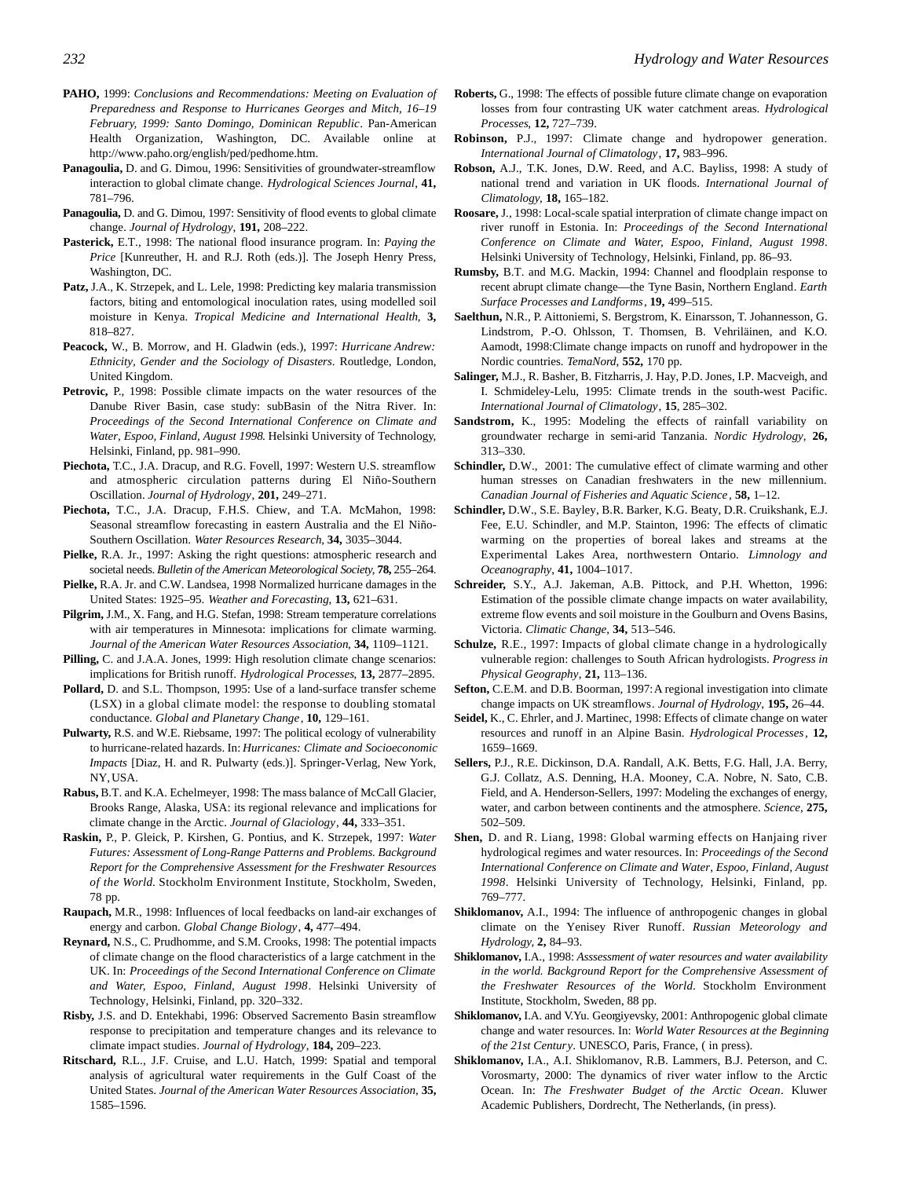**PAHO,** 1999: *Conclusions and Recommendations: Meeting on Evaluation of Preparedness and Response to Hurricanes Georges and Mitch, 16–19 February, 1999: Santo Domingo, Dominican Republic*. Pan-American Health Organization, Washington, DC. Available online at http://www.paho.org/english/ped/pedhome.htm.

**Panagoulia,** D. and G. Dimou, 1996: Sensitivities of groundwater-streamflow interaction to global climate change. *Hydrological Sciences Journal*, **41,** 781–796.

**Panagoulia,** D. and G. Dimou, 1997: Sensitivity of flood events to global climate change. *Journal of Hydrology*, **191,** 208–222.

**Pasterick,** E.T., 1998: The national flood insurance program. In: *Paying the Price* [Kunreuther, H. and R.J. Roth (eds.)]. The Joseph Henry Press, Washington, DC.

**Patz,** J.A., K. Strzepek, and L. Lele, 1998: Predicting key malaria transmission factors, biting and entomological inoculation rates, using modelled soil moisture in Kenya. *Tropical Medicine and International Health*, **3,** 818–827.

**Peacock,** W., B. Morrow, and H. Gladwin (eds.), 1997: *Hurricane Andrew: Ethnicity, Gender and the Sociology of Disasters*. Routledge, London, United Kingdom.

**Petrovic,** P., 1998: Possible climate impacts on the water resources of the Danube River Basin, case study: subBasin of the Nitra River. In: *Proceedings of the Second International Conference on Climate and Water, Espoo, Finland, August 1998.* Helsinki University of Technology, Helsinki, Finland, pp. 981–990.

**Piechota,** T.C., J.A. Dracup, and R.G. Fovell, 1997: Western U.S. streamflow and atmospheric circulation patterns during El Niño-Southern Oscillation. *Journal of Hydrology*, **201,** 249–271.

**Piechota,** T.C., J.A. Dracup, F.H.S. Chiew, and T.A. McMahon, 1998: Seasonal streamflow forecasting in eastern Australia and the El Niño-Southern Oscillation. *Water Resources Research*, **34,** 3035–3044.

**Pielke,** R.A. Jr., 1997: Asking the right questions: atmospheric research and societal needs. *Bulletin of the American Meteorological Society*, **78,** 255–264.

**Pielke,** R.A. Jr. and C.W. Landsea, 1998 Normalized hurricane damages in the United States: 1925–95. *Weather and Forecasting*, **13,** 621–631.

**Pilgrim,** J.M., X. Fang, and H.G. Stefan, 1998: Stream temperature correlations with air temperatures in Minnesota: implications for climate warming. *Journal of the American Water Resources Association*, **34,** 1109–1121.

**Pilling,** C. and J.A.A. Jones, 1999: High resolution climate change scenarios: implications for British runoff. *Hydrological Processes*, **13,** 2877–2895.

**Pollard,** D. and S.L. Thompson, 1995: Use of a land-surface transfer scheme (LSX) in a global climate model: the response to doubling stomatal conductance. *Global and Planetary Change*, **10,** 129–161.

**Pulwarty,** R.S. and W.E. Riebsame, 1997: The political ecology of vulnerability to hurricane-related hazards. In: *Hurricanes: Climate and Socioeconomic Impacts* [Diaz, H. and R. Pulwarty (eds.)]. Springer-Verlag, New York, NY, USA.

**Rabus,** B.T. and K.A. Echelmeyer, 1998: The mass balance of McCall Glacier, Brooks Range, Alaska, USA: its regional relevance and implications for climate change in the Arctic. *Journal of Glaciology*, **44,** 333–351.

**Raskin,** P., P. Gleick, P. Kirshen, G. Pontius, and K. Strzepek, 1997: *Water Futures: Assessment of Long-Range Patterns and Problems. Background Report for the Comprehensive Assessment for the Freshwater Resources of the World*. Stockholm Environment Institute, Stockholm, Sweden, 78 pp.

**Raupach,** M.R., 1998: Influences of local feedbacks on land-air exchanges of energy and carbon. *Global Change Biology*, **4,** 477–494.

**Reynard,** N.S., C. Prudhomme, and S.M. Crooks, 1998: The potential impacts of climate change on the flood characteristics of a large catchment in the UK. In: *Proceedings of the Second International Conference on Climate and Water, Espoo, Finland, August 1998*. Helsinki University of Technology, Helsinki, Finland, pp. 320–332.

**Risby,** J.S. and D. Entekhabi, 1996: Observed Sacremento Basin streamflow response to precipitation and temperature changes and its relevance to climate impact studies. *Journal of Hydrology*, **184,** 209–223.

**Ritschard,** R.L., J.F. Cruise, and L.U. Hatch, 1999: Spatial and temporal analysis of agricultural water requirements in the Gulf Coast of the United States. *Journal of the American Water Resources Association*, **35,** 1585–1596.

**Roberts,** G., 1998: The effects of possible future climate change on evaporation losses from four contrasting UK water catchment areas. *Hydrological Processes*, **12,** 727–739.

**Robinson,** P.J., 1997: Climate change and hydropower generation. *International Journal of Climatology*, **17,** 983–996.

**Robson,** A.J., T.K. Jones, D.W. Reed, and A.C. Bayliss, 1998: A study of national trend and variation in UK floods. *International Journal of Climatology*, **18,** 165–182.

**Roosare,** J., 1998: Local-scale spatial interpration of climate change impact on river runoff in Estonia. In: *Proceedings of the Second International Conference on Climate and Water, Espoo, Finland, August 1998*. Helsinki University of Technology, Helsinki, Finland, pp. 86–93.

**Rumsby,** B.T. and M.G. Mackin, 1994: Channel and floodplain response to recent abrupt climate change—the Tyne Basin, Northern England. *Earth Surface Processes and Landforms*, **19,** 499–515.

**Saelthun,** N.R., P. Aittoniemi, S. Bergstrom, K. Einarsson, T. Johannesson, G. Lindstrom, P.-O. Ohlsson, T. Thomsen, B. Vehriläinen, and K.O. Aamodt, 1998:Climate change impacts on runoff and hydropower in the Nordic countries. *TemaNord*, **552,** 170 pp.

**Salinger,** M.J., R. Basher, B. Fitzharris, J. Hay, P.D. Jones, I.P. Macveigh, and I. Schmideley-Lelu, 1995: Climate trends in the south-west Pacific. *International Journal of Climatology*, **15**, 285–302.

**Sandstrom,** K., 1995: Modeling the effects of rainfall variability on groundwater recharge in semi-arid Tanzania. *Nordic Hydrology*, **26,** 313–330.

**Schindler,** D.W., 2001: The cumulative effect of climate warming and other human stresses on Canadian freshwaters in the new millennium. *Canadian Journal of Fisheries and Aquatic Science*, **58,** 1–12.

**Schindler,** D.W., S.E. Bayley, B.R. Barker, K.G. Beaty, D.R. Cruikshank, E.J. Fee, E.U. Schindler, and M.P. Stainton, 1996: The effects of climatic warming on the properties of boreal lakes and streams at the Experimental Lakes Area, northwestern Ontario. *Limnology and Oceanography*, **41,** 1004–1017.

**Schreider,** S.Y., A.J. Jakeman, A.B. Pittock, and P.H. Whetton, 1996: Estimation of the possible climate change impacts on water availability, extreme flow events and soil moisture in the Goulburn and Ovens Basins, Victoria. *Climatic Change*, **34,** 513–546.

**Schulze,** R.E., 1997: Impacts of global climate change in a hydrologically vulnerable region: challenges to South African hydrologists. *Progress in Physical Geography*, **21,** 113–136.

**Sefton,** C.E.M. and D.B. Boorman, 1997: A regional investigation into climate change impacts on UK streamflows. *Journal of Hydrology*, **195,** 26–44.

**Seidel,** K., C. Ehrler, and J. Martinec, 1998: Effects of climate change on water resources and runoff in an Alpine Basin. *Hydrological Processes*, **12,** 1659–1669.

**Sellers,** P.J., R.E. Dickinson, D.A. Randall, A.K. Betts, F.G. Hall, J.A. Berry, G.J. Collatz, A.S. Denning, H.A. Mooney, C.A. Nobre, N. Sato, C.B. Field, and A. Henderson-Sellers, 1997: Modeling the exchanges of energy, water, and carbon between continents and the atmosphere. *Science*, **275,** 502–509.

**Shen,** D. and R. Liang, 1998: Global warming effects on Hanjaing river hydrological regimes and water resources. In: *Proceedings of the Second International Conference on Climate and Water, Espoo, Finland, August 1998*. Helsinki University of Technology, Helsinki, Finland, pp. 769–777.

**Shiklomanov,** A.I., 1994: The influence of anthropogenic changes in global climate on the Yenisey River Runoff. *Russian Meteorology and Hydrology*, **2,** 84–93.

**Shiklomanov,** I.A., 1998: *Asssessment of water resources and water availability in the world. Background Report for the Comprehensive Assessment of the Freshwater Resources of the World*. Stockholm Environment Institute, Stockholm, Sweden, 88 pp.

**Shiklomanov,** I.A. and V.Yu. Georgiyevsky, 2001: Anthropogenic global climate change and water resources. In: *World Water Resources at the Beginning of the 21st Century*. UNESCO, Paris, France, ( in press).

**Shiklomanov,** I.A., A.I. Shiklomanov, R.B. Lammers, B.J. Peterson, and C. Vorosmarty, 2000: The dynamics of river water inflow to the Arctic Ocean. In: *The Freshwater Budget of the Arctic Ocean*. Kluwer Academic Publishers, Dordrecht, The Netherlands, (in press).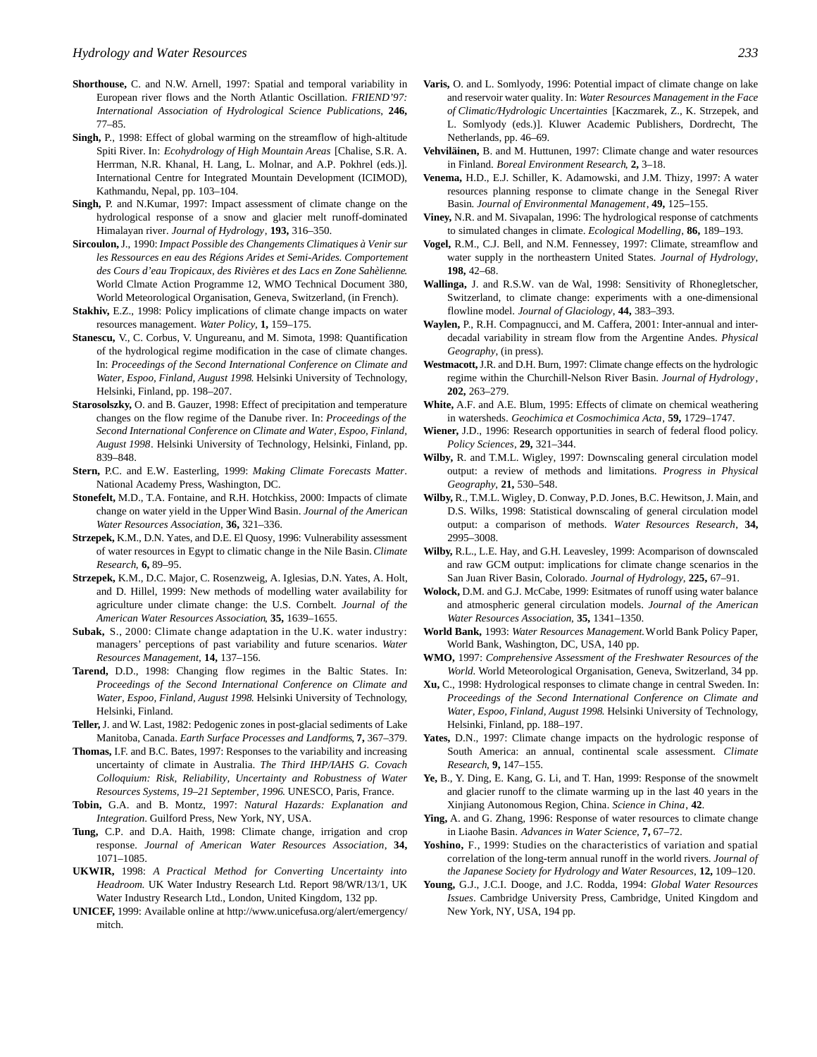**Shorthouse,** C. and N.W. Arnell, 1997: Spatial and temporal variability in European river flows and the North Atlantic Oscillation. *FRIEND'97: International Association of Hydrological Science Publications*, **246,** 77–85.

**Singh,** P., 1998: Effect of global warming on the streamflow of high-altitude Spiti River. In: *Ecohydrology of High Mountain Areas* [Chalise, S.R. A. Herrman, N.R. Khanal, H. Lang, L. Molnar, and A.P. Pokhrel (eds.)]. International Centre for Integrated Mountain Development (ICIMOD), Kathmandu, Nepal, pp. 103–104.

**Singh,** P. and N.Kumar, 1997: Impact assessment of climate change on the hydrological response of a snow and glacier melt runoff-dominated Himalayan river. *Journal of Hydrology*, **193,** 316–350.

**Sircoulon,** J., 1990: *Impact Possible des Changements Climatiques à Venir sur les Ressources en eau des Régions Arides et Semi-Arides. Comportement des Cours d'eau Tropicaux, des Rivières et des Lacs en Zone Sahèlienne.* World Clmate Action Programme 12, WMO Technical Document 380, World Meteorological Organisation, Geneva, Switzerland, (in French).

**Stakhiv,** E.Z., 1998: Policy implications of climate change impacts on water resources management. *Water Policy*, **1,** 159–175.

**Stanescu,** V., C. Corbus, V. Ungureanu, and M. Simota, 1998: Quantification of the hydrological regime modification in the case of climate changes. In: *Proceedings of the Second International Conference on Climate and Water, Espoo, Finland, August 1998.* Helsinki University of Technology, Helsinki, Finland, pp. 198–207.

**Starosolszky,** O. and B. Gauzer, 1998: Effect of precipitation and temperature changes on the flow regime of the Danube river. In: *Proceedings of the Second International Conference on Climate and Water, Espoo, Finland, August 1998*. Helsinki University of Technology, Helsinki, Finland, pp. 839–848.

**Stern,** P.C. and E.W. Easterling, 1999: *Making Climate Forecasts Matter*. National Academy Press, Washington, DC.

**Stonefelt,** M.D., T.A. Fontaine, and R.H. Hotchkiss, 2000: Impacts of climate change on water yield in the Upper Wind Basin. *Journal of the American Water Resources Association*, **36,** 321–336.

**Strzepek,** K.M., D.N. Yates, and D.E. El Quosy, 1996: Vulnerability assessment of water resources in Egypt to climatic change in the Nile Basin. *Climate Research*, **6,** 89–95.

**Strzepek,** K.M., D.C. Major, C. Rosenzweig, A. Iglesias, D.N. Yates, A. Holt, and D. Hillel, 1999: New methods of modelling water availability for agriculture under climate change: the U.S. Cornbelt. *Journal of the American Water Resources Association*, **35,** 1639–1655.

**Subak,** S., 2000: Climate change adaptation in the U.K. water industry: managers' perceptions of past variability and future scenarios. *Water Resources Management*, **14,** 137–156.

**Tarend,** D.D., 1998: Changing flow regimes in the Baltic States. In: *Proceedings of the Second International Conference on Climate and Water, Espoo, Finland, August 1998.* Helsinki University of Technology, Helsinki, Finland.

**Teller,** J. and W. Last, 1982: Pedogenic zones in post-glacial sediments of Lake Manitoba, Canada. *Earth Surface Processes and Landforms*, **7,** 367–379.

**Thomas,** I.F. and B.C. Bates, 1997: Responses to the variability and increasing uncertainty of climate in Australia. *The Third IHP/IAHS G. Covach Colloquium: Risk, Reliability, Uncertainty and Robustness of Water Resources Systems, 19–21 September, 1996.* UNESCO, Paris, France.

**Tobin,** G.A. and B. Montz, 1997: *Natural Hazards: Explanation and Integration*. Guilford Press, New York, NY, USA.

**Tung,** C.P. and D.A. Haith, 1998: Climate change, irrigation and crop response. *Journal of American Water Resources Association*, **34,** 1071–1085.

**UKWIR,** 1998: *A Practical Method for Converting Uncertainty into Headroom.* UK Water Industry Research Ltd. Report 98/WR/13/1, UK Water Industry Research Ltd., London, United Kingdom, 132 pp.

**UNICEF,** 1999: Available online at http://www.unicefusa.org/alert/emergency/mitch.

**Varis,** O. and L. Somlyody, 1996: Potential impact of climate change on lake and reservoir water quality. In: *Water Resources Management in the Face of Climatic/Hydrologic Uncertainties* [Kaczmarek, Z., K. Strzepek, and L. Somlyody (eds.)]. Kluwer Academic Publishers, Dordrecht, The Netherlands, pp. 46–69.

**Vehviläinen,** B. and M. Huttunen, 1997: Climate change and water resources in Finland. *Boreal Environment Research*, **2,** 3–18.

**Venema,** H.D., E.J. Schiller, K. Adamowski, and J.M. Thizy, 1997: A water resources planning response to climate change in the Senegal River Basin. *Journal of Environmental Management*, **49,** 125–155.

**Viney,** N.R. and M. Sivapalan, 1996: The hydrological response of catchments to simulated changes in climate. *Ecological Modelling*, **86,** 189–193.

**Vogel,** R.M., C.J. Bell, and N.M. Fennessey, 1997: Climate, streamflow and water supply in the northeastern United States. *Journal of Hydrology*, **198,** 42–68.

**Wallinga,** J. and R.S.W. van de Wal, 1998: Sensitivity of Rhonegletscher, Switzerland, to climate change: experiments with a one-dimensional flowline model. *Journal of Glaciology*, **44,** 383–393.

**Waylen,** P., R.H. Compagnucci, and M. Caffera, 2001: Inter-annual and inter-decadal variability in stream flow from the Argentine Andes. *Physical Geography*, (in press).

**Westmacott,** J.R. and D.H. Burn, 1997: Climate change effects on the hydrologic regime within the Churchill-Nelson River Basin. *Journal of Hydrology*, **202,** 263–279.

**White,** A.F. and A.E. Blum, 1995: Effects of climate on chemical weathering in watersheds. *Geochimica et Cosmochimica Acta*, **59,** 1729–1747.

**Wiener,** J.D., 1996: Research opportunities in search of federal flood policy. *Policy Sciences*, **29,** 321–344.

**Wilby,** R. and T.M.L. Wigley, 1997: Downscaling general circulation model output: a review of methods and limitations. *Progress in Physical Geography*, **21,** 530–548.

**Wilby,** R., T.M.L. Wigley, D. Conway, P.D. Jones, B.C. Hewitson, J. Main, and D.S. Wilks, 1998: Statistical downscaling of general circulation model output: a comparison of methods. *Water Resources Research*, **34,** 2995–3008.

**Wilby,** R.L., L.E. Hay, and G.H. Leavesley, 1999: Acomparison of downscaled and raw GCM output: implications for climate change scenarios in the San Juan River Basin, Colorado. *Journal of Hydrology*, **225,** 67–91.

**Wolock,** D.M. and G.J. McCabe, 1999: Esitmates of runoff using water balance and atmospheric general circulation models. *Journal of the American Water Resources Association*, **35,** 1341–1350.

**World Bank,** 1993: *Water Resources Management.* World Bank Policy Paper, World Bank, Washington, DC, USA, 140 pp.

**WMO,** 1997: *Comprehensive Assessment of the Freshwater Resources of the World.* World Meteorological Organisation, Geneva, Switzerland, 34 pp.

**Xu,** C., 1998: Hydrological responses to climate change in central Sweden. In: *Proceedings of the Second International Conference on Climate and Water, Espoo, Finland, August 1998.* Helsinki University of Technology, Helsinki, Finland, pp. 188–197.

**Yates,** D.N., 1997: Climate change impacts on the hydrologic response of South America: an annual, continental scale assessment. *Climate Research*, **9,** 147–155.

**Ye,** B., Y. Ding, E. Kang, G. Li, and T. Han, 1999: Response of the snowmelt and glacier runoff to the climate warming up in the last 40 years in the Xinjiang Autonomous Region, China. *Science in China*, **42**.

**Ying,** A. and G. Zhang, 1996: Response of water resources to climate change in Liaohe Basin. *Advances in Water Science*, **7,** 67–72.

**Yoshino,** F., 1999: Studies on the characteristics of variation and spatial correlation of the long-term annual runoff in the world rivers. *Journal of the Japanese Society for Hydrology and Water Resources*, **12,** 109–120.

**Young,** G.J., J.C.I. Dooge, and J.C. Rodda, 1994: *Global Water Resources Issues*. Cambridge University Press, Cambridge, United Kingdom and New York, NY, USA, 194 pp.